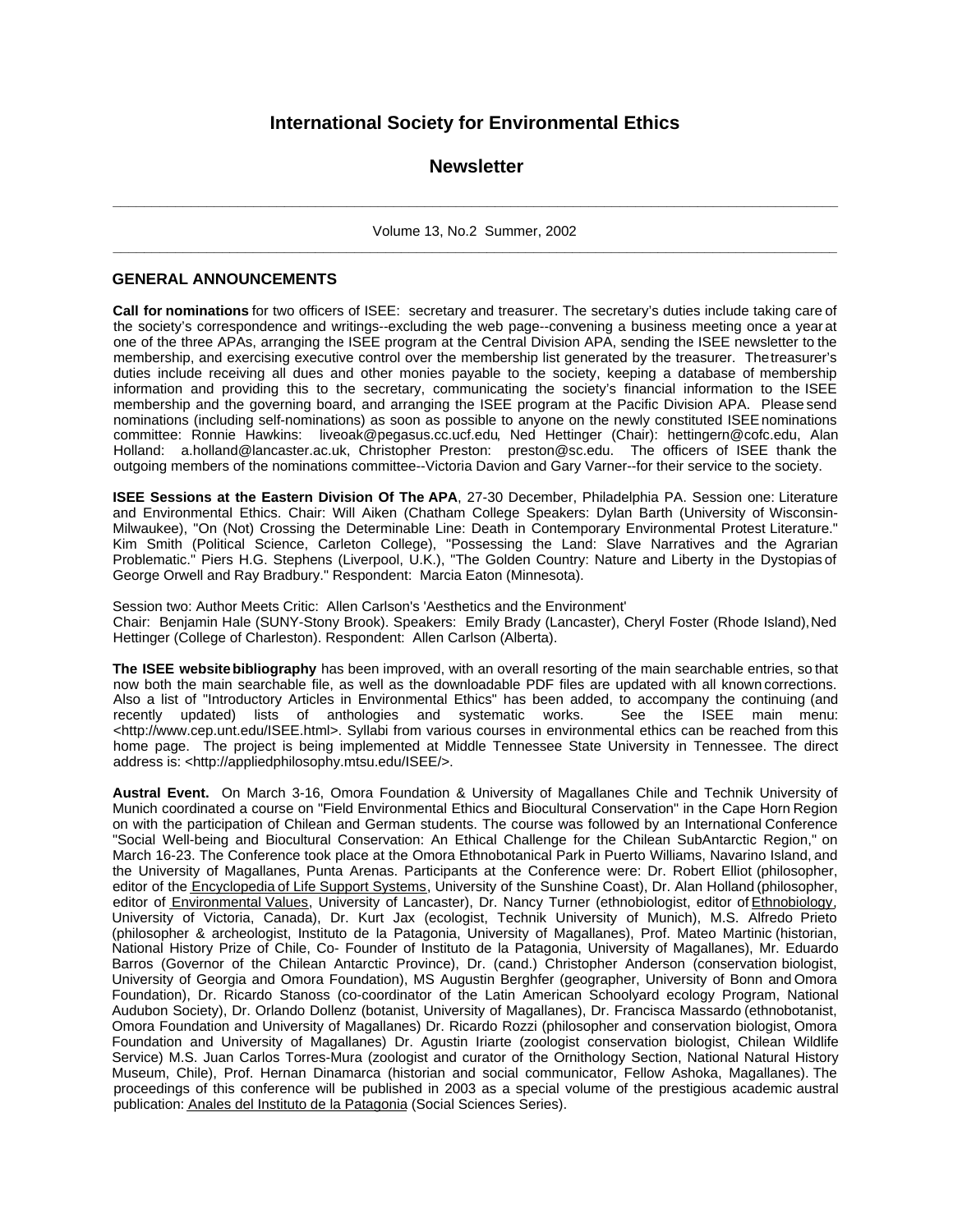# International Society for Environmental Ethics

## Newsletter

Volume 13, No.2 Summer, 2002

### GENERAL ANNOUNCEMENTS

**Call for nominations** for two officers of ISEE: secretary and treasurer. The secretary's duties include taking care of the society's correspondence and writings--excluding the web page--convening a business meeting once a year at one of the three APAs, arranging the ISEE program at the Central Division APA, sending the ISEE newsletter to the membership, and exercising executive control over the membership list generated by the treasurer. The treasurer's duties include receiving all dues and other monies payable to the society, keeping a database of membership information and providing this to the secretary, communicating the society's financial information to the ISEE membership and the governing board, and arranging the ISEE program at the Pacific Division APA. Please send nominations (including self-nominations) as soon as possible to anyone on the newly constituted ISEE nominations committee: Ronnie Hawkins: liveoak@pegasus.cc.ucf.edu, Ned Hettinger (Chair): hettingern@cofc.edu, Alan Holland: a.holland@lancaster.ac.uk, Christopher Preston: preston@sc.edu. The officers of ISEE thank the outgoing members of the nominations committee--Victoria Davion and Gary Varner--for their service to the society.

**ISEE Sessions at the Eastern Division Of The APA**, 27-30 December, Philadelphia PA. Session one: Literature and Environmental Ethics. Chair: Will Aiken (Chatham College Speakers: Dylan Barth (University of Wisconsin-Milwaukee), "On (Not) Crossing the Determinable Line: Death in Contemporary Environmental Protest Literature." Kim Smith (Political Science, Carleton College), "Possessing the Land: Slave Narratives and the Agrarian Problematic." Piers H.G. Stephens (Liverpool, U.K.), "The Golden Country: Nature and Liberty in the Dystopias of George Orwell and Ray Bradbury." Respondent: Marcia Eaton (Minnesota).

Session two: Author Meets Critic: Allen Carlson's 'Aesthetics and the Environment'
Chair: Benjamin Hale (SUNY-Stony Brook). Speakers: Emily Brady (Lancaster), Cheryl Foster (Rhode Island), Ned Hettinger (College of Charleston). Respondent: Allen Carlson (Alberta).

**The ISEE website bibliography** has been improved, with an overall resorting of the main searchable entries, so that now both the main searchable file, as well as the downloadable PDF files are updated with all known corrections. Also a list of "Introductory Articles in Environmental Ethics" has been added, to accompany the continuing (and recently updated) lists of anthologies and systematic works. See the ISEE main menu: <http://www.cep.unt.edu/ISEE.html>. Syllabi from various courses in environmental ethics can be reached from this home page. The project is being implemented at Middle Tennessee State University in Tennessee. The direct address is: <http://appliedphilosophy.mtsu.edu/ISEE/>.

**Austral Event.** On March 3-16, Omora Foundation & University of Magallanes Chile and Technik University of Munich coordinated a course on "Field Environmental Ethics and Biocultural Conservation" in the Cape Horn Region on with the participation of Chilean and German students. The course was followed by an International Conference "Social Well-being and Biocultural Conservation: An Ethical Challenge for the Chilean SubAntarctic Region," on March 16-23. The Conference took place at the Omora Ethnobotanical Park in Puerto Williams, Navarino Island, and the University of Magallanes, Punta Arenas. Participants at the Conference were: Dr. Robert Elliot (philosopher, editor of the Encyclopedia of Life Support Systems, University of the Sunshine Coast), Dr. Alan Holland (philosopher, editor of Environmental Values, University of Lancaster), Dr. Nancy Turner (ethnobiologist, editor of Ethnobiology, University of Victoria, Canada), Dr. Kurt Jax (ecologist, Technik University of Munich), M.S. Alfredo Prieto (philosopher & archeologist, Instituto de la Patagonia, University of Magallanes), Prof. Mateo Martinic (historian, National History Prize of Chile, Co- Founder of Instituto de la Patagonia, University of Magallanes), Mr. Eduardo Barros (Governor of the Chilean Antarctic Province), Dr. (cand.) Christopher Anderson (conservation biologist, University of Georgia and Omora Foundation), MS Augustin Berghfer (geographer, University of Bonn and Omora Foundation), Dr. Ricardo Stanoss (co-coordinator of the Latin American Schoolyard ecology Program, National Audubon Society), Dr. Orlando Dollenz (botanist, University of Magallanes), Dr. Francisca Massardo (ethnobotanist, Omora Foundation and University of Magallanes) Dr. Ricardo Rozzi (philosopher and conservation biologist, Omora Foundation and University of Magallanes) Dr. Agustin Iriarte (zoologist conservation biologist, Chilean Wildlife Service) M.S. Juan Carlos Torres-Mura (zoologist and curator of the Ornithology Section, National Natural History Museum, Chile), Prof. Hernan Dinamarca (historian and social communicator, Fellow Ashoka, Magallanes). The proceedings of this conference will be published in 2003 as a special volume of the prestigious academic austral publication: Anales del Instituto de la Patagonia (Social Sciences Series).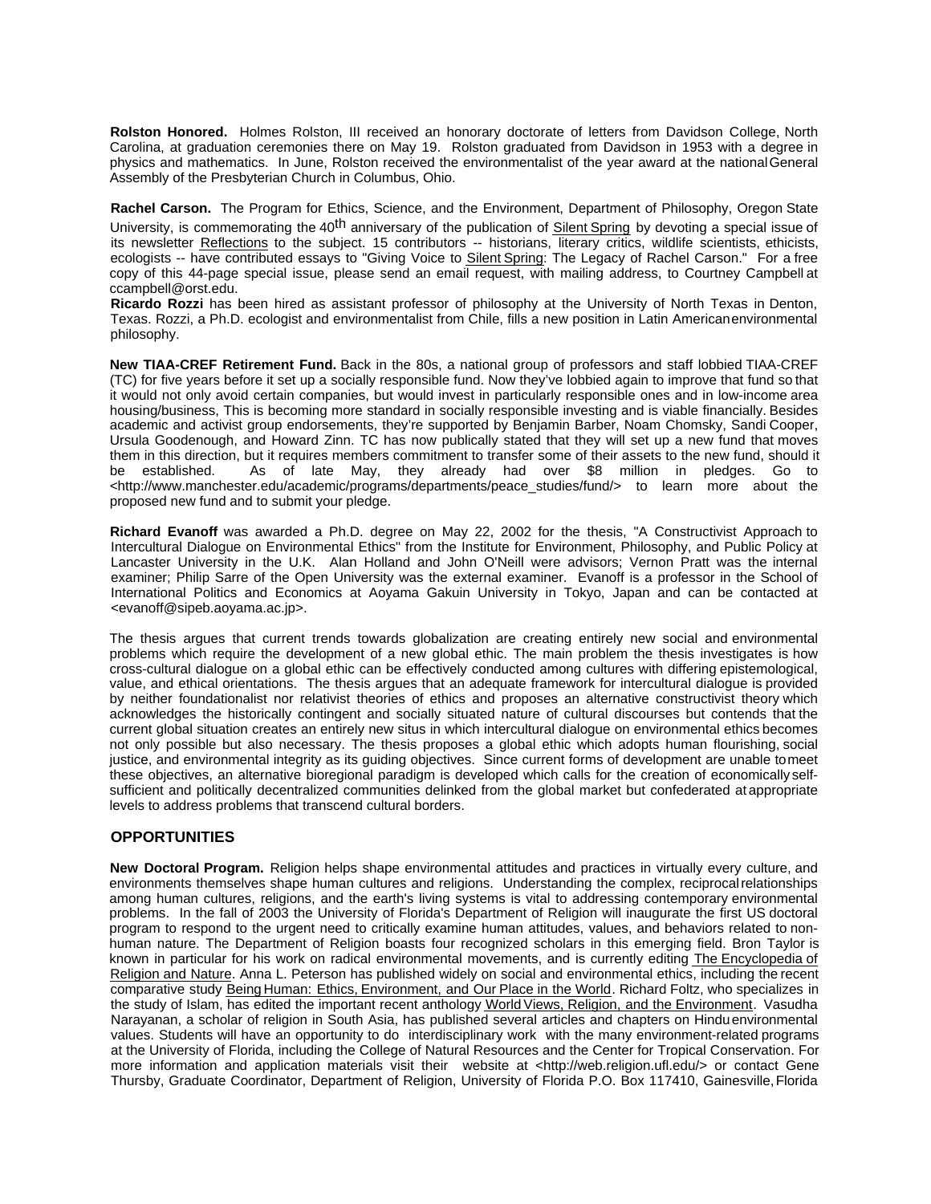**Rolston Honored.** Holmes Rolston, III received an honorary doctorate of letters from Davidson College, North Carolina, at graduation ceremonies there on May 19. Rolston graduated from Davidson in 1953 with a degree in physics and mathematics. In June, Rolston received the environmentalist of the year award at the national General Assembly of the Presbyterian Church in Columbus, Ohio.

**Rachel Carson.** The Program for Ethics, Science, and the Environment, Department of Philosophy, Oregon State University, is commemorating the 40th anniversary of the publication of Silent Spring by devoting a special issue of its newsletter Reflections to the subject. 15 contributors -- historians, literary critics, wildlife scientists, ethicists, ecologists -- have contributed essays to "Giving Voice to Silent Spring: The Legacy of Rachel Carson." For a free copy of this 44-page special issue, please send an email request, with mailing address, to Courtney Campbell at ccampbell@orst.edu.

**Ricardo Rozzi** has been hired as assistant professor of philosophy at the University of North Texas in Denton, Texas. Rozzi, a Ph.D. ecologist and environmentalist from Chile, fills a new position in Latin American environmental philosophy.

**New TIAA-CREF Retirement Fund.** Back in the 80s, a national group of professors and staff lobbied TIAA-CREF (TC) for five years before it set up a socially responsible fund. Now they've lobbied again to improve that fund so that it would not only avoid certain companies, but would invest in particularly responsible ones and in low-income area housing/business, This is becoming more standard in socially responsible investing and is viable financially. Besides academic and activist group endorsements, they're supported by Benjamin Barber, Noam Chomsky, Sandi Cooper, Ursula Goodenough, and Howard Zinn. TC has now publically stated that they will set up a new fund that moves them in this direction, but it requires members commitment to transfer some of their assets to the new fund, should it be established. As of late May, they already had over $8 million in pledges. Go to <http://www.manchester.edu/academic/programs/departments/peace_studies/fund/> to learn more about the proposed new fund and to submit your pledge.

**Richard Evanoff** was awarded a Ph.D. degree on May 22, 2002 for the thesis, "A Constructivist Approach to Intercultural Dialogue on Environmental Ethics" from the Institute for Environment, Philosophy, and Public Policy at Lancaster University in the U.K. Alan Holland and John O'Neill were advisors; Vernon Pratt was the internal examiner; Philip Sarre of the Open University was the external examiner. Evanoff is a professor in the School of International Politics and Economics at Aoyama Gakuin University in Tokyo, Japan and can be contacted at <evanoff@sipeb.aoyama.ac.jp>.

The thesis argues that current trends towards globalization are creating entirely new social and environmental problems which require the development of a new global ethic. The main problem the thesis investigates is how cross-cultural dialogue on a global ethic can be effectively conducted among cultures with differing epistemological, value, and ethical orientations. The thesis argues that an adequate framework for intercultural dialogue is provided by neither foundationalist nor relativist theories of ethics and proposes an alternative constructivist theory which acknowledges the historically contingent and socially situated nature of cultural discourses but contends that the current global situation creates an entirely new situs in which intercultural dialogue on environmental ethics becomes not only possible but also necessary. The thesis proposes a global ethic which adopts human flourishing, social justice, and environmental integrity as its guiding objectives. Since current forms of development are unable to meet these objectives, an alternative bioregional paradigm is developed which calls for the creation of economically self-sufficient and politically decentralized communities delinked from the global market but confederated at appropriate levels to address problems that transcend cultural borders.

## OPPORTUNITIES

**New Doctoral Program.** Religion helps shape environmental attitudes and practices in virtually every culture, and environments themselves shape human cultures and religions. Understanding the complex, reciprocal relationships among human cultures, religions, and the earth's living systems is vital to addressing contemporary environmental problems. In the fall of 2003 the University of Florida's Department of Religion will inaugurate the first US doctoral program to respond to the urgent need to critically examine human attitudes, values, and behaviors related to non-human nature. The Department of Religion boasts four recognized scholars in this emerging field. Bron Taylor is known in particular for his work on radical environmental movements, and is currently editing The Encyclopedia of Religion and Nature. Anna L. Peterson has published widely on social and environmental ethics, including the recent comparative study Being Human: Ethics, Environment, and Our Place in the World. Richard Foltz, who specializes in the study of Islam, has edited the important recent anthology World Views, Religion, and the Environment. Vasudha Narayanan, a scholar of religion in South Asia, has published several articles and chapters on Hindu environmental values. Students will have an opportunity to do interdisciplinary work with the many environment-related programs at the University of Florida, including the College of Natural Resources and the Center for Tropical Conservation. For more information and application materials visit their website at <http://web.religion.ufl.edu/> or contact Gene Thursby, Graduate Coordinator, Department of Religion, University of Florida P.O. Box 117410, Gainesville, Florida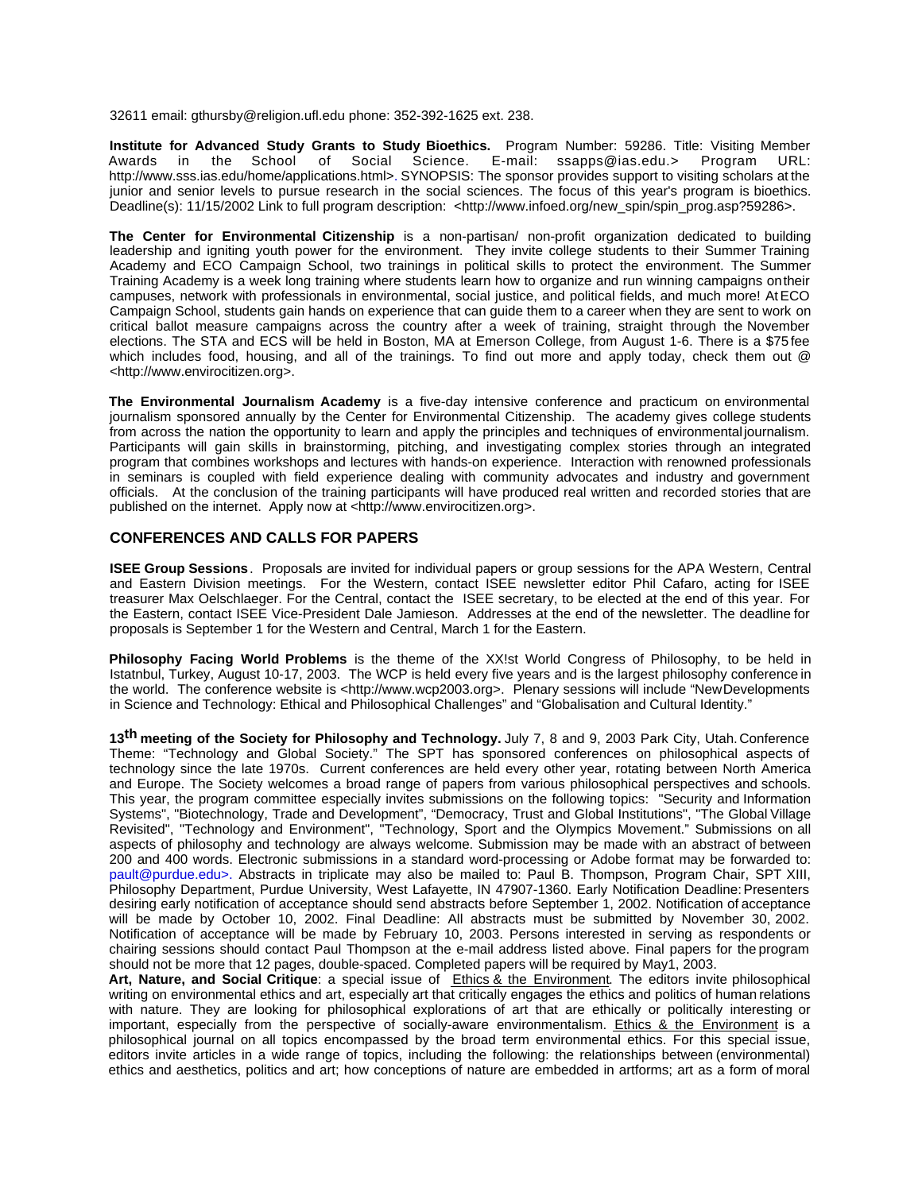32611 email: gthursby@religion.ufl.edu phone: 352-392-1625 ext. 238.

**Institute for Advanced Study Grants to Study Bioethics.** Program Number: 59286. Title: Visiting Member Awards in the School of Social Science. E-mail: ssapps@ias.edu.> Program URL: http://www.sss.ias.edu/home/applications.html>. SYNOPSIS: The sponsor provides support to visiting scholars at the junior and senior levels to pursue research in the social sciences. The focus of this year's program is bioethics. Deadline(s): 11/15/2002 Link to full program description: <http://www.infoed.org/new_spin/spin_prog.asp?59286>.

**The Center for Environmental Citizenship** is a non-partisan/ non-profit organization dedicated to building leadership and igniting youth power for the environment. They invite college students to their Summer Training Academy and ECO Campaign School, two trainings in political skills to protect the environment. The Summer Training Academy is a week long training where students learn how to organize and run winning campaigns on their campuses, network with professionals in environmental, social justice, and political fields, and much more! At ECO Campaign School, students gain hands on experience that can guide them to a career when they are sent to work on critical ballot measure campaigns across the country after a week of training, straight through the November elections. The STA and ECS will be held in Boston, MA at Emerson College, from August 1-6. There is a $75 fee which includes food, housing, and all of the trainings. To find out more and apply today, check them out @ <http://www.envirocitizen.org>.

**The Environmental Journalism Academy** is a five-day intensive conference and practicum on environmental journalism sponsored annually by the Center for Environmental Citizenship. The academy gives college students from across the nation the opportunity to learn and apply the principles and techniques of environmental journalism. Participants will gain skills in brainstorming, pitching, and investigating complex stories through an integrated program that combines workshops and lectures with hands-on experience. Interaction with renowned professionals in seminars is coupled with field experience dealing with community advocates and industry and government officials. At the conclusion of the training participants will have produced real written and recorded stories that are published on the internet. Apply now at <http://www.envirocitizen.org>.

## CONFERENCES AND CALLS FOR PAPERS

**ISEE Group Sessions**. Proposals are invited for individual papers or group sessions for the APA Western, Central and Eastern Division meetings. For the Western, contact ISEE newsletter editor Phil Cafaro, acting for ISEE treasurer Max Oelschlaeger. For the Central, contact the ISEE secretary, to be elected at the end of this year. For the Eastern, contact ISEE Vice-President Dale Jamieson. Addresses at the end of the newsletter. The deadline for proposals is September 1 for the Western and Central, March 1 for the Eastern.

**Philosophy Facing World Problems** is the theme of the XX!st World Congress of Philosophy, to be held in Istatnbul, Turkey, August 10-17, 2003. The WCP is held every five years and is the largest philosophy conference in the world. The conference website is <http://www.wcp2003.org>. Plenary sessions will include "New Developments in Science and Technology: Ethical and Philosophical Challenges" and "Globalisation and Cultural Identity."

**13th meeting of the Society for Philosophy and Technology.** July 7, 8 and 9, 2003 Park City, Utah. Conference Theme: "Technology and Global Society." The SPT has sponsored conferences on philosophical aspects of technology since the late 1970s. Current conferences are held every other year, rotating between North America and Europe. The Society welcomes a broad range of papers from various philosophical perspectives and schools. This year, the program committee especially invites submissions on the following topics: "Security and Information Systems", "Biotechnology, Trade and Development", "Democracy, Trust and Global Institutions", "The Global Village Revisited", "Technology and Environment", "Technology, Sport and the Olympics Movement." Submissions on all aspects of philosophy and technology are always welcome. Submission may be made with an abstract of between 200 and 400 words. Electronic submissions in a standard word-processing or Adobe format may be forwarded to: pault@purdue.edu>. Abstracts in triplicate may also be mailed to: Paul B. Thompson, Program Chair, SPT XIII, Philosophy Department, Purdue University, West Lafayette, IN 47907-1360. Early Notification Deadline: Presenters desiring early notification of acceptance should send abstracts before September 1, 2002. Notification of acceptance will be made by October 10, 2002. Final Deadline: All abstracts must be submitted by November 30, 2002. Notification of acceptance will be made by February 10, 2003. Persons interested in serving as respondents or chairing sessions should contact Paul Thompson at the e-mail address listed above. Final papers for the program should not be more that 12 pages, double-spaced. Completed papers will be required by May1, 2003.

**Art, Nature, and Social Critique**: a special issue of Ethics & the Environment. The editors invite philosophical writing on environmental ethics and art, especially art that critically engages the ethics and politics of human relations with nature. They are looking for philosophical explorations of art that are ethically or politically interesting or important, especially from the perspective of socially-aware environmentalism. Ethics & the Environment is a philosophical journal on all topics encompassed by the broad term environmental ethics. For this special issue, editors invite articles in a wide range of topics, including the following: the relationships between (environmental) ethics and aesthetics, politics and art; how conceptions of nature are embedded in artforms; art as a form of moral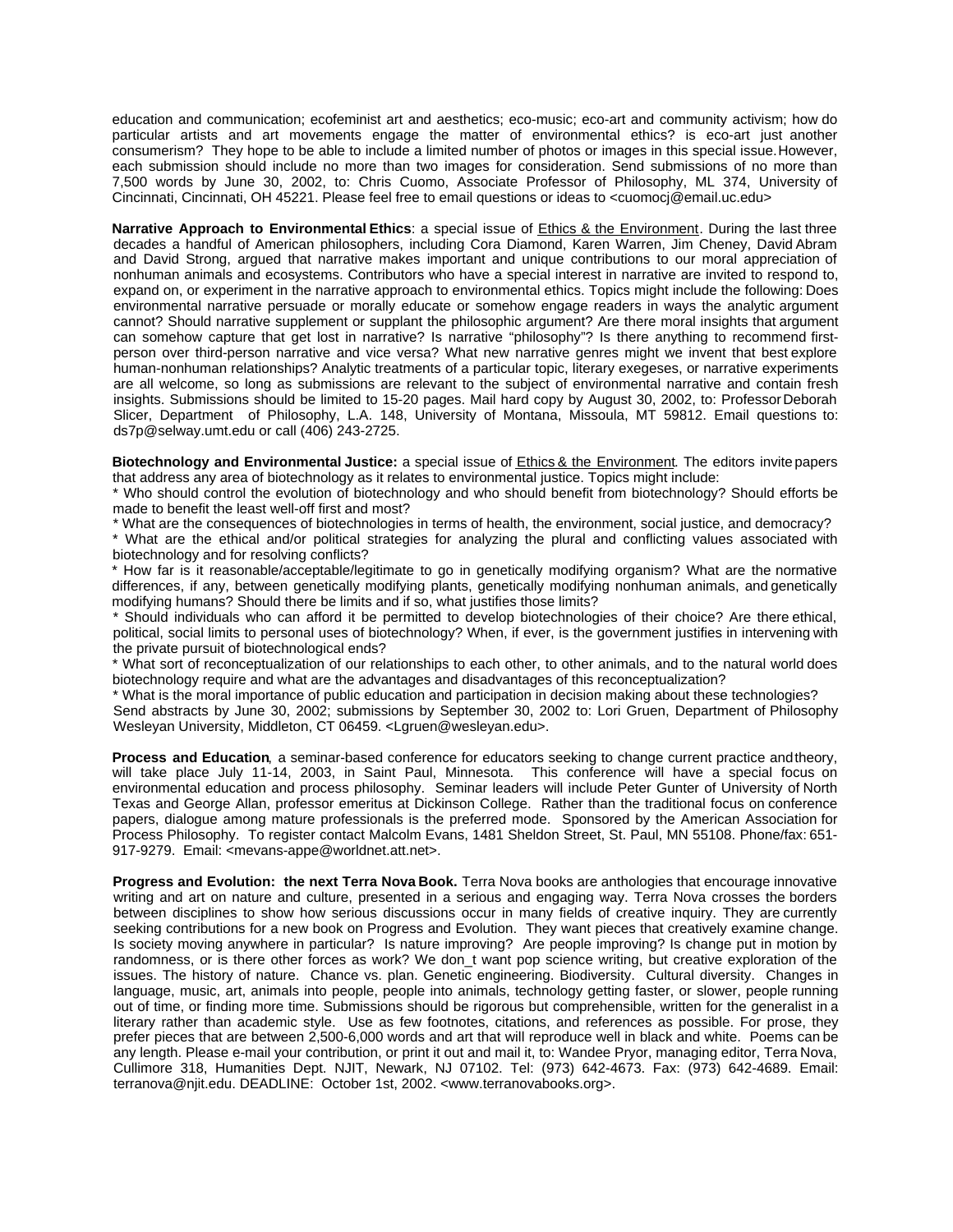education and communication; ecofeminist art and aesthetics; eco-music; eco-art and community activism; how do particular artists and art movements engage the matter of environmental ethics? is eco-art just another consumerism? They hope to be able to include a limited number of photos or images in this special issue. However, each submission should include no more than two images for consideration. Send submissions of no more than 7,500 words by June 30, 2002, to: Chris Cuomo, Associate Professor of Philosophy, ML 374, University of Cincinnati, Cincinnati, OH 45221. Please feel free to email questions or ideas to <cuomocj@email.uc.edu>

**Narrative Approach to Environmental Ethics**: a special issue of Ethics & the Environment. During the last three decades a handful of American philosophers, including Cora Diamond, Karen Warren, Jim Cheney, David Abram and David Strong, argued that narrative makes important and unique contributions to our moral appreciation of nonhuman animals and ecosystems. Contributors who have a special interest in narrative are invited to respond to, expand on, or experiment in the narrative approach to environmental ethics. Topics might include the following: Does environmental narrative persuade or morally educate or somehow engage readers in ways the analytic argument cannot? Should narrative supplement or supplant the philosophic argument? Are there moral insights that argument can somehow capture that get lost in narrative? Is narrative "philosophy"? Is there anything to recommend first-person over third-person narrative and vice versa? What new narrative genres might we invent that best explore human-nonhuman relationships? Analytic treatments of a particular topic, literary exegeses, or narrative experiments are all welcome, so long as submissions are relevant to the subject of environmental narrative and contain fresh insights. Submissions should be limited to 15-20 pages. Mail hard copy by August 30, 2002, to: Professor Deborah Slicer, Department of Philosophy, L.A. 148, University of Montana, Missoula, MT 59812. Email questions to: ds7p@selway.umt.edu or call (406) 243-2725.

**Biotechnology and Environmental Justice:** a special issue of Ethics & the Environment. The editors invite papers that address any area of biotechnology as it relates to environmental justice. Topics might include:

* Who should control the evolution of biotechnology and who should benefit from biotechnology? Should efforts be made to benefit the least well-off first and most?
* What are the consequences of biotechnologies in terms of health, the environment, social justice, and democracy?
* What are the ethical and/or political strategies for analyzing the plural and conflicting values associated with biotechnology and for resolving conflicts?
* How far is it reasonable/acceptable/legitimate to go in genetically modifying organism? What are the normative differences, if any, between genetically modifying plants, genetically modifying nonhuman animals, and genetically modifying humans? Should there be limits and if so, what justifies those limits?
* Should individuals who can afford it be permitted to develop biotechnologies of their choice? Are there ethical, political, social limits to personal uses of biotechnology? When, if ever, is the government justifies in intervening with the private pursuit of biotechnological ends?
* What sort of reconceptualization of our relationships to each other, to other animals, and to the natural world does biotechnology require and what are the advantages and disadvantages of this reconceptualization?
* What is the moral importance of public education and participation in decision making about these technologies?

Send abstracts by June 30, 2002; submissions by September 30, 2002 to: Lori Gruen, Department of Philosophy Wesleyan University, Middleton, CT 06459. <Lgruen@wesleyan.edu>.

**Process and Education**, a seminar-based conference for educators seeking to change current practice and theory, will take place July 11-14, 2003, in Saint Paul, Minnesota. This conference will have a special focus on environmental education and process philosophy. Seminar leaders will include Peter Gunter of University of North Texas and George Allan, professor emeritus at Dickinson College. Rather than the traditional focus on conference papers, dialogue among mature professionals is the preferred mode. Sponsored by the American Association for Process Philosophy. To register contact Malcolm Evans, 1481 Sheldon Street, St. Paul, MN 55108. Phone/fax: 651-917-9279. Email: <mevans-appe@worldnet.att.net>.

**Progress and Evolution: the next Terra Nova Book.** Terra Nova books are anthologies that encourage innovative writing and art on nature and culture, presented in a serious and engaging way. Terra Nova crosses the borders between disciplines to show how serious discussions occur in many fields of creative inquiry. They are currently seeking contributions for a new book on Progress and Evolution. They want pieces that creatively examine change. Is society moving anywhere in particular? Is nature improving? Are people improving? Is change put in motion by randomness, or is there other forces as work? We don_t want pop science writing, but creative exploration of the issues. The history of nature. Chance vs. plan. Genetic engineering. Biodiversity. Cultural diversity. Changes in language, music, art, animals into people, people into animals, technology getting faster, or slower, people running out of time, or finding more time. Submissions should be rigorous but comprehensible, written for the generalist in a literary rather than academic style. Use as few footnotes, citations, and references as possible. For prose, they prefer pieces that are between 2,500-6,000 words and art that will reproduce well in black and white. Poems can be any length. Please e-mail your contribution, or print it out and mail it, to: Wandee Pryor, managing editor, Terra Nova, Cullimore 318, Humanities Dept. NJIT, Newark, NJ 07102. Tel: (973) 642-4673. Fax: (973) 642-4689. Email: terranova@njit.edu. DEADLINE: October 1st, 2002. <www.terranovabooks.org>.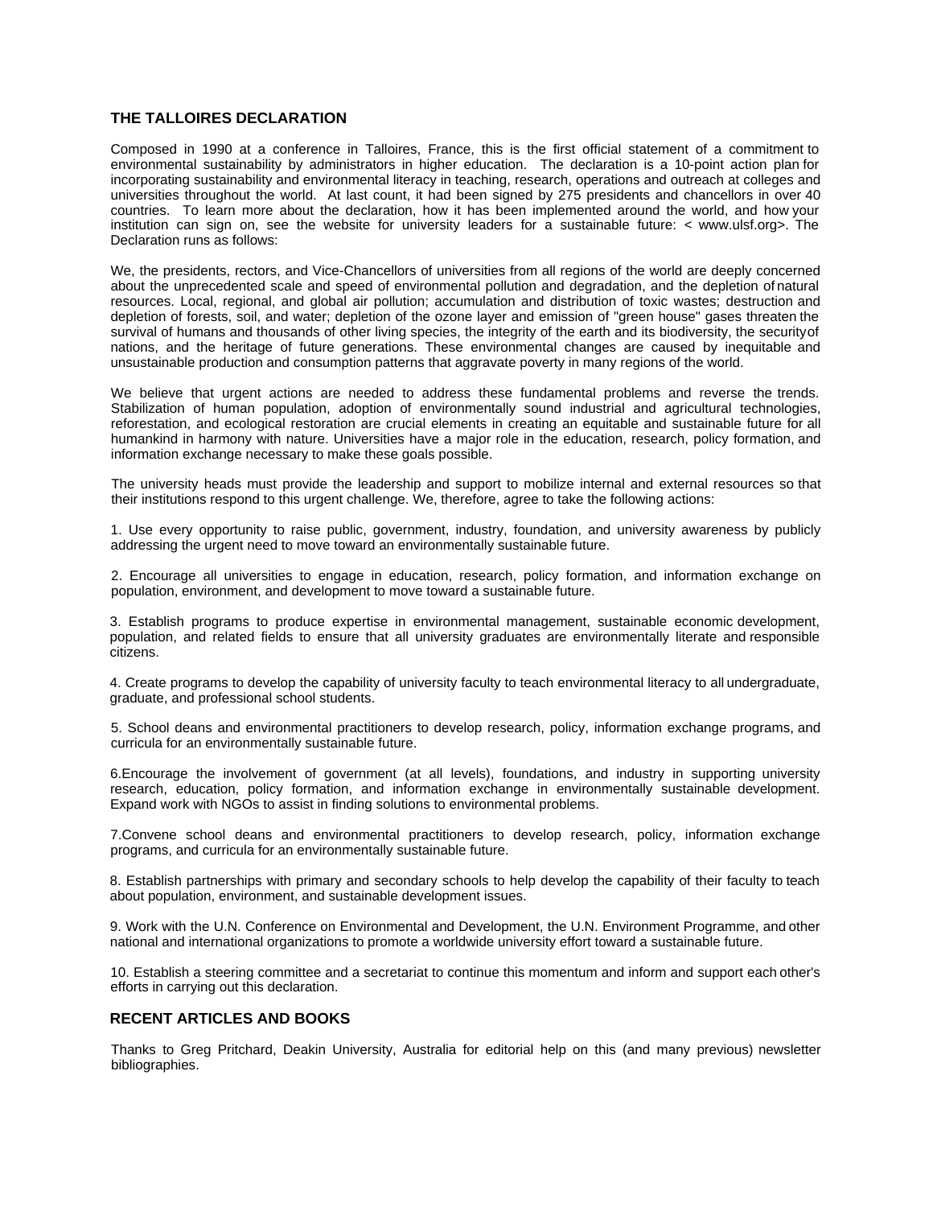## THE TALLOIRES DECLARATION

Composed in 1990 at a conference in Talloires, France, this is the first official statement of a commitment to environmental sustainability by administrators in higher education. The declaration is a 10-point action plan for incorporating sustainability and environmental literacy in teaching, research, operations and outreach at colleges and universities throughout the world. At last count, it had been signed by 275 presidents and chancellors in over 40 countries. To learn more about the declaration, how it has been implemented around the world, and how your institution can sign on, see the website for university leaders for a sustainable future: < www.ulsf.org>. The Declaration runs as follows:

We, the presidents, rectors, and Vice-Chancellors of universities from all regions of the world are deeply concerned about the unprecedented scale and speed of environmental pollution and degradation, and the depletion of natural resources. Local, regional, and global air pollution; accumulation and distribution of toxic wastes; destruction and depletion of forests, soil, and water; depletion of the ozone layer and emission of "green house" gases threaten the survival of humans and thousands of other living species, the integrity of the earth and its biodiversity, the security of nations, and the heritage of future generations. These environmental changes are caused by inequitable and unsustainable production and consumption patterns that aggravate poverty in many regions of the world.

We believe that urgent actions are needed to address these fundamental problems and reverse the trends. Stabilization of human population, adoption of environmentally sound industrial and agricultural technologies, reforestation, and ecological restoration are crucial elements in creating an equitable and sustainable future for all humankind in harmony with nature. Universities have a major role in the education, research, policy formation, and information exchange necessary to make these goals possible.

The university heads must provide the leadership and support to mobilize internal and external resources so that their institutions respond to this urgent challenge. We, therefore, agree to take the following actions:

1. Use every opportunity to raise public, government, industry, foundation, and university awareness by publicly addressing the urgent need to move toward an environmentally sustainable future.

2. Encourage all universities to engage in education, research, policy formation, and information exchange on population, environment, and development to move toward a sustainable future.

3. Establish programs to produce expertise in environmental management, sustainable economic development, population, and related fields to ensure that all university graduates are environmentally literate and responsible citizens.

4. Create programs to develop the capability of university faculty to teach environmental literacy to all undergraduate, graduate, and professional school students.

5. School deans and environmental practitioners to develop research, policy, information exchange programs, and curricula for an environmentally sustainable future.

6.Encourage the involvement of government (at all levels), foundations, and industry in supporting university research, education, policy formation, and information exchange in environmentally sustainable development. Expand work with NGOs to assist in finding solutions to environmental problems.

7.Convene school deans and environmental practitioners to develop research, policy, information exchange programs, and curricula for an environmentally sustainable future.

8. Establish partnerships with primary and secondary schools to help develop the capability of their faculty to teach about population, environment, and sustainable development issues.

9. Work with the U.N. Conference on Environmental and Development, the U.N. Environment Programme, and other national and international organizations to promote a worldwide university effort toward a sustainable future.

10. Establish a steering committee and a secretariat to continue this momentum and inform and support each other's efforts in carrying out this declaration.

## RECENT ARTICLES AND BOOKS

Thanks to Greg Pritchard, Deakin University, Australia for editorial help on this (and many previous) newsletter bibliographies.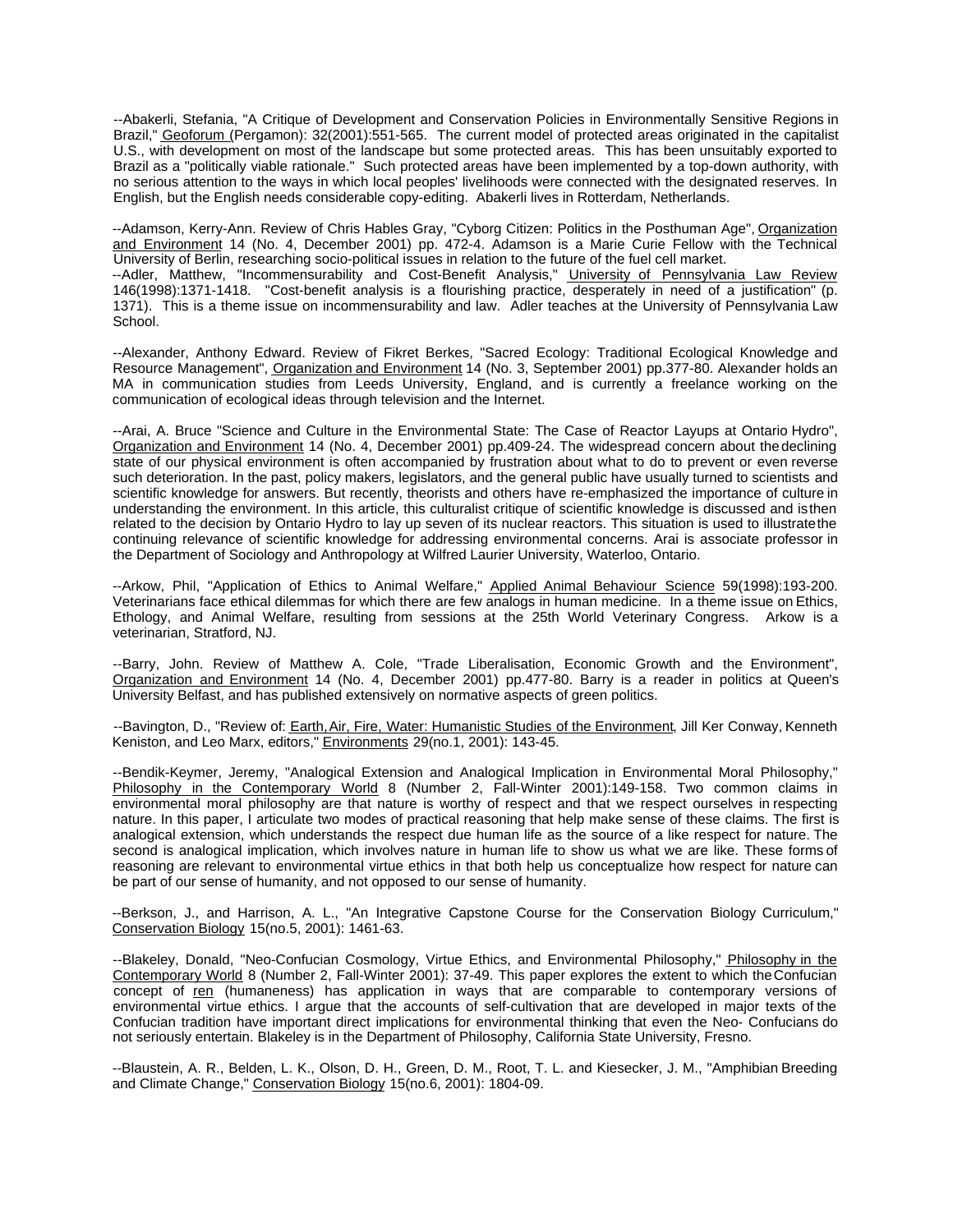--Abakerli, Stefania, "A Critique of Development and Conservation Policies in Environmentally Sensitive Regions in Brazil," Geoforum (Pergamon): 32(2001):551-565. The current model of protected areas originated in the capitalist U.S., with development on most of the landscape but some protected areas. This has been unsuitably exported to Brazil as a "politically viable rationale." Such protected areas have been implemented by a top-down authority, with no serious attention to the ways in which local peoples' livelihoods were connected with the designated reserves. In English, but the English needs considerable copy-editing. Abakerli lives in Rotterdam, Netherlands.

--Adamson, Kerry-Ann. Review of Chris Hables Gray, "Cyborg Citizen: Politics in the Posthuman Age", Organization and Environment 14 (No. 4, December 2001) pp. 472-4. Adamson is a Marie Curie Fellow with the Technical University of Berlin, researching socio-political issues in relation to the future of the fuel cell market.

--Adler, Matthew, "Incommensurability and Cost-Benefit Analysis," University of Pennsylvania Law Review 146(1998):1371-1418. "Cost-benefit analysis is a flourishing practice, desperately in need of a justification" (p. 1371). This is a theme issue on incommensurability and law. Adler teaches at the University of Pennsylvania Law School.

--Alexander, Anthony Edward. Review of Fikret Berkes, "Sacred Ecology: Traditional Ecological Knowledge and Resource Management", Organization and Environment 14 (No. 3, September 2001) pp.377-80. Alexander holds an MA in communication studies from Leeds University, England, and is currently a freelance working on the communication of ecological ideas through television and the Internet.

--Arai, A. Bruce "Science and Culture in the Environmental State: The Case of Reactor Layups at Ontario Hydro", Organization and Environment 14 (No. 4, December 2001) pp.409-24. The widespread concern about the declining state of our physical environment is often accompanied by frustration about what to do to prevent or even reverse such deterioration. In the past, policy makers, legislators, and the general public have usually turned to scientists and scientific knowledge for answers. But recently, theorists and others have re-emphasized the importance of culture in understanding the environment. In this article, this culturalist critique of scientific knowledge is discussed and is then related to the decision by Ontario Hydro to lay up seven of its nuclear reactors. This situation is used to illustrate the continuing relevance of scientific knowledge for addressing environmental concerns. Arai is associate professor in the Department of Sociology and Anthropology at Wilfred Laurier University, Waterloo, Ontario.

--Arkow, Phil, "Application of Ethics to Animal Welfare," Applied Animal Behaviour Science 59(1998):193-200. Veterinarians face ethical dilemmas for which there are few analogs in human medicine. In a theme issue on Ethics, Ethology, and Animal Welfare, resulting from sessions at the 25th World Veterinary Congress. Arkow is a veterinarian, Stratford, NJ.

--Barry, John. Review of Matthew A. Cole, "Trade Liberalisation, Economic Growth and the Environment", Organization and Environment 14 (No. 4, December 2001) pp.477-80. Barry is a reader in politics at Queen's University Belfast, and has published extensively on normative aspects of green politics.

--Bavington, D., "Review of: Earth, Air, Fire, Water: Humanistic Studies of the Environment, Jill Ker Conway, Kenneth Keniston, and Leo Marx, editors," Environments 29(no.1, 2001): 143-45.

--Bendik-Keymer, Jeremy, "Analogical Extension and Analogical Implication in Environmental Moral Philosophy," Philosophy in the Contemporary World 8 (Number 2, Fall-Winter 2001):149-158. Two common claims in environmental moral philosophy are that nature is worthy of respect and that we respect ourselves in respecting nature. In this paper, I articulate two modes of practical reasoning that help make sense of these claims. The first is analogical extension, which understands the respect due human life as the source of a like respect for nature. The second is analogical implication, which involves nature in human life to show us what we are like. These forms of reasoning are relevant to environmental virtue ethics in that both help us conceptualize how respect for nature can be part of our sense of humanity, and not opposed to our sense of humanity.

--Berkson, J., and Harrison, A. L., "An Integrative Capstone Course for the Conservation Biology Curriculum," Conservation Biology 15(no.5, 2001): 1461-63.

--Blakeley, Donald, "Neo-Confucian Cosmology, Virtue Ethics, and Environmental Philosophy," Philosophy in the Contemporary World 8 (Number 2, Fall-Winter 2001): 37-49. This paper explores the extent to which the Confucian concept of ren (humaneness) has application in ways that are comparable to contemporary versions of environmental virtue ethics. I argue that the accounts of self-cultivation that are developed in major texts of the Confucian tradition have important direct implications for environmental thinking that even the Neo- Confucians do not seriously entertain. Blakeley is in the Department of Philosophy, California State University, Fresno.

--Blaustein, A. R., Belden, L. K., Olson, D. H., Green, D. M., Root, T. L. and Kiesecker, J. M., "Amphibian Breeding and Climate Change," Conservation Biology 15(no.6, 2001): 1804-09.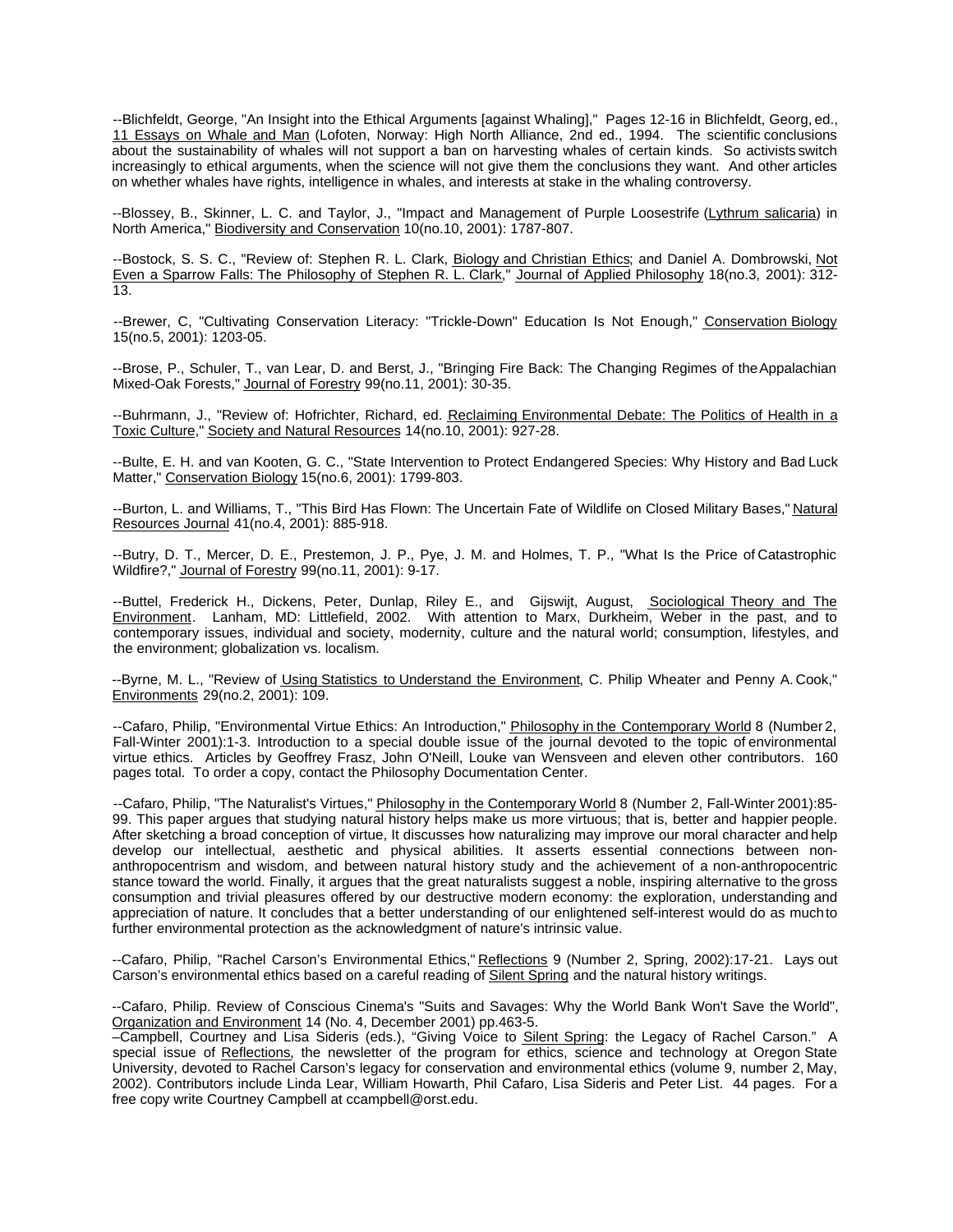--Blichfeldt, George, "An Insight into the Ethical Arguments [against Whaling]," Pages 12-16 in Blichfeldt, Georg, ed., 11 Essays on Whale and Man (Lofoten, Norway: High North Alliance, 2nd ed., 1994. The scientific conclusions about the sustainability of whales will not support a ban on harvesting whales of certain kinds. So activists switch increasingly to ethical arguments, when the science will not give them the conclusions they want. And other articles on whether whales have rights, intelligence in whales, and interests at stake in the whaling controversy.

--Blossey, B., Skinner, L. C. and Taylor, J., "Impact and Management of Purple Loosestrife (Lythrum salicaria) in North America," Biodiversity and Conservation 10(no.10, 2001): 1787-807.

--Bostock, S. S. C., "Review of: Stephen R. L. Clark, Biology and Christian Ethics; and Daniel A. Dombrowski, Not Even a Sparrow Falls: The Philosophy of Stephen R. L. Clark," Journal of Applied Philosophy 18(no.3, 2001): 312-13.

--Brewer, C, "Cultivating Conservation Literacy: "Trickle-Down" Education Is Not Enough," Conservation Biology 15(no.5, 2001): 1203-05.

--Brose, P., Schuler, T., van Lear, D. and Berst, J., "Bringing Fire Back: The Changing Regimes of the Appalachian Mixed-Oak Forests," Journal of Forestry 99(no.11, 2001): 30-35.

--Buhrmann, J., "Review of: Hofrichter, Richard, ed. Reclaiming Environmental Debate: The Politics of Health in a Toxic Culture," Society and Natural Resources 14(no.10, 2001): 927-28.

--Bulte, E. H. and van Kooten, G. C., "State Intervention to Protect Endangered Species: Why History and Bad Luck Matter," Conservation Biology 15(no.6, 2001): 1799-803.

--Burton, L. and Williams, T., "This Bird Has Flown: The Uncertain Fate of Wildlife on Closed Military Bases," Natural Resources Journal 41(no.4, 2001): 885-918.

--Butry, D. T., Mercer, D. E., Prestemon, J. P., Pye, J. M. and Holmes, T. P., "What Is the Price of Catastrophic Wildfire?," Journal of Forestry 99(no.11, 2001): 9-17.

--Buttel, Frederick H., Dickens, Peter, Dunlap, Riley E., and Gijswijt, August, Sociological Theory and The Environment. Lanham, MD: Littlefield, 2002. With attention to Marx, Durkheim, Weber in the past, and to contemporary issues, individual and society, modernity, culture and the natural world; consumption, lifestyles, and the environment; globalization vs. localism.

--Byrne, M. L., "Review of Using Statistics to Understand the Environment, C. Philip Wheater and Penny A. Cook," Environments 29(no.2, 2001): 109.

--Cafaro, Philip, "Environmental Virtue Ethics: An Introduction," Philosophy in the Contemporary World 8 (Number 2, Fall-Winter 2001):1-3. Introduction to a special double issue of the journal devoted to the topic of environmental virtue ethics. Articles by Geoffrey Frasz, John O'Neill, Louke van Wensveen and eleven other contributors. 160 pages total. To order a copy, contact the Philosophy Documentation Center.

--Cafaro, Philip, "The Naturalist's Virtues," Philosophy in the Contemporary World 8 (Number 2, Fall-Winter 2001):85-99. This paper argues that studying natural history helps make us more virtuous; that is, better and happier people. After sketching a broad conception of virtue, It discusses how naturalizing may improve our moral character and help develop our intellectual, aesthetic and physical abilities. It asserts essential connections between non-anthropocentrism and wisdom, and between natural history study and the achievement of a non-anthropocentric stance toward the world. Finally, it argues that the great naturalists suggest a noble, inspiring alternative to the gross consumption and trivial pleasures offered by our destructive modern economy: the exploration, understanding and appreciation of nature. It concludes that a better understanding of our enlightened self-interest would do as much to further environmental protection as the acknowledgment of nature's intrinsic value.

--Cafaro, Philip, "Rachel Carson's Environmental Ethics," Reflections 9 (Number 2, Spring, 2002):17-21. Lays out Carson's environmental ethics based on a careful reading of Silent Spring and the natural history writings.

--Cafaro, Philip. Review of Conscious Cinema's "Suits and Savages: Why the World Bank Won't Save the World", Organization and Environment 14 (No. 4, December 2001) pp.463-5.

–Campbell, Courtney and Lisa Sideris (eds.), "Giving Voice to Silent Spring: the Legacy of Rachel Carson." A special issue of Reflections, the newsletter of the program for ethics, science and technology at Oregon State University, devoted to Rachel Carson's legacy for conservation and environmental ethics (volume 9, number 2, May, 2002). Contributors include Linda Lear, William Howarth, Phil Cafaro, Lisa Sideris and Peter List. 44 pages. For a free copy write Courtney Campbell at ccampbell@orst.edu.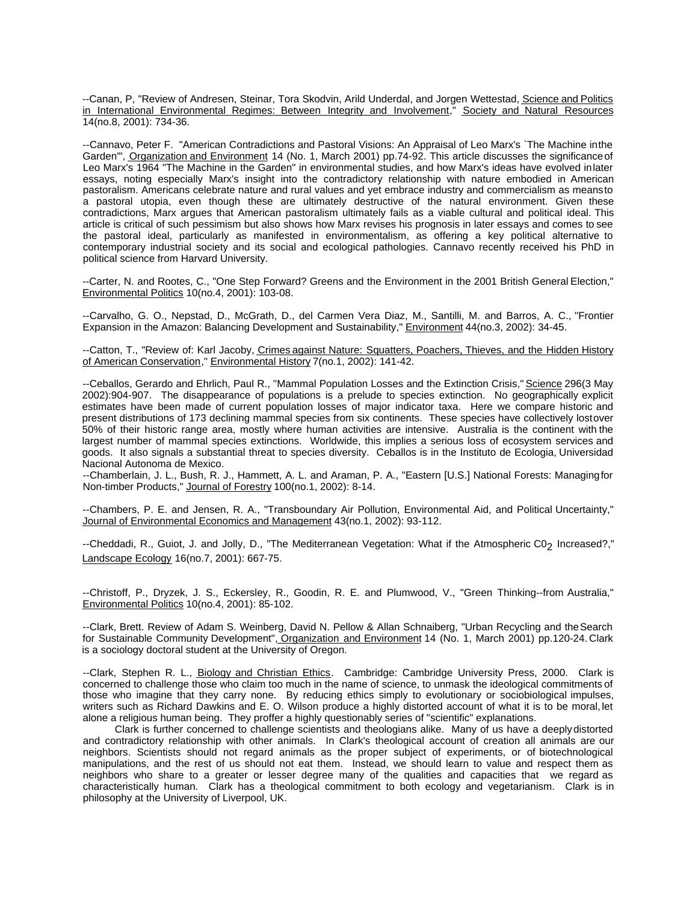--Canan, P, "Review of Andresen, Steinar, Tora Skodvin, Arild Underdal, and Jorgen Wettestad, Science and Politics in International Environmental Regimes: Between Integrity and Involvement," Society and Natural Resources 14(no.8, 2001): 734-36.

--Cannavo, Peter F. "American Contradictions and Pastoral Visions: An Appraisal of Leo Marx's `The Machine in the Garden'", Organization and Environment 14 (No. 1, March 2001) pp.74-92. This article discusses the significance of Leo Marx's 1964 "The Machine in the Garden" in environmental studies, and how Marx's ideas have evolved in later essays, noting especially Marx's insight into the contradictory relationship with nature embodied in American pastoralism. Americans celebrate nature and rural values and yet embrace industry and commercialism as means to a pastoral utopia, even though these are ultimately destructive of the natural environment. Given these contradictions, Marx argues that American pastoralism ultimately fails as a viable cultural and political ideal. This article is critical of such pessimism but also shows how Marx revises his prognosis in later essays and comes to see the pastoral ideal, particularly as manifested in environmentalism, as offering a key political alternative to contemporary industrial society and its social and ecological pathologies. Cannavo recently received his PhD in political science from Harvard University.

--Carter, N. and Rootes, C., "One Step Forward? Greens and the Environment in the 2001 British General Election," Environmental Politics 10(no.4, 2001): 103-08.

--Carvalho, G. O., Nepstad, D., McGrath, D., del Carmen Vera Diaz, M., Santilli, M. and Barros, A. C., "Frontier Expansion in the Amazon: Balancing Development and Sustainability," Environment 44(no.3, 2002): 34-45.

--Catton, T., "Review of: Karl Jacoby, Crimes against Nature: Squatters, Poachers, Thieves, and the Hidden History of American Conservation," Environmental History 7(no.1, 2002): 141-42.

--Ceballos, Gerardo and Ehrlich, Paul R., "Mammal Population Losses and the Extinction Crisis," Science 296(3 May 2002):904-907. The disappearance of populations is a prelude to species extinction. No geographically explicit estimates have been made of current population losses of major indicator taxa. Here we compare historic and present distributions of 173 declining mammal species from six continents. These species have collectively lost over 50% of their historic range area, mostly where human activities are intensive. Australia is the continent with the largest number of mammal species extinctions. Worldwide, this implies a serious loss of ecosystem services and goods. It also signals a substantial threat to species diversity. Ceballos is in the Instituto de Ecologia, Universidad Nacional Autonoma de Mexico.

--Chamberlain, J. L., Bush, R. J., Hammett, A. L. and Araman, P. A., "Eastern [U.S.] National Forests: Managing for Non-timber Products," Journal of Forestry 100(no.1, 2002): 8-14.

--Chambers, P. E. and Jensen, R. A., "Transboundary Air Pollution, Environmental Aid, and Political Uncertainty," Journal of Environmental Economics and Management 43(no.1, 2002): 93-112.

--Cheddadi, R., Guiot, J. and Jolly, D., "The Mediterranean Vegetation: What if the Atmospheric $C0_2$ Increased?," Landscape Ecology 16(no.7, 2001): 667-75.

--Christoff, P., Dryzek, J. S., Eckersley, R., Goodin, R. E. and Plumwood, V., "Green Thinking--from Australia," Environmental Politics 10(no.4, 2001): 85-102.

--Clark, Brett. Review of Adam S. Weinberg, David N. Pellow & Allan Schnaiberg, "Urban Recycling and the Search for Sustainable Community Development", Organization and Environment 14 (No. 1, March 2001) pp.120-24. Clark is a sociology doctoral student at the University of Oregon.

--Clark, Stephen R. L., Biology and Christian Ethics. Cambridge: Cambridge University Press, 2000. Clark is concerned to challenge those who claim too much in the name of science, to unmask the ideological commitments of those who imagine that they carry none. By reducing ethics simply to evolutionary or sociobiological impulses, writers such as Richard Dawkins and E. O. Wilson produce a highly distorted account of what it is to be moral, let alone a religious human being. They proffer a highly questionably series of "scientific" explanations.

Clark is further concerned to challenge scientists and theologians alike. Many of us have a deeply distorted and contradictory relationship with other animals. In Clark's theological account of creation all animals are our neighbors. Scientists should not regard animals as the proper subject of experiments, or of biotechnological manipulations, and the rest of us should not eat them. Instead, we should learn to value and respect them as neighbors who share to a greater or lesser degree many of the qualities and capacities that we regard as characteristically human. Clark has a theological commitment to both ecology and vegetarianism. Clark is in philosophy at the University of Liverpool, UK.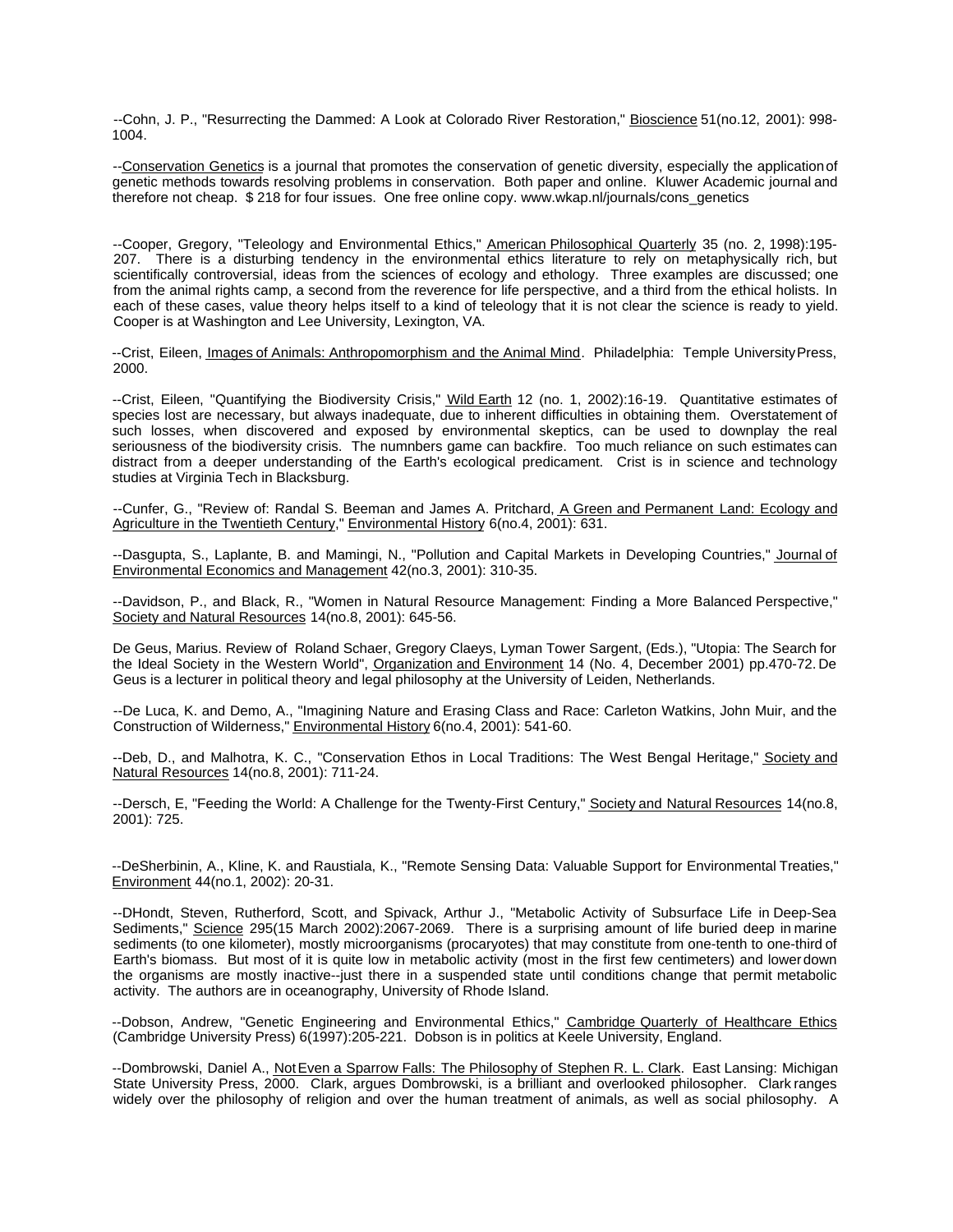--Cohn, J. P., "Resurrecting the Dammed: A Look at Colorado River Restoration," Bioscience 51(no.12, 2001): 998-1004.

--Conservation Genetics is a journal that promotes the conservation of genetic diversity, especially the application of genetic methods towards resolving problems in conservation. Both paper and online. Kluwer Academic journal and therefore not cheap. $ 218 for four issues. One free online copy. www.wkap.nl/journals/cons_genetics

--Cooper, Gregory, "Teleology and Environmental Ethics," American Philosophical Quarterly 35 (no. 2, 1998):195-207. There is a disturbing tendency in the environmental ethics literature to rely on metaphysically rich, but scientifically controversial, ideas from the sciences of ecology and ethology. Three examples are discussed; one from the animal rights camp, a second from the reverence for life perspective, and a third from the ethical holists. In each of these cases, value theory helps itself to a kind of teleology that it is not clear the science is ready to yield. Cooper is at Washington and Lee University, Lexington, VA.

--Crist, Eileen, Images of Animals: Anthropomorphism and the Animal Mind. Philadelphia: Temple University Press, 2000.

--Crist, Eileen, "Quantifying the Biodiversity Crisis," Wild Earth 12 (no. 1, 2002):16-19. Quantitative estimates of species lost are necessary, but always inadequate, due to inherent difficulties in obtaining them. Overstatement of such losses, when discovered and exposed by environmental skeptics, can be used to downplay the real seriousness of the biodiversity crisis. The numnbers game can backfire. Too much reliance on such estimates can distract from a deeper understanding of the Earth's ecological predicament. Crist is in science and technology studies at Virginia Tech in Blacksburg.

--Cunfer, G., "Review of: Randal S. Beeman and James A. Pritchard, A Green and Permanent Land: Ecology and Agriculture in the Twentieth Century," Environmental History 6(no.4, 2001): 631.

--Dasgupta, S., Laplante, B. and Mamingi, N., "Pollution and Capital Markets in Developing Countries," Journal of Environmental Economics and Management 42(no.3, 2001): 310-35.

--Davidson, P., and Black, R., "Women in Natural Resource Management: Finding a More Balanced Perspective," Society and Natural Resources 14(no.8, 2001): 645-56.

De Geus, Marius. Review of Roland Schaer, Gregory Claeys, Lyman Tower Sargent, (Eds.), "Utopia: The Search for the Ideal Society in the Western World", Organization and Environment 14 (No. 4, December 2001) pp.470-72. De Geus is a lecturer in political theory and legal philosophy at the University of Leiden, Netherlands.

--De Luca, K. and Demo, A., "Imagining Nature and Erasing Class and Race: Carleton Watkins, John Muir, and the Construction of Wilderness," Environmental History 6(no.4, 2001): 541-60.

--Deb, D., and Malhotra, K. C., "Conservation Ethos in Local Traditions: The West Bengal Heritage," Society and Natural Resources 14(no.8, 2001): 711-24.

--Dersch, E, "Feeding the World: A Challenge for the Twenty-First Century," Society and Natural Resources 14(no.8, 2001): 725.

--DeSherbinin, A., Kline, K. and Raustiala, K., "Remote Sensing Data: Valuable Support for Environmental Treaties," Environment 44(no.1, 2002): 20-31.

--DHondt, Steven, Rutherford, Scott, and Spivack, Arthur J., "Metabolic Activity of Subsurface Life in Deep-Sea Sediments," Science 295(15 March 2002):2067-2069. There is a surprising amount of life buried deep in marine sediments (to one kilometer), mostly microorganisms (procaryotes) that may constitute from one-tenth to one-third of Earth's biomass. But most of it is quite low in metabolic activity (most in the first few centimeters) and lower down the organisms are mostly inactive--just there in a suspended state until conditions change that permit metabolic activity. The authors are in oceanography, University of Rhode Island.

--Dobson, Andrew, "Genetic Engineering and Environmental Ethics," Cambridge Quarterly of Healthcare Ethics (Cambridge University Press) 6(1997):205-221. Dobson is in politics at Keele University, England.

--Dombrowski, Daniel A., Not Even a Sparrow Falls: The Philosophy of Stephen R. L. Clark. East Lansing: Michigan State University Press, 2000. Clark, argues Dombrowski, is a brilliant and overlooked philosopher. Clark ranges widely over the philosophy of religion and over the human treatment of animals, as well as social philosophy. A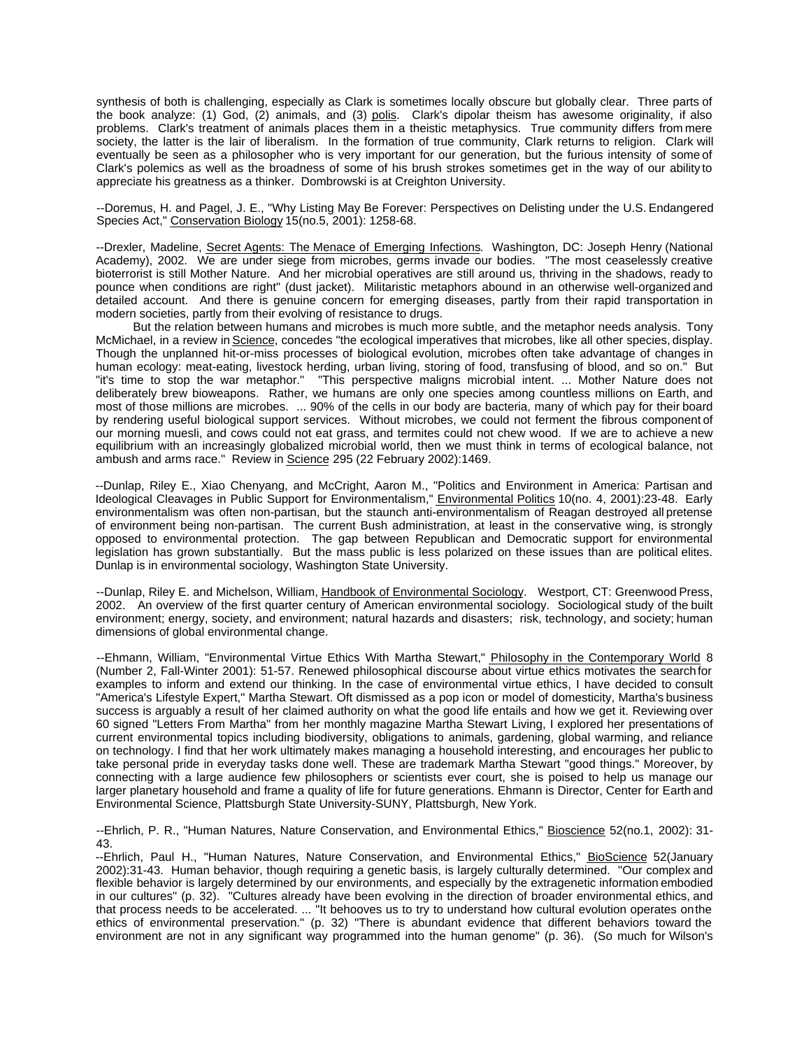synthesis of both is challenging, especially as Clark is sometimes locally obscure but globally clear. Three parts of the book analyze: (1) God, (2) animals, and (3) polis. Clark's dipolar theism has awesome originality, if also problems. Clark's treatment of animals places them in a theistic metaphysics. True community differs from mere society, the latter is the lair of liberalism. In the formation of true community, Clark returns to religion. Clark will eventually be seen as a philosopher who is very important for our generation, but the furious intensity of some of Clark's polemics as well as the broadness of some of his brush strokes sometimes get in the way of our ability to appreciate his greatness as a thinker. Dombrowski is at Creighton University.

--Doremus, H. and Pagel, J. E., "Why Listing May Be Forever: Perspectives on Delisting under the U.S. Endangered Species Act," Conservation Biology 15(no.5, 2001): 1258-68.

--Drexler, Madeline, Secret Agents: The Menace of Emerging Infections. Washington, DC: Joseph Henry (National Academy), 2002. We are under siege from microbes, germs invade our bodies. "The most ceaselessly creative bioterrorist is still Mother Nature. And her microbial operatives are still around us, thriving in the shadows, ready to pounce when conditions are right" (dust jacket). Militaristic metaphors abound in an otherwise well-organized and detailed account. And there is genuine concern for emerging diseases, partly from their rapid transportation in modern societies, partly from their evolving of resistance to drugs.

But the relation between humans and microbes is much more subtle, and the metaphor needs analysis. Tony McMichael, in a review in Science, concedes "the ecological imperatives that microbes, like all other species, display. Though the unplanned hit-or-miss processes of biological evolution, microbes often take advantage of changes in human ecology: meat-eating, livestock herding, urban living, storing of food, transfusing of blood, and so on." But "it's time to stop the war metaphor." "This perspective maligns microbial intent. ... Mother Nature does not deliberately brew bioweapons. Rather, we humans are only one species among countless millions on Earth, and most of those millions are microbes. ... 90% of the cells in our body are bacteria, many of which pay for their board by rendering useful biological support services. Without microbes, we could not ferment the fibrous component of our morning muesli, and cows could not eat grass, and termites could not chew wood. If we are to achieve a new equilibrium with an increasingly globalized microbial world, then we must think in terms of ecological balance, not ambush and arms race." Review in Science 295 (22 February 2002):1469.

--Dunlap, Riley E., Xiao Chenyang, and McCright, Aaron M., "Politics and Environment in America: Partisan and Ideological Cleavages in Public Support for Environmentalism," Environmental Politics 10(no. 4, 2001):23-48. Early environmentalism was often non-partisan, but the staunch anti-environmentalism of Reagan destroyed all pretense of environment being non-partisan. The current Bush administration, at least in the conservative wing, is strongly opposed to environmental protection. The gap between Republican and Democratic support for environmental legislation has grown substantially. But the mass public is less polarized on these issues than are political elites. Dunlap is in environmental sociology, Washington State University.

--Dunlap, Riley E. and Michelson, William, Handbook of Environmental Sociology. Westport, CT: Greenwood Press, 2002. An overview of the first quarter century of American environmental sociology. Sociological study of the built environment; energy, society, and environment; natural hazards and disasters; risk, technology, and society; human dimensions of global environmental change.

--Ehmann, William, "Environmental Virtue Ethics With Martha Stewart," Philosophy in the Contemporary World 8 (Number 2, Fall-Winter 2001): 51-57. Renewed philosophical discourse about virtue ethics motivates the search for examples to inform and extend our thinking. In the case of environmental virtue ethics, I have decided to consult "America's Lifestyle Expert," Martha Stewart. Oft dismissed as a pop icon or model of domesticity, Martha's business success is arguably a result of her claimed authority on what the good life entails and how we get it. Reviewing over 60 signed "Letters From Martha" from her monthly magazine Martha Stewart Living, I explored her presentations of current environmental topics including biodiversity, obligations to animals, gardening, global warming, and reliance on technology. I find that her work ultimately makes managing a household interesting, and encourages her public to take personal pride in everyday tasks done well. These are trademark Martha Stewart "good things." Moreover, by connecting with a large audience few philosophers or scientists ever court, she is poised to help us manage our larger planetary household and frame a quality of life for future generations. Ehmann is Director, Center for Earth and Environmental Science, Plattsburgh State University-SUNY, Plattsburgh, New York.

--Ehrlich, P. R., "Human Natures, Nature Conservation, and Environmental Ethics," Bioscience 52(no.1, 2002): 31-43.

--Ehrlich, Paul H., "Human Natures, Nature Conservation, and Environmental Ethics," BioScience 52(January 2002):31-43. Human behavior, though requiring a genetic basis, is largely culturally determined. "Our complex and flexible behavior is largely determined by our environments, and especially by the extragenetic information embodied in our cultures" (p. 32). "Cultures already have been evolving in the direction of broader environmental ethics, and that process needs to be accelerated. ... "It behooves us to try to understand how cultural evolution operates on the ethics of environmental preservation." (p. 32) "There is abundant evidence that different behaviors toward the environment are not in any significant way programmed into the human genome" (p. 36). (So much for Wilson's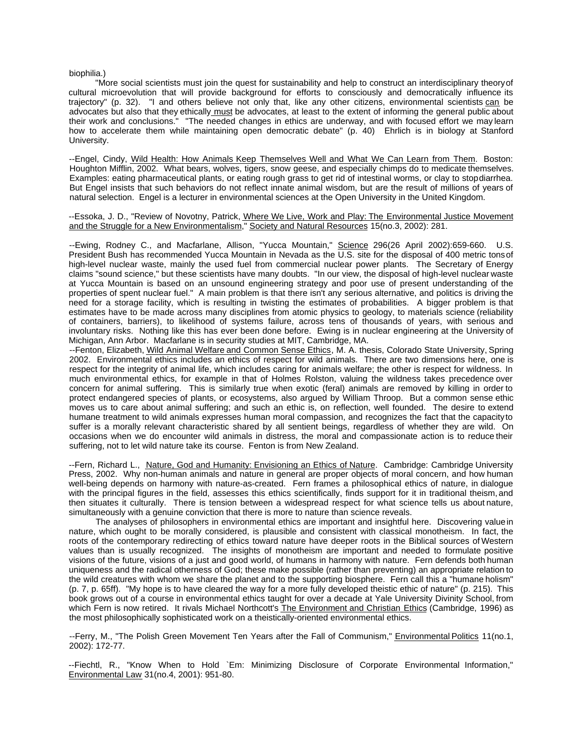biophilia.)

"More social scientists must join the quest for sustainability and help to construct an interdisciplinary theory of cultural microevolution that will provide background for efforts to consciously and democratically influence its trajectory" (p. 32). "I and others believe not only that, like any other citizens, environmental scientists can be advocates but also that they ethically must be advocates, at least to the extent of informing the general public about their work and conclusions." "The needed changes in ethics are underway, and with focused effort we may learn how to accelerate them while maintaining open democratic debate" (p. 40) Ehrlich is in biology at Stanford University.

--Engel, Cindy, Wild Health: How Animals Keep Themselves Well and What We Can Learn from Them. Boston: Houghton Mifflin, 2002. What bears, wolves, tigers, snow geese, and especially chimps do to medicate themselves. Examples: eating pharmaceutical plants, or eating rough grass to get rid of intestinal worms, or clay to stop diarrhea. But Engel insists that such behaviors do not reflect innate animal wisdom, but are the result of millions of years of natural selection. Engel is a lecturer in environmental sciences at the Open University in the United Kingdom.

--Essoka, J. D., "Review of Novotny, Patrick, Where We Live, Work and Play: The Environmental Justice Movement and the Struggle for a New Environmentalism," Society and Natural Resources 15(no.3, 2002): 281.

--Ewing, Rodney C., and Macfarlane, Allison, "Yucca Mountain," Science 296(26 April 2002):659-660. U.S. President Bush has recommended Yucca Mountain in Nevada as the U.S. site for the disposal of 400 metric tons of high-level nuclear waste, mainly the used fuel from commercial nuclear power plants. The Secretary of Energy claims "sound science," but these scientists have many doubts. "In our view, the disposal of high-level nuclear waste at Yucca Mountain is based on an unsound engineering strategy and poor use of present understanding of the properties of spent nuclear fuel." A main problem is that there isn't any serious alternative, and politics is driving the need for a storage facility, which is resulting in twisting the estimates of probabilities. A bigger problem is that estimates have to be made across many disciplines from atomic physics to geology, to materials science (reliability of containers, barriers), to likelihood of systems failure, across tens of thousands of years, with serious and involuntary risks. Nothing like this has ever been done before. Ewing is in nuclear engineering at the University of Michigan, Ann Arbor. Macfarlane is in security studies at MIT, Cambridge, MA.

--Fenton, Elizabeth, Wild Animal Welfare and Common Sense Ethics, M. A. thesis, Colorado State University, Spring 2002. Environmental ethics includes an ethics of respect for wild animals. There are two dimensions here, one is respect for the integrity of animal life, which includes caring for animals welfare; the other is respect for wildness. In much environmental ethics, for example in that of Holmes Rolston, valuing the wildness takes precedence over concern for animal suffering. This is similarly true when exotic (feral) animals are removed by killing in order to protect endangered species of plants, or ecosystems, also argued by William Throop. But a common sense ethic moves us to care about animal suffering; and such an ethic is, on reflection, well founded. The desire to extend humane treatment to wild animals expresses human moral compassion, and recognizes the fact that the capacity to suffer is a morally relevant characteristic shared by all sentient beings, regardless of whether they are wild. On occasions when we do encounter wild animals in distress, the moral and compassionate action is to reduce their suffering, not to let wild nature take its course. Fenton is from New Zealand.

--Fern, Richard L., Nature, God and Humanity: Envisioning an Ethics of Nature. Cambridge: Cambridge University Press, 2002. Why non-human animals and nature in general are proper objects of moral concern, and how human well-being depends on harmony with nature-as-created. Fern frames a philosophical ethics of nature, in dialogue with the principal figures in the field, assesses this ethics scientifically, finds support for it in traditional theism, and then situates it culturally. There is tension between a widespread respect for what science tells us about nature, simultaneously with a genuine conviction that there is more to nature than science reveals.

The analyses of philosophers in environmental ethics are important and insightful here. Discovering value in nature, which ought to be morally considered, is plausible and consistent with classical monotheism. In fact, the roots of the contemporary redirecting of ethics toward nature have deeper roots in the Biblical sources of Western values than is usually recognized. The insights of monotheism are important and needed to formulate positive visions of the future, visions of a just and good world, of humans in harmony with nature. Fern defends both human uniqueness and the radical otherness of God; these make possible (rather than preventing) an appropriate relation to the wild creatures with whom we share the planet and to the supporting biosphere. Fern call this a "humane holism" (p. 7, p. 65ff). "My hope is to have cleared the way for a more fully developed theistic ethic of nature" (p. 215). This book grows out of a course in environmental ethics taught for over a decade at Yale University Divinity School, from which Fern is now retired. It rivals Michael Northcott's The Environment and Christian Ethics (Cambridge, 1996) as the most philosophically sophisticated work on a theistically-oriented environmental ethics.

--Ferry, M., "The Polish Green Movement Ten Years after the Fall of Communism," Environmental Politics 11(no.1, 2002): 172-77.

--Fiechtl, R., "Know When to Hold `Em: Minimizing Disclosure of Corporate Environmental Information," Environmental Law 31(no.4, 2001): 951-80.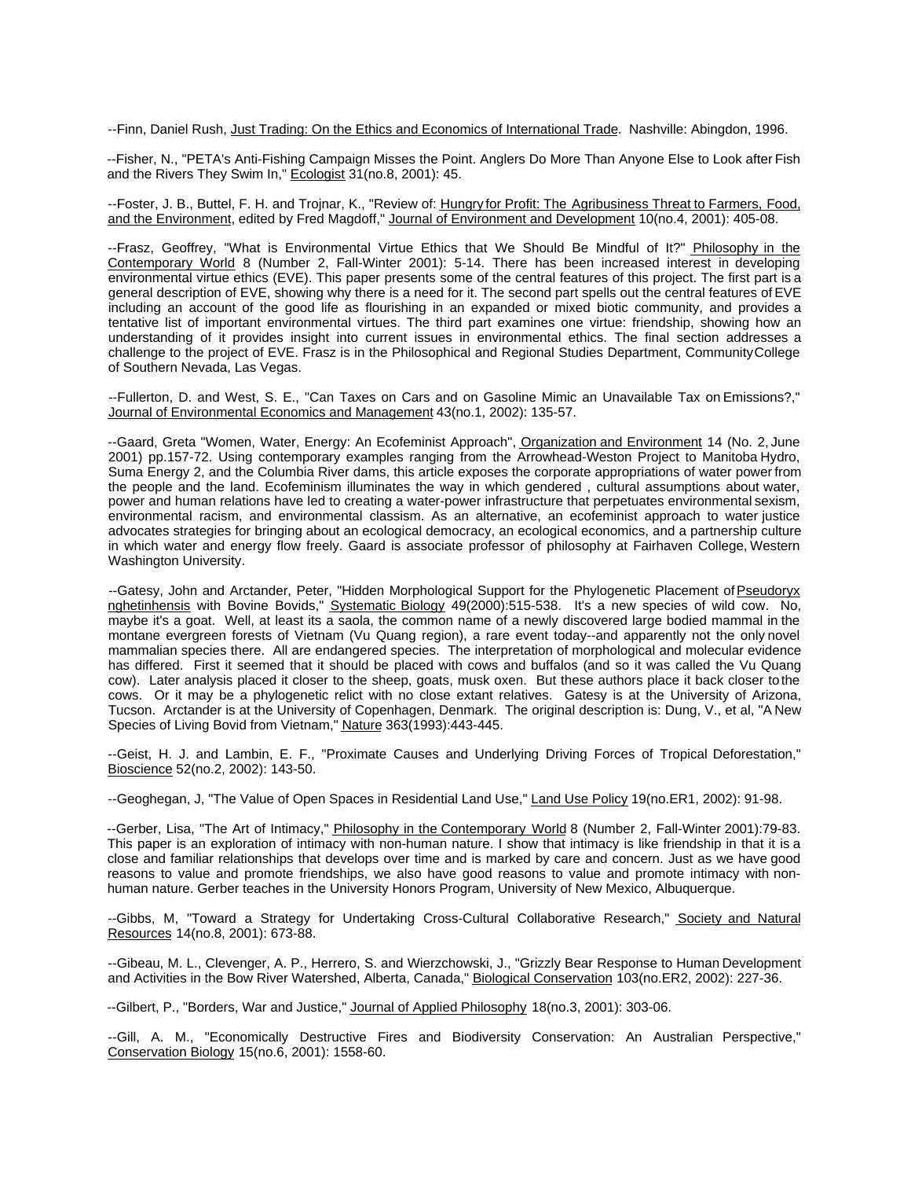--Finn, Daniel Rush, Just Trading: On the Ethics and Economics of International Trade. Nashville: Abingdon, 1996.

--Fisher, N., "PETA's Anti-Fishing Campaign Misses the Point. Anglers Do More Than Anyone Else to Look after Fish and the Rivers They Swim In," Ecologist 31(no.8, 2001): 45.

--Foster, J. B., Buttel, F. H. and Trojnar, K., "Review of: Hungry for Profit: The Agribusiness Threat to Farmers, Food, and the Environment, edited by Fred Magdoff," Journal of Environment and Development 10(no.4, 2001): 405-08.

--Frasz, Geoffrey, "What is Environmental Virtue Ethics that We Should Be Mindful of It?" Philosophy in the Contemporary World 8 (Number 2, Fall-Winter 2001): 5-14. There has been increased interest in developing environmental virtue ethics (EVE). This paper presents some of the central features of this project. The first part is a general description of EVE, showing why there is a need for it. The second part spells out the central features of EVE including an account of the good life as flourishing in an expanded or mixed biotic community, and provides a tentative list of important environmental virtues. The third part examines one virtue: friendship, showing how an understanding of it provides insight into current issues in environmental ethics. The final section addresses a challenge to the project of EVE. Frasz is in the Philosophical and Regional Studies Department, Community College of Southern Nevada, Las Vegas.

--Fullerton, D. and West, S. E., "Can Taxes on Cars and on Gasoline Mimic an Unavailable Tax on Emissions?," Journal of Environmental Economics and Management 43(no.1, 2002): 135-57.

--Gaard, Greta "Women, Water, Energy: An Ecofeminist Approach", Organization and Environment 14 (No. 2, June 2001) pp.157-72. Using contemporary examples ranging from the Arrowhead-Weston Project to Manitoba Hydro, Suma Energy 2, and the Columbia River dams, this article exposes the corporate appropriations of water power from the people and the land. Ecofeminism illuminates the way in which gendered , cultural assumptions about water, power and human relations have led to creating a water-power infrastructure that perpetuates environmental sexism, environmental racism, and environmental classism. As an alternative, an ecofeminist approach to water justice advocates strategies for bringing about an ecological democracy, an ecological economics, and a partnership culture in which water and energy flow freely. Gaard is associate professor of philosophy at Fairhaven College, Western Washington University.

--Gatesy, John and Arctander, Peter, "Hidden Morphological Support for the Phylogenetic Placement of Pseudoryx nghetinhensis with Bovine Bovids," Systematic Biology 49(2000):515-538. It's a new species of wild cow. No, maybe it's a goat. Well, at least its a saola, the common name of a newly discovered large bodied mammal in the montane evergreen forests of Vietnam (Vu Quang region), a rare event today--and apparently not the only novel mammalian species there. All are endangered species. The interpretation of morphological and molecular evidence has differed. First it seemed that it should be placed with cows and buffalos (and so it was called the Vu Quang cow). Later analysis placed it closer to the sheep, goats, musk oxen. But these authors place it back closer to the cows. Or it may be a phylogenetic relict with no close extant relatives. Gatesy is at the University of Arizona, Tucson. Arctander is at the University of Copenhagen, Denmark. The original description is: Dung, V., et al, "A New Species of Living Bovid from Vietnam," Nature 363(1993):443-445.

--Geist, H. J. and Lambin, E. F., "Proximate Causes and Underlying Driving Forces of Tropical Deforestation," Bioscience 52(no.2, 2002): 143-50.

--Geoghegan, J, "The Value of Open Spaces in Residential Land Use," Land Use Policy 19(no.ER1, 2002): 91-98.

--Gerber, Lisa, "The Art of Intimacy," Philosophy in the Contemporary World 8 (Number 2, Fall-Winter 2001):79-83. This paper is an exploration of intimacy with non-human nature. I show that intimacy is like friendship in that it is a close and familiar relationships that develops over time and is marked by care and concern. Just as we have good reasons to value and promote friendships, we also have good reasons to value and promote intimacy with non-human nature. Gerber teaches in the University Honors Program, University of New Mexico, Albuquerque.

--Gibbs, M, "Toward a Strategy for Undertaking Cross-Cultural Collaborative Research," Society and Natural Resources 14(no.8, 2001): 673-88.

--Gibeau, M. L., Clevenger, A. P., Herrero, S. and Wierzchowski, J., "Grizzly Bear Response to Human Development and Activities in the Bow River Watershed, Alberta, Canada," Biological Conservation 103(no.ER2, 2002): 227-36.

--Gilbert, P., "Borders, War and Justice," Journal of Applied Philosophy 18(no.3, 2001): 303-06.

--Gill, A. M., "Economically Destructive Fires and Biodiversity Conservation: An Australian Perspective," Conservation Biology 15(no.6, 2001): 1558-60.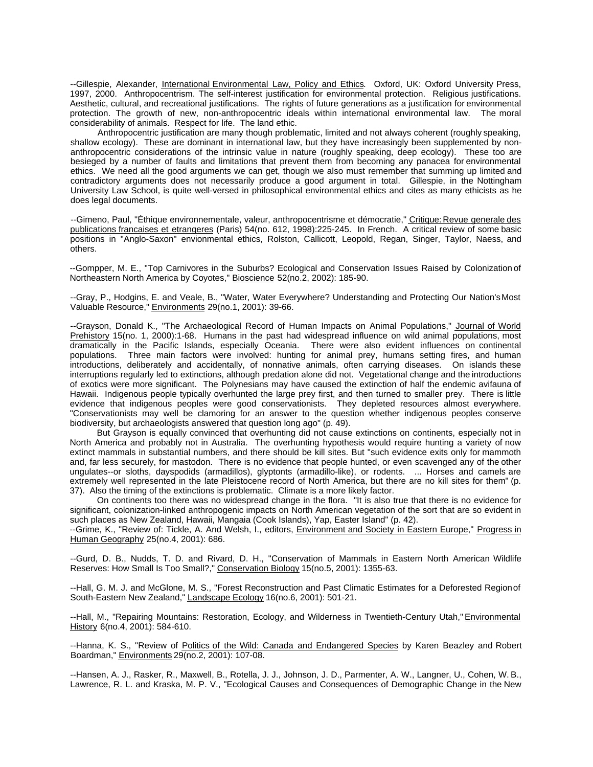--Gillespie, Alexander, International Environmental Law, Policy and Ethics. Oxford, UK: Oxford University Press, 1997, 2000. Anthropocentrism. The self-interest justification for environmental protection. Religious justifications. Aesthetic, cultural, and recreational justifications. The rights of future generations as a justification for environmental protection. The growth of new, non-anthropocentric ideals within international environmental law. The moral considerability of animals. Respect for life. The land ethic.

Anthropocentric justification are many though problematic, limited and not always coherent (roughly speaking, shallow ecology). These are dominant in international law, but they have increasingly been supplemented by non-anthropocentric considerations of the intrinsic value in nature (roughly speaking, deep ecology). These too are besieged by a number of faults and limitations that prevent them from becoming any panacea for environmental ethics. We need all the good arguments we can get, though we also must remember that summing up limited and contradictory arguments does not necessarily produce a good argument in total. Gillespie, in the Nottingham University Law School, is quite well-versed in philosophical environmental ethics and cites as many ethicists as he does legal documents.

--Gimeno, Paul, "Éthique environnementale, valeur, anthropocentrisme et démocratie," Critique: Revue generale des publications francaises et etrangeres (Paris) 54(no. 612, 1998):225-245. In French. A critical review of some basic positions in "Anglo-Saxon" envionmental ethics, Rolston, Callicott, Leopold, Regan, Singer, Taylor, Naess, and others.

--Gompper, M. E., "Top Carnivores in the Suburbs? Ecological and Conservation Issues Raised by Colonization of Northeastern North America by Coyotes," Bioscience 52(no.2, 2002): 185-90.

--Gray, P., Hodgins, E. and Veale, B., "Water, Water Everywhere? Understanding and Protecting Our Nation's Most Valuable Resource," Environments 29(no.1, 2001): 39-66.

--Grayson, Donald K., "The Archaeological Record of Human Impacts on Animal Populations," Journal of World Prehistory 15(no. 1, 2000):1-68. Humans in the past had widespread influence on wild animal populations, most dramatically in the Pacific Islands, especially Oceania. There were also evident influences on continental populations. Three main factors were involved: hunting for animal prey, humans setting fires, and human introductions, deliberately and accidentally, of nonnative animals, often carrying diseases. On islands these interruptions regularly led to extinctions, although predation alone did not. Vegetational change and the introductions of exotics were more significant. The Polynesians may have caused the extinction of half the endemic avifauna of Hawaii. Indigenous people typically overhunted the large prey first, and then turned to smaller prey. There is little evidence that indigenous peoples were good conservationists. They depleted resources almost everywhere. "Conservationists may well be clamoring for an answer to the question whether indigenous peoples conserve biodiversity, but archaeologists answered that question long ago" (p. 49).

But Grayson is equally convinced that overhunting did not cause extinctions on continents, especially not in North America and probably not in Australia. The overhunting hypothesis would require hunting a variety of now extinct mammals in substantial numbers, and there should be kill sites. But "such evidence exits only for mammoth and, far less securely, for mastodon. There is no evidence that people hunted, or even scavenged any of the other ungulates--or sloths, dayspodids (armadillos), glyptonts (armadillo-like), or rodents. ... Horses and camels are extremely well represented in the late Pleistocene record of North America, but there are no kill sites for them" (p. 37). Also the timing of the extinctions is problematic. Climate is a more likely factor.

On continents too there was no widespread change in the flora. "It is also true that there is no evidence for significant, colonization-linked anthropogenic impacts on North American vegetation of the sort that are so evident in such places as New Zealand, Hawaii, Mangaia (Cook Islands), Yap, Easter Island" (p. 42).

--Grime, K., "Review of: Tickle, A. And Welsh, I., editors, Environment and Society in Eastern Europe," Progress in Human Geography 25(no.4, 2001): 686.

--Gurd, D. B., Nudds, T. D. and Rivard, D. H., "Conservation of Mammals in Eastern North American Wildlife Reserves: How Small Is Too Small?," Conservation Biology 15(no.5, 2001): 1355-63.

--Hall, G. M. J. and McGlone, M. S., "Forest Reconstruction and Past Climatic Estimates for a Deforested Region of South-Eastern New Zealand," Landscape Ecology 16(no.6, 2001): 501-21.

--Hall, M., "Repairing Mountains: Restoration, Ecology, and Wilderness in Twentieth-Century Utah," Environmental History 6(no.4, 2001): 584-610.

--Hanna, K. S., "Review of Politics of the Wild: Canada and Endangered Species by Karen Beazley and Robert Boardman," Environments 29(no.2, 2001): 107-08.

--Hansen, A. J., Rasker, R., Maxwell, B., Rotella, J. J., Johnson, J. D., Parmenter, A. W., Langner, U., Cohen, W. B., Lawrence, R. L. and Kraska, M. P. V., "Ecological Causes and Consequences of Demographic Change in the New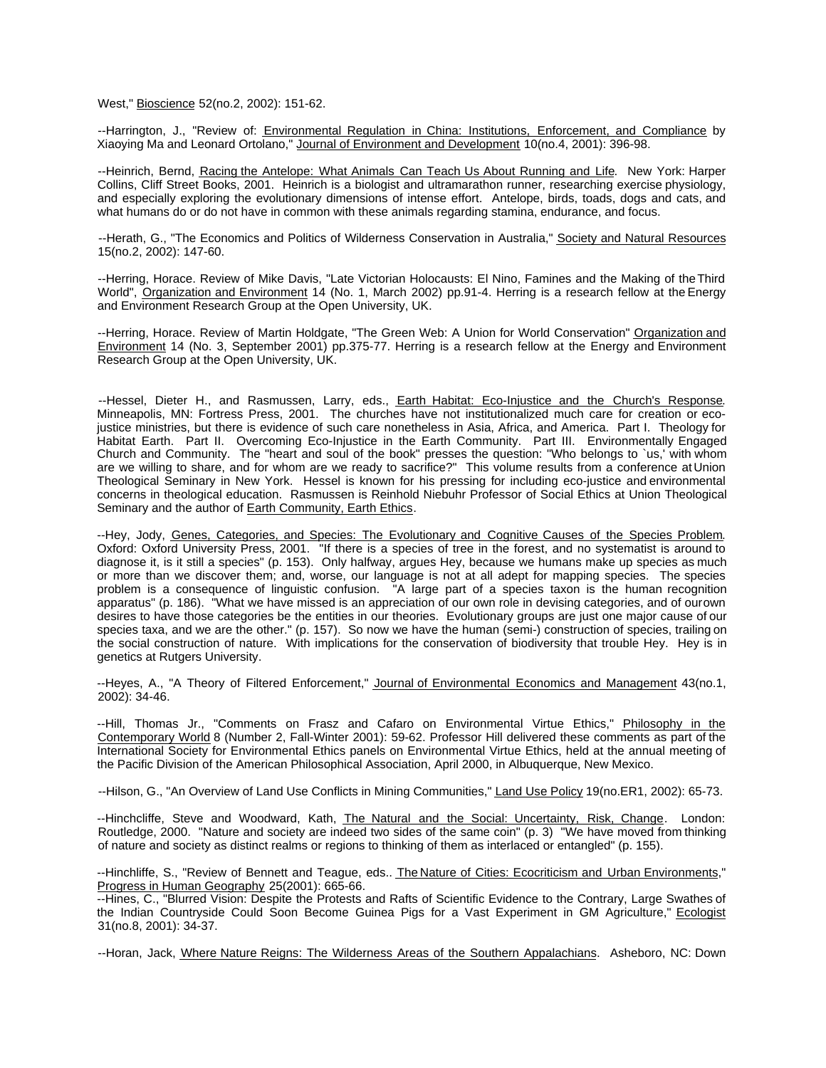West," Bioscience 52(no.2, 2002): 151-62.

--Harrington, J., "Review of: Environmental Regulation in China: Institutions, Enforcement, and Compliance by Xiaoying Ma and Leonard Ortolano," Journal of Environment and Development 10(no.4, 2001): 396-98.

--Heinrich, Bernd, Racing the Antelope: What Animals Can Teach Us About Running and Life. New York: Harper Collins, Cliff Street Books, 2001. Heinrich is a biologist and ultramarathon runner, researching exercise physiology, and especially exploring the evolutionary dimensions of intense effort. Antelope, birds, toads, dogs and cats, and what humans do or do not have in common with these animals regarding stamina, endurance, and focus.

--Herath, G., "The Economics and Politics of Wilderness Conservation in Australia," Society and Natural Resources 15(no.2, 2002): 147-60.

--Herring, Horace. Review of Mike Davis, "Late Victorian Holocausts: El Nino, Famines and the Making of the Third World", Organization and Environment 14 (No. 1, March 2002) pp.91-4. Herring is a research fellow at the Energy and Environment Research Group at the Open University, UK.

--Herring, Horace. Review of Martin Holdgate, "The Green Web: A Union for World Conservation" Organization and Environment 14 (No. 3, September 2001) pp.375-77. Herring is a research fellow at the Energy and Environment Research Group at the Open University, UK.

--Hessel, Dieter H., and Rasmussen, Larry, eds., Earth Habitat: Eco-Injustice and the Church's Response. Minneapolis, MN: Fortress Press, 2001. The churches have not institutionalized much care for creation or eco-justice ministries, but there is evidence of such care nonetheless in Asia, Africa, and America. Part I. Theology for Habitat Earth. Part II. Overcoming Eco-Injustice in the Earth Community. Part III. Environmentally Engaged Church and Community. The "heart and soul of the book" presses the question: "Who belongs to `us,' with whom are we willing to share, and for whom are we ready to sacrifice?" This volume results from a conference at Union Theological Seminary in New York. Hessel is known for his pressing for including eco-justice and environmental concerns in theological education. Rasmussen is Reinhold Niebuhr Professor of Social Ethics at Union Theological Seminary and the author of Earth Community, Earth Ethics.

--Hey, Jody, Genes, Categories, and Species: The Evolutionary and Cognitive Causes of the Species Problem. Oxford: Oxford University Press, 2001. "If there is a species of tree in the forest, and no systematist is around to diagnose it, is it still a species" (p. 153). Only halfway, argues Hey, because we humans make up species as much or more than we discover them; and, worse, our language is not at all adept for mapping species. The species problem is a consequence of linguistic confusion. "A large part of a species taxon is the human recognition apparatus" (p. 186). "What we have missed is an appreciation of our own role in devising categories, and of our own desires to have those categories be the entities in our theories. Evolutionary groups are just one major cause of our species taxa, and we are the other." (p. 157). So now we have the human (semi-) construction of species, trailing on the social construction of nature. With implications for the conservation of biodiversity that trouble Hey. Hey is in genetics at Rutgers University.

--Heyes, A., "A Theory of Filtered Enforcement," Journal of Environmental Economics and Management 43(no.1, 2002): 34-46.

--Hill, Thomas Jr., "Comments on Frasz and Cafaro on Environmental Virtue Ethics," Philosophy in the Contemporary World 8 (Number 2, Fall-Winter 2001): 59-62. Professor Hill delivered these comments as part of the International Society for Environmental Ethics panels on Environmental Virtue Ethics, held at the annual meeting of the Pacific Division of the American Philosophical Association, April 2000, in Albuquerque, New Mexico.

--Hilson, G., "An Overview of Land Use Conflicts in Mining Communities," Land Use Policy 19(no.ER1, 2002): 65-73.

--Hinchcliffe, Steve and Woodward, Kath, The Natural and the Social: Uncertainty, Risk, Change. London: Routledge, 2000. "Nature and society are indeed two sides of the same coin" (p. 3) "We have moved from thinking of nature and society as distinct realms or regions to thinking of them as interlaced or entangled" (p. 155).

--Hinchliffe, S., "Review of Bennett and Teague, eds.. The Nature of Cities: Ecocriticism and Urban Environments," Progress in Human Geography 25(2001): 665-66.

--Hines, C., "Blurred Vision: Despite the Protests and Rafts of Scientific Evidence to the Contrary, Large Swathes of the Indian Countryside Could Soon Become Guinea Pigs for a Vast Experiment in GM Agriculture," Ecologist 31(no.8, 2001): 34-37.

--Horan, Jack, Where Nature Reigns: The Wilderness Areas of the Southern Appalachians. Asheboro, NC: Down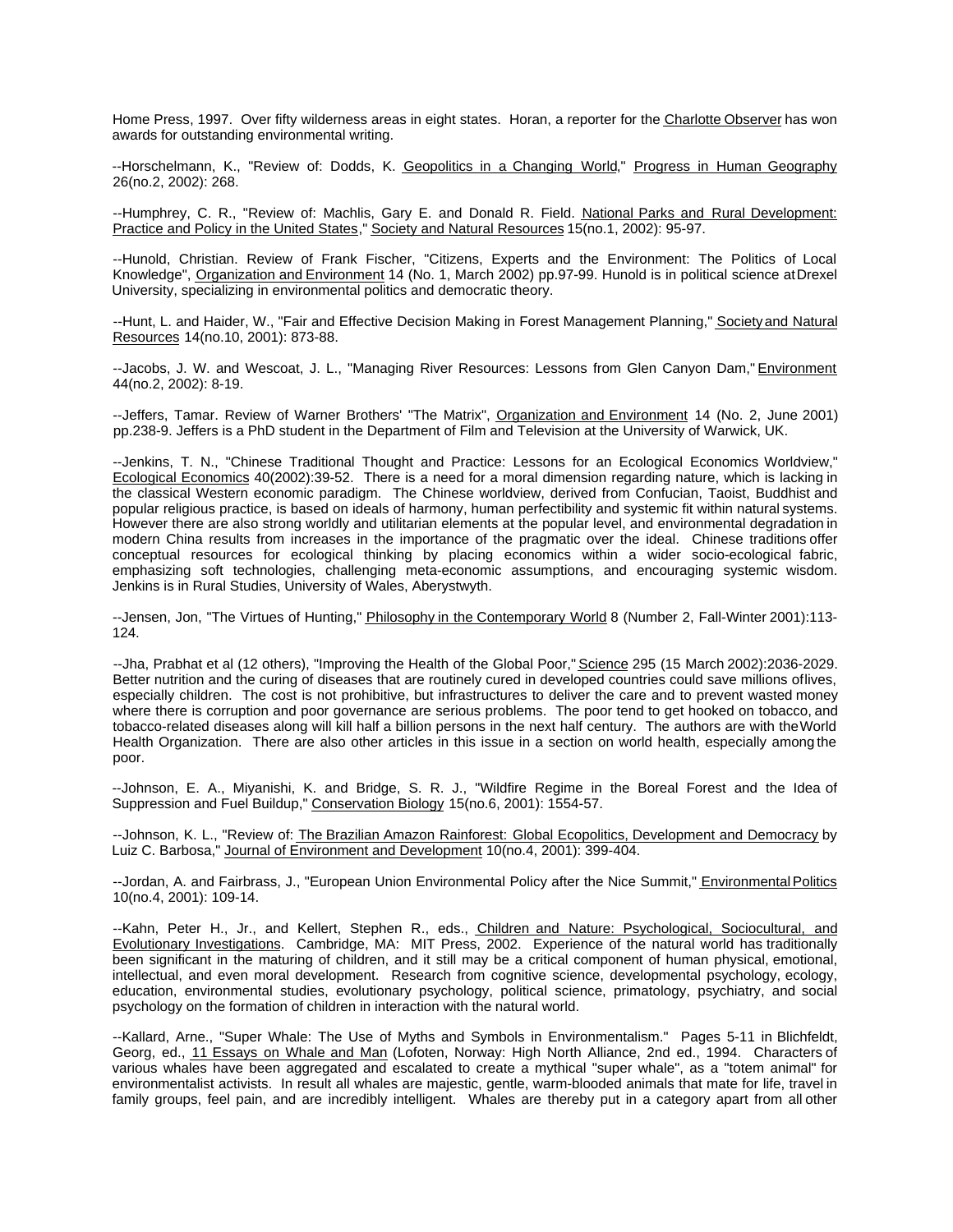Home Press, 1997. Over fifty wilderness areas in eight states. Horan, a reporter for the Charlotte Observer has won awards for outstanding environmental writing.

--Horschelmann, K., "Review of: Dodds, K. Geopolitics in a Changing World," Progress in Human Geography 26(no.2, 2002): 268.

--Humphrey, C. R., "Review of: Machlis, Gary E. and Donald R. Field. National Parks and Rural Development: Practice and Policy in the United States," Society and Natural Resources 15(no.1, 2002): 95-97.

--Hunold, Christian. Review of Frank Fischer, "Citizens, Experts and the Environment: The Politics of Local Knowledge", Organization and Environment 14 (No. 1, March 2002) pp.97-99. Hunold is in political science at Drexel University, specializing in environmental politics and democratic theory.

--Hunt, L. and Haider, W., "Fair and Effective Decision Making in Forest Management Planning," Society and Natural Resources 14(no.10, 2001): 873-88.

--Jacobs, J. W. and Wescoat, J. L., "Managing River Resources: Lessons from Glen Canyon Dam," Environment 44(no.2, 2002): 8-19.

--Jeffers, Tamar. Review of Warner Brothers' "The Matrix", Organization and Environment 14 (No. 2, June 2001) pp.238-9. Jeffers is a PhD student in the Department of Film and Television at the University of Warwick, UK.

--Jenkins, T. N., "Chinese Traditional Thought and Practice: Lessons for an Ecological Economics Worldview," Ecological Economics 40(2002):39-52. There is a need for a moral dimension regarding nature, which is lacking in the classical Western economic paradigm. The Chinese worldview, derived from Confucian, Taoist, Buddhist and popular religious practice, is based on ideals of harmony, human perfectibility and systemic fit within natural systems. However there are also strong worldly and utilitarian elements at the popular level, and environmental degradation in modern China results from increases in the importance of the pragmatic over the ideal. Chinese traditions offer conceptual resources for ecological thinking by placing economics within a wider socio-ecological fabric, emphasizing soft technologies, challenging meta-economic assumptions, and encouraging systemic wisdom. Jenkins is in Rural Studies, University of Wales, Aberystwyth.

--Jensen, Jon, "The Virtues of Hunting," Philosophy in the Contemporary World 8 (Number 2, Fall-Winter 2001):113-124.

--Jha, Prabhat et al (12 others), "Improving the Health of the Global Poor," Science 295 (15 March 2002):2036-2029. Better nutrition and the curing of diseases that are routinely cured in developed countries could save millions of lives, especially children. The cost is not prohibitive, but infrastructures to deliver the care and to prevent wasted money where there is corruption and poor governance are serious problems. The poor tend to get hooked on tobacco, and tobacco-related diseases along will kill half a billion persons in the next half century. The authors are with the World Health Organization. There are also other articles in this issue in a section on world health, especially among the poor.

--Johnson, E. A., Miyanishi, K. and Bridge, S. R. J., "Wildfire Regime in the Boreal Forest and the Idea of Suppression and Fuel Buildup," Conservation Biology 15(no.6, 2001): 1554-57.

--Johnson, K. L., "Review of: The Brazilian Amazon Rainforest: Global Ecopolitics, Development and Democracy by Luiz C. Barbosa," Journal of Environment and Development 10(no.4, 2001): 399-404.

--Jordan, A. and Fairbrass, J., "European Union Environmental Policy after the Nice Summit," Environmental Politics 10(no.4, 2001): 109-14.

--Kahn, Peter H., Jr., and Kellert, Stephen R., eds., Children and Nature: Psychological, Sociocultural, and Evolutionary Investigations. Cambridge, MA: MIT Press, 2002. Experience of the natural world has traditionally been significant in the maturing of children, and it still may be a critical component of human physical, emotional, intellectual, and even moral development. Research from cognitive science, developmental psychology, ecology, education, environmental studies, evolutionary psychology, political science, primatology, psychiatry, and social psychology on the formation of children in interaction with the natural world.

--Kallard, Arne., "Super Whale: The Use of Myths and Symbols in Environmentalism." Pages 5-11 in Blichfeldt, Georg, ed., 11 Essays on Whale and Man (Lofoten, Norway: High North Alliance, 2nd ed., 1994. Characters of various whales have been aggregated and escalated to create a mythical "super whale", as a "totem animal" for environmentalist activists. In result all whales are majestic, gentle, warm-blooded animals that mate for life, travel in family groups, feel pain, and are incredibly intelligent. Whales are thereby put in a category apart from all other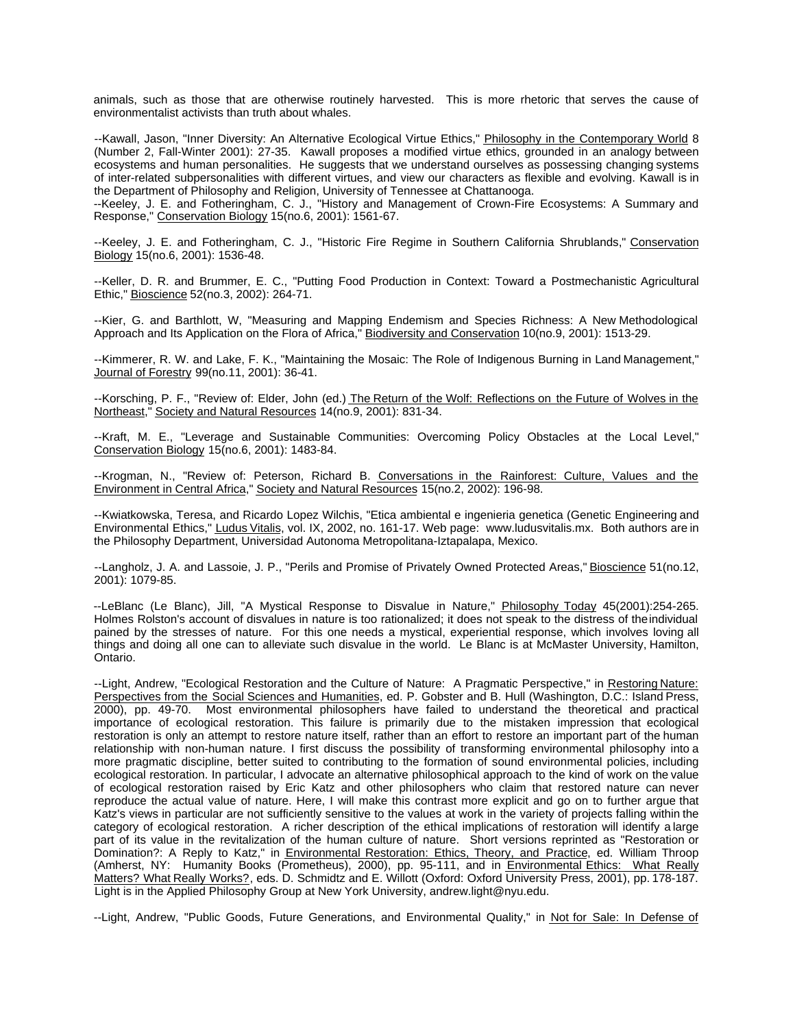animals, such as those that are otherwise routinely harvested. This is more rhetoric that serves the cause of environmentalist activists than truth about whales.

--Kawall, Jason, "Inner Diversity: An Alternative Ecological Virtue Ethics," Philosophy in the Contemporary World 8 (Number 2, Fall-Winter 2001): 27-35. Kawall proposes a modified virtue ethics, grounded in an analogy between ecosystems and human personalities. He suggests that we understand ourselves as possessing changing systems of inter-related subpersonalities with different virtues, and view our characters as flexible and evolving. Kawall is in the Department of Philosophy and Religion, University of Tennessee at Chattanooga.

--Keeley, J. E. and Fotheringham, C. J., "History and Management of Crown-Fire Ecosystems: A Summary and Response," Conservation Biology 15(no.6, 2001): 1561-67.

--Keeley, J. E. and Fotheringham, C. J., "Historic Fire Regime in Southern California Shrublands," Conservation Biology 15(no.6, 2001): 1536-48.

--Keller, D. R. and Brummer, E. C., "Putting Food Production in Context: Toward a Postmechanistic Agricultural Ethic," Bioscience 52(no.3, 2002): 264-71.

--Kier, G. and Barthlott, W, "Measuring and Mapping Endemism and Species Richness: A New Methodological Approach and Its Application on the Flora of Africa," Biodiversity and Conservation 10(no.9, 2001): 1513-29.

--Kimmerer, R. W. and Lake, F. K., "Maintaining the Mosaic: The Role of Indigenous Burning in Land Management," Journal of Forestry 99(no.11, 2001): 36-41.

--Korsching, P. F., "Review of: Elder, John (ed.) The Return of the Wolf: Reflections on the Future of Wolves in the Northeast," Society and Natural Resources 14(no.9, 2001): 831-34.

--Kraft, M. E., "Leverage and Sustainable Communities: Overcoming Policy Obstacles at the Local Level," Conservation Biology 15(no.6, 2001): 1483-84.

--Krogman, N., "Review of: Peterson, Richard B. Conversations in the Rainforest: Culture, Values and the Environment in Central Africa," Society and Natural Resources 15(no.2, 2002): 196-98.

--Kwiatkowska, Teresa, and Ricardo Lopez Wilchis, "Etica ambiental e ingenieria genetica (Genetic Engineering and Environmental Ethics," Ludus Vitalis, vol. IX, 2002, no. 161-17. Web page: www.ludusvitalis.mx. Both authors are in the Philosophy Department, Universidad Autonoma Metropolitana-Iztapalapa, Mexico.

--Langholz, J. A. and Lassoie, J. P., "Perils and Promise of Privately Owned Protected Areas," Bioscience 51(no.12, 2001): 1079-85.

--LeBlanc (Le Blanc), Jill, "A Mystical Response to Disvalue in Nature," Philosophy Today 45(2001):254-265. Holmes Rolston's account of disvalues in nature is too rationalized; it does not speak to the distress of the individual pained by the stresses of nature. For this one needs a mystical, experiential response, which involves loving all things and doing all one can to alleviate such disvalue in the world. Le Blanc is at McMaster University, Hamilton, Ontario.

--Light, Andrew, "Ecological Restoration and the Culture of Nature: A Pragmatic Perspective," in Restoring Nature: Perspectives from the Social Sciences and Humanities, ed. P. Gobster and B. Hull (Washington, D.C.: Island Press, 2000), pp. 49-70. Most environmental philosophers have failed to understand the theoretical and practical importance of ecological restoration. This failure is primarily due to the mistaken impression that ecological restoration is only an attempt to restore nature itself, rather than an effort to restore an important part of the human relationship with non-human nature. I first discuss the possibility of transforming environmental philosophy into a more pragmatic discipline, better suited to contributing to the formation of sound environmental policies, including ecological restoration. In particular, I advocate an alternative philosophical approach to the kind of work on the value of ecological restoration raised by Eric Katz and other philosophers who claim that restored nature can never reproduce the actual value of nature. Here, I will make this contrast more explicit and go on to further argue that Katz's views in particular are not sufficiently sensitive to the values at work in the variety of projects falling within the category of ecological restoration. A richer description of the ethical implications of restoration will identify a large part of its value in the revitalization of the human culture of nature. Short versions reprinted as "Restoration or Domination?: A Reply to Katz," in Environmental Restoration: Ethics, Theory, and Practice, ed. William Throop (Amherst, NY: Humanity Books (Prometheus), 2000), pp. 95-111, and in Environmental Ethics: What Really Matters? What Really Works?, eds. D. Schmidtz and E. Willott (Oxford: Oxford University Press, 2001), pp. 178-187. Light is in the Applied Philosophy Group at New York University, andrew.light@nyu.edu.

--Light, Andrew, "Public Goods, Future Generations, and Environmental Quality," in Not for Sale: In Defense of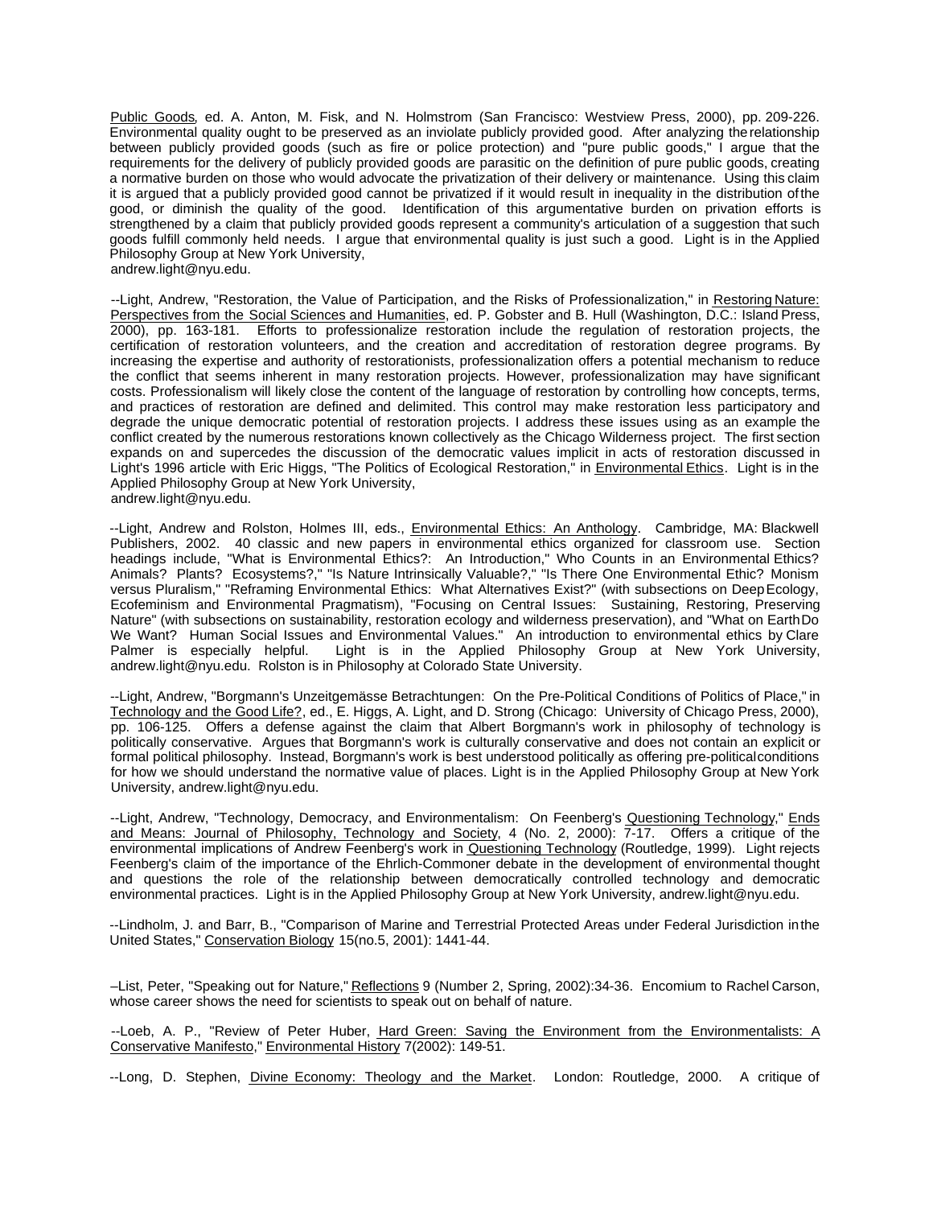Public Goods, ed. A. Anton, M. Fisk, and N. Holmstrom (San Francisco: Westview Press, 2000), pp. 209-226. Environmental quality ought to be preserved as an inviolate publicly provided good. After analyzing the relationship between publicly provided goods (such as fire or police protection) and "pure public goods," I argue that the requirements for the delivery of publicly provided goods are parasitic on the definition of pure public goods, creating a normative burden on those who would advocate the privatization of their delivery or maintenance. Using this claim it is argued that a publicly provided good cannot be privatized if it would result in inequality in the distribution of the good, or diminish the quality of the good. Identification of this argumentative burden on privation efforts is strengthened by a claim that publicly provided goods represent a community's articulation of a suggestion that such goods fulfill commonly held needs. I argue that environmental quality is just such a good. Light is in the Applied Philosophy Group at New York University, andrew.light@nyu.edu.

--Light, Andrew, "Restoration, the Value of Participation, and the Risks of Professionalization," in Restoring Nature: Perspectives from the Social Sciences and Humanities, ed. P. Gobster and B. Hull (Washington, D.C.: Island Press, 2000), pp. 163-181. Efforts to professionalize restoration include the regulation of restoration projects, the certification of restoration volunteers, and the creation and accreditation of restoration degree programs. By increasing the expertise and authority of restorationists, professionalization offers a potential mechanism to reduce the conflict that seems inherent in many restoration projects. However, professionalization may have significant costs. Professionalism will likely close the content of the language of restoration by controlling how concepts, terms, and practices of restoration are defined and delimited. This control may make restoration less participatory and degrade the unique democratic potential of restoration projects. I address these issues using as an example the conflict created by the numerous restorations known collectively as the Chicago Wilderness project. The first section expands on and supercedes the discussion of the democratic values implicit in acts of restoration discussed in Light's 1996 article with Eric Higgs, "The Politics of Ecological Restoration," in Environmental Ethics. Light is in the Applied Philosophy Group at New York University, andrew.light@nyu.edu.

--Light, Andrew and Rolston, Holmes III, eds., Environmental Ethics: An Anthology. Cambridge, MA: Blackwell Publishers, 2002. 40 classic and new papers in environmental ethics organized for classroom use. Section headings include, "What is Environmental Ethics?: An Introduction," Who Counts in an Environmental Ethics? Animals? Plants? Ecosystems?," "Is Nature Intrinsically Valuable?," "Is There One Environmental Ethic? Monism versus Pluralism," "Reframing Environmental Ethics: What Alternatives Exist?" (with subsections on Deep Ecology, Ecofeminism and Environmental Pragmatism), "Focusing on Central Issues: Sustaining, Restoring, Preserving Nature" (with subsections on sustainability, restoration ecology and wilderness preservation), and "What on Earth Do We Want? Human Social Issues and Environmental Values." An introduction to environmental ethics by Clare Palmer is especially helpful. Light is in the Applied Philosophy Group at New York University, andrew.light@nyu.edu. Rolston is in Philosophy at Colorado State University.

--Light, Andrew, "Borgmann's Unzeitgemässe Betrachtungen: On the Pre-Political Conditions of Politics of Place," in Technology and the Good Life?, ed., E. Higgs, A. Light, and D. Strong (Chicago: University of Chicago Press, 2000), pp. 106-125. Offers a defense against the claim that Albert Borgmann's work in philosophy of technology is politically conservative. Argues that Borgmann's work is culturally conservative and does not contain an explicit or formal political philosophy. Instead, Borgmann's work is best understood politically as offering pre-political conditions for how we should understand the normative value of places. Light is in the Applied Philosophy Group at New York University, andrew.light@nyu.edu.

--Light, Andrew, "Technology, Democracy, and Environmentalism: On Feenberg's Questioning Technology," Ends and Means: Journal of Philosophy, Technology and Society, 4 (No. 2, 2000): 7-17. Offers a critique of the environmental implications of Andrew Feenberg's work in Questioning Technology (Routledge, 1999). Light rejects Feenberg's claim of the importance of the Ehrlich-Commoner debate in the development of environmental thought and questions the role of the relationship between democratically controlled technology and democratic environmental practices. Light is in the Applied Philosophy Group at New York University, andrew.light@nyu.edu.

--Lindholm, J. and Barr, B., "Comparison of Marine and Terrestrial Protected Areas under Federal Jurisdiction in the United States," Conservation Biology 15(no.5, 2001): 1441-44.

–List, Peter, "Speaking out for Nature," Reflections 9 (Number 2, Spring, 2002):34-36. Encomium to Rachel Carson, whose career shows the need for scientists to speak out on behalf of nature.

--Loeb, A. P., "Review of Peter Huber, Hard Green: Saving the Environment from the Environmentalists: A Conservative Manifesto," Environmental History 7(2002): 149-51.

--Long, D. Stephen, Divine Economy: Theology and the Market. London: Routledge, 2000. A critique of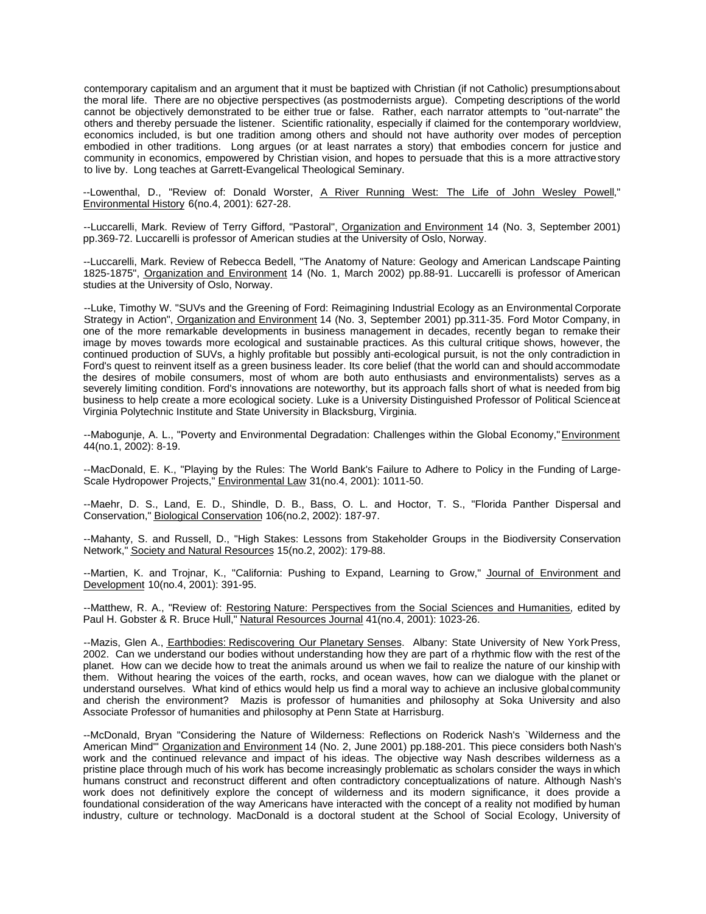contemporary capitalism and an argument that it must be baptized with Christian (if not Catholic) presumptions about the moral life. There are no objective perspectives (as postmodernists argue). Competing descriptions of the world cannot be objectively demonstrated to be either true or false. Rather, each narrator attempts to "out-narrate" the others and thereby persuade the listener. Scientific rationality, especially if claimed for the contemporary worldview, economics included, is but one tradition among others and should not have authority over modes of perception embodied in other traditions. Long argues (or at least narrates a story) that embodies concern for justice and community in economics, empowered by Christian vision, and hopes to persuade that this is a more attractive story to live by. Long teaches at Garrett-Evangelical Theological Seminary.

--Lowenthal, D., "Review of: Donald Worster, A River Running West: The Life of John Wesley Powell," Environmental History 6(no.4, 2001): 627-28.

--Luccarelli, Mark. Review of Terry Gifford, "Pastoral", Organization and Environment 14 (No. 3, September 2001) pp.369-72. Luccarelli is professor of American studies at the University of Oslo, Norway.

--Luccarelli, Mark. Review of Rebecca Bedell, "The Anatomy of Nature: Geology and American Landscape Painting 1825-1875", Organization and Environment 14 (No. 1, March 2002) pp.88-91. Luccarelli is professor of American studies at the University of Oslo, Norway.

--Luke, Timothy W. "SUVs and the Greening of Ford: Reimagining Industrial Ecology as an Environmental Corporate Strategy in Action", Organization and Environment 14 (No. 3, September 2001) pp.311-35. Ford Motor Company, in one of the more remarkable developments in business management in decades, recently began to remake their image by moves towards more ecological and sustainable practices. As this cultural critique shows, however, the continued production of SUVs, a highly profitable but possibly anti-ecological pursuit, is not the only contradiction in Ford's quest to reinvent itself as a green business leader. Its core belief (that the world can and should accommodate the desires of mobile consumers, most of whom are both auto enthusiasts and environmentalists) serves as a severely limiting condition. Ford's innovations are noteworthy, but its approach falls short of what is needed from big business to help create a more ecological society. Luke is a University Distinguished Professor of Political Science at Virginia Polytechnic Institute and State University in Blacksburg, Virginia.

--Mabogunje, A. L., "Poverty and Environmental Degradation: Challenges within the Global Economy," Environment 44(no.1, 2002): 8-19.

--MacDonald, E. K., "Playing by the Rules: The World Bank's Failure to Adhere to Policy in the Funding of Large-Scale Hydropower Projects," Environmental Law 31(no.4, 2001): 1011-50.

--Maehr, D. S., Land, E. D., Shindle, D. B., Bass, O. L. and Hoctor, T. S., "Florida Panther Dispersal and Conservation," Biological Conservation 106(no.2, 2002): 187-97.

--Mahanty, S. and Russell, D., "High Stakes: Lessons from Stakeholder Groups in the Biodiversity Conservation Network," Society and Natural Resources 15(no.2, 2002): 179-88.

--Martien, K. and Trojnar, K., "California: Pushing to Expand, Learning to Grow," Journal of Environment and Development 10(no.4, 2001): 391-95.

--Matthew, R. A., "Review of: Restoring Nature: Perspectives from the Social Sciences and Humanities, edited by Paul H. Gobster & R. Bruce Hull," Natural Resources Journal 41(no.4, 2001): 1023-26.

--Mazis, Glen A., Earthbodies: Rediscovering Our Planetary Senses. Albany: State University of New York Press, 2002. Can we understand our bodies without understanding how they are part of a rhythmic flow with the rest of the planet. How can we decide how to treat the animals around us when we fail to realize the nature of our kinship with them. Without hearing the voices of the earth, rocks, and ocean waves, how can we dialogue with the planet or understand ourselves. What kind of ethics would help us find a moral way to achieve an inclusive global community and cherish the environment? Mazis is professor of humanities and philosophy at Soka University and also Associate Professor of humanities and philosophy at Penn State at Harrisburg.

--McDonald, Bryan "Considering the Nature of Wilderness: Reflections on Roderick Nash's `Wilderness and the American Mind'" Organization and Environment 14 (No. 2, June 2001) pp.188-201. This piece considers both Nash's work and the continued relevance and impact of his ideas. The objective way Nash describes wilderness as a pristine place through much of his work has become increasingly problematic as scholars consider the ways in which humans construct and reconstruct different and often contradictory conceptualizations of nature. Although Nash's work does not definitively explore the concept of wilderness and its modern significance, it does provide a foundational consideration of the way Americans have interacted with the concept of a reality not modified by human industry, culture or technology. MacDonald is a doctoral student at the School of Social Ecology, University of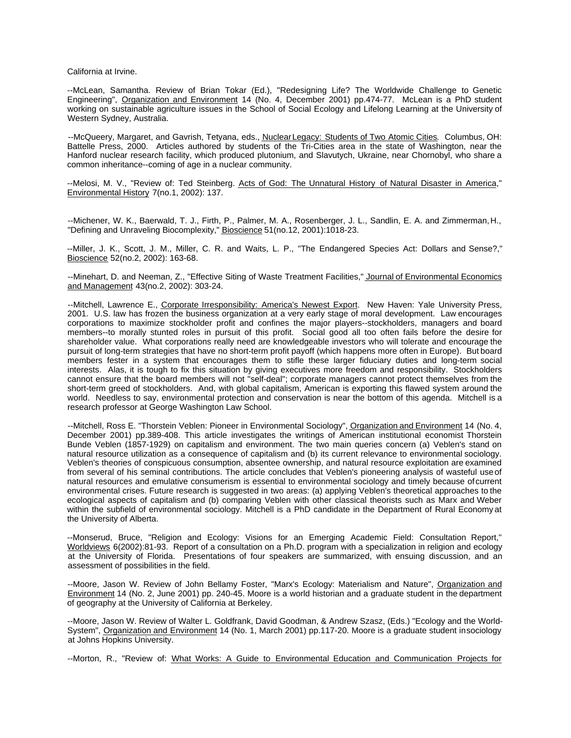California at Irvine.

--McLean, Samantha. Review of Brian Tokar (Ed.), "Redesigning Life? The Worldwide Challenge to Genetic Engineering", Organization and Environment 14 (No. 4, December 2001) pp.474-77. McLean is a PhD student working on sustainable agriculture issues in the School of Social Ecology and Lifelong Learning at the University of Western Sydney, Australia.

--McQueery, Margaret, and Gavrish, Tetyana, eds., Nuclear Legacy: Students of Two Atomic Cities. Columbus, OH: Battelle Press, 2000. Articles authored by students of the Tri-Cities area in the state of Washington, near the Hanford nuclear research facility, which produced plutonium, and Slavutych, Ukraine, near Chornobyl, who share a common inheritance--coming of age in a nuclear community.

--Melosi, M. V., "Review of: Ted Steinberg. Acts of God: The Unnatural History of Natural Disaster in America," Environmental History 7(no.1, 2002): 137.

--Michener, W. K., Baerwald, T. J., Firth, P., Palmer, M. A., Rosenberger, J. L., Sandlin, E. A. and Zimmerman, H., "Defining and Unraveling Biocomplexity," Bioscience 51(no.12, 2001):1018-23.

--Miller, J. K., Scott, J. M., Miller, C. R. and Waits, L. P., "The Endangered Species Act: Dollars and Sense?," Bioscience 52(no.2, 2002): 163-68.

--Minehart, D. and Neeman, Z., "Effective Siting of Waste Treatment Facilities," Journal of Environmental Economics and Management 43(no.2, 2002): 303-24.

--Mitchell, Lawrence E., Corporate Irresponsibility: America's Newest Export. New Haven: Yale University Press, 2001. U.S. law has frozen the business organization at a very early stage of moral development. Law encourages corporations to maximize stockholder profit and confines the major players--stockholders, managers and board members--to morally stunted roles in pursuit of this profit. Social good all too often fails before the desire for shareholder value. What corporations really need are knowledgeable investors who will tolerate and encourage the pursuit of long-term strategies that have no short-term profit payoff (which happens more often in Europe). But board members fester in a system that encourages them to stifle these larger fiduciary duties and long-term social interests. Alas, it is tough to fix this situation by giving executives more freedom and responsibility. Stockholders cannot ensure that the board members will not "self-deal"; corporate managers cannot protect themselves from the short-term greed of stockholders. And, with global capitalism, American is exporting this flawed system around the world. Needless to say, environmental protection and conservation is near the bottom of this agenda. Mitchell is a research professor at George Washington Law School.

--Mitchell, Ross E. "Thorstein Veblen: Pioneer in Environmental Sociology", Organization and Environment 14 (No. 4, December 2001) pp.389-408. This article investigates the writings of American institutional economist Thorstein Bunde Veblen (1857-1929) on capitalism and environment. The two main queries concern (a) Veblen's stand on natural resource utilization as a consequence of capitalism and (b) its current relevance to environmental sociology. Veblen's theories of conspicuous consumption, absentee ownership, and natural resource exploitation are examined from several of his seminal contributions. The article concludes that Veblen's pioneering analysis of wasteful use of natural resources and emulative consumerism is essential to environmental sociology and timely because of current environmental crises. Future research is suggested in two areas: (a) applying Veblen's theoretical approaches to the ecological aspects of capitalism and (b) comparing Veblen with other classical theorists such as Marx and Weber within the subfield of environmental sociology. Mitchell is a PhD candidate in the Department of Rural Economy at the University of Alberta.

--Monserud, Bruce, "Religion and Ecology: Visions for an Emerging Academic Field: Consultation Report," Worldviews 6(2002):81-93. Report of a consultation on a Ph.D. program with a specialization in religion and ecology at the University of Florida. Presentations of four speakers are summarized, with ensuing discussion, and an assessment of possibilities in the field.

--Moore, Jason W. Review of John Bellamy Foster, "Marx's Ecology: Materialism and Nature", Organization and Environment 14 (No. 2, June 2001) pp. 240-45. Moore is a world historian and a graduate student in the department of geography at the University of California at Berkeley.

--Moore, Jason W. Review of Walter L. Goldfrank, David Goodman, & Andrew Szasz, (Eds.) "Ecology and the World-System", Organization and Environment 14 (No. 1, March 2001) pp.117-20. Moore is a graduate student in sociology at Johns Hopkins University.

--Morton, R., "Review of: What Works: A Guide to Environmental Education and Communication Projects for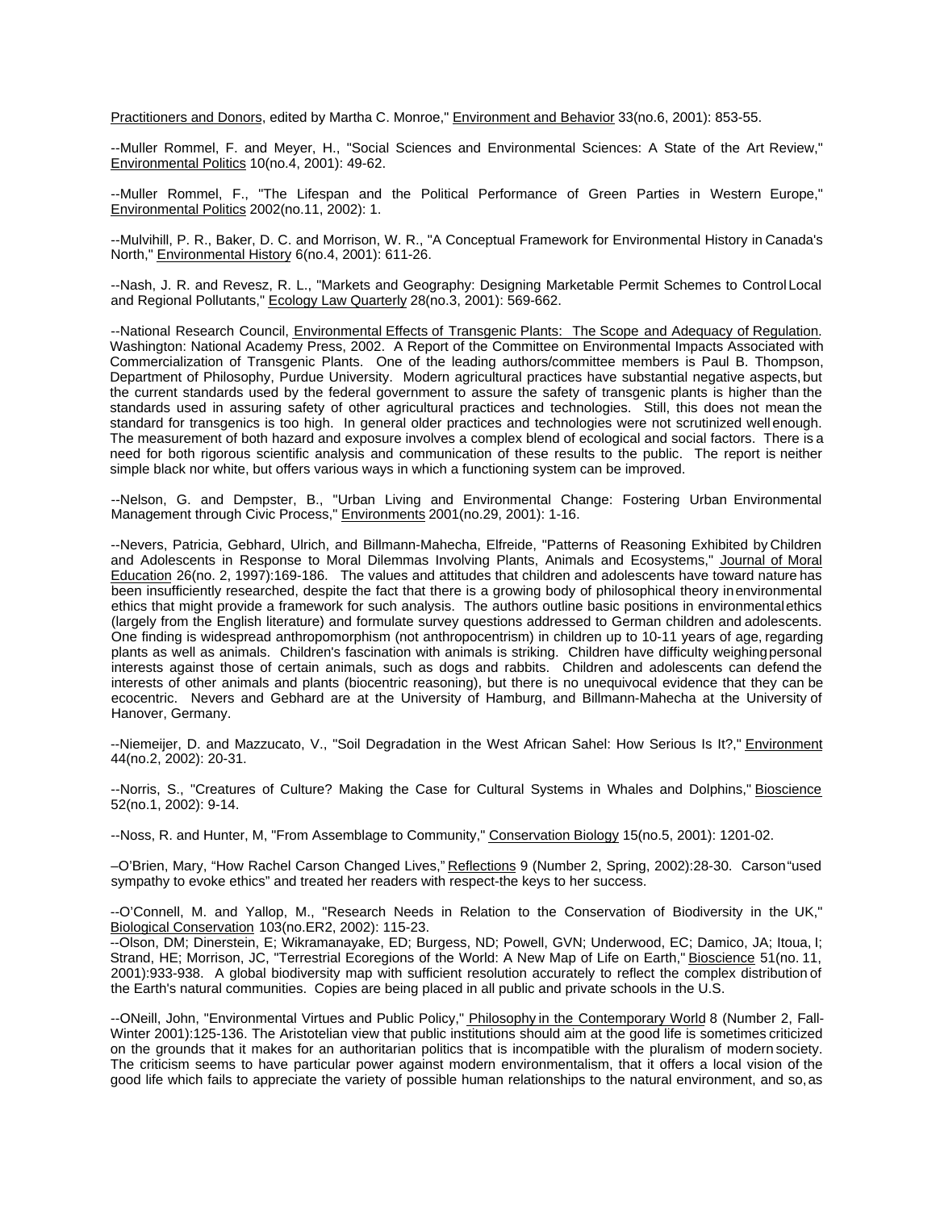Practitioners and Donors, edited by Martha C. Monroe," Environment and Behavior 33(no.6, 2001): 853-55.

--Muller Rommel, F. and Meyer, H., "Social Sciences and Environmental Sciences: A State of the Art Review," Environmental Politics 10(no.4, 2001): 49-62.

--Muller Rommel, F., "The Lifespan and the Political Performance of Green Parties in Western Europe," Environmental Politics 2002(no.11, 2002): 1.

--Mulvihill, P. R., Baker, D. C. and Morrison, W. R., "A Conceptual Framework for Environmental History in Canada's North," Environmental History 6(no.4, 2001): 611-26.

--Nash, J. R. and Revesz, R. L., "Markets and Geography: Designing Marketable Permit Schemes to Control Local and Regional Pollutants," Ecology Law Quarterly 28(no.3, 2001): 569-662.

--National Research Council, Environmental Effects of Transgenic Plants: The Scope and Adequacy of Regulation. Washington: National Academy Press, 2002. A Report of the Committee on Environmental Impacts Associated with Commercialization of Transgenic Plants. One of the leading authors/committee members is Paul B. Thompson, Department of Philosophy, Purdue University. Modern agricultural practices have substantial negative aspects, but the current standards used by the federal government to assure the safety of transgenic plants is higher than the standards used in assuring safety of other agricultural practices and technologies. Still, this does not mean the standard for transgenics is too high. In general older practices and technologies were not scrutinized well enough. The measurement of both hazard and exposure involves a complex blend of ecological and social factors. There is a need for both rigorous scientific analysis and communication of these results to the public. The report is neither simple black nor white, but offers various ways in which a functioning system can be improved.

--Nelson, G. and Dempster, B., "Urban Living and Environmental Change: Fostering Urban Environmental Management through Civic Process," Environments 2001(no.29, 2001): 1-16.

--Nevers, Patricia, Gebhard, Ulrich, and Billmann-Mahecha, Elfreide, "Patterns of Reasoning Exhibited by Children and Adolescents in Response to Moral Dilemmas Involving Plants, Animals and Ecosystems," Journal of Moral Education 26(no. 2, 1997):169-186. The values and attitudes that children and adolescents have toward nature has been insufficiently researched, despite the fact that there is a growing body of philosophical theory in environmental ethics that might provide a framework for such analysis. The authors outline basic positions in environmental ethics (largely from the English literature) and formulate survey questions addressed to German children and adolescents. One finding is widespread anthropomorphism (not anthropocentrism) in children up to 10-11 years of age, regarding plants as well as animals. Children's fascination with animals is striking. Children have difficulty weighing personal interests against those of certain animals, such as dogs and rabbits. Children and adolescents can defend the interests of other animals and plants (biocentric reasoning), but there is no unequivocal evidence that they can be ecocentric. Nevers and Gebhard are at the University of Hamburg, and Billmann-Mahecha at the University of Hanover, Germany.

--Niemeijer, D. and Mazzucato, V., "Soil Degradation in the West African Sahel: How Serious Is It?," Environment 44(no.2, 2002): 20-31.

--Norris, S., "Creatures of Culture? Making the Case for Cultural Systems in Whales and Dolphins," Bioscience 52(no.1, 2002): 9-14.

--Noss, R. and Hunter, M, "From Assemblage to Community," Conservation Biology 15(no.5, 2001): 1201-02.

–O'Brien, Mary, "How Rachel Carson Changed Lives," Reflections 9 (Number 2, Spring, 2002):28-30. Carson "used sympathy to evoke ethics" and treated her readers with respect-the keys to her success.

--O'Connell, M. and Yallop, M., "Research Needs in Relation to the Conservation of Biodiversity in the UK," Biological Conservation 103(no.ER2, 2002): 115-23.

--Olson, DM; Dinerstein, E; Wikramanayake, ED; Burgess, ND; Powell, GVN; Underwood, EC; Damico, JA; Itoua, I; Strand, HE; Morrison, JC, "Terrestrial Ecoregions of the World: A New Map of Life on Earth," Bioscience 51(no. 11, 2001):933-938. A global biodiversity map with sufficient resolution accurately to reflect the complex distribution of the Earth's natural communities. Copies are being placed in all public and private schools in the U.S.

--ONeill, John, "Environmental Virtues and Public Policy," Philosophy in the Contemporary World 8 (Number 2, Fall-Winter 2001):125-136. The Aristotelian view that public institutions should aim at the good life is sometimes criticized on the grounds that it makes for an authoritarian politics that is incompatible with the pluralism of modern society. The criticism seems to have particular power against modern environmentalism, that it offers a local vision of the good life which fails to appreciate the variety of possible human relationships to the natural environment, and so, as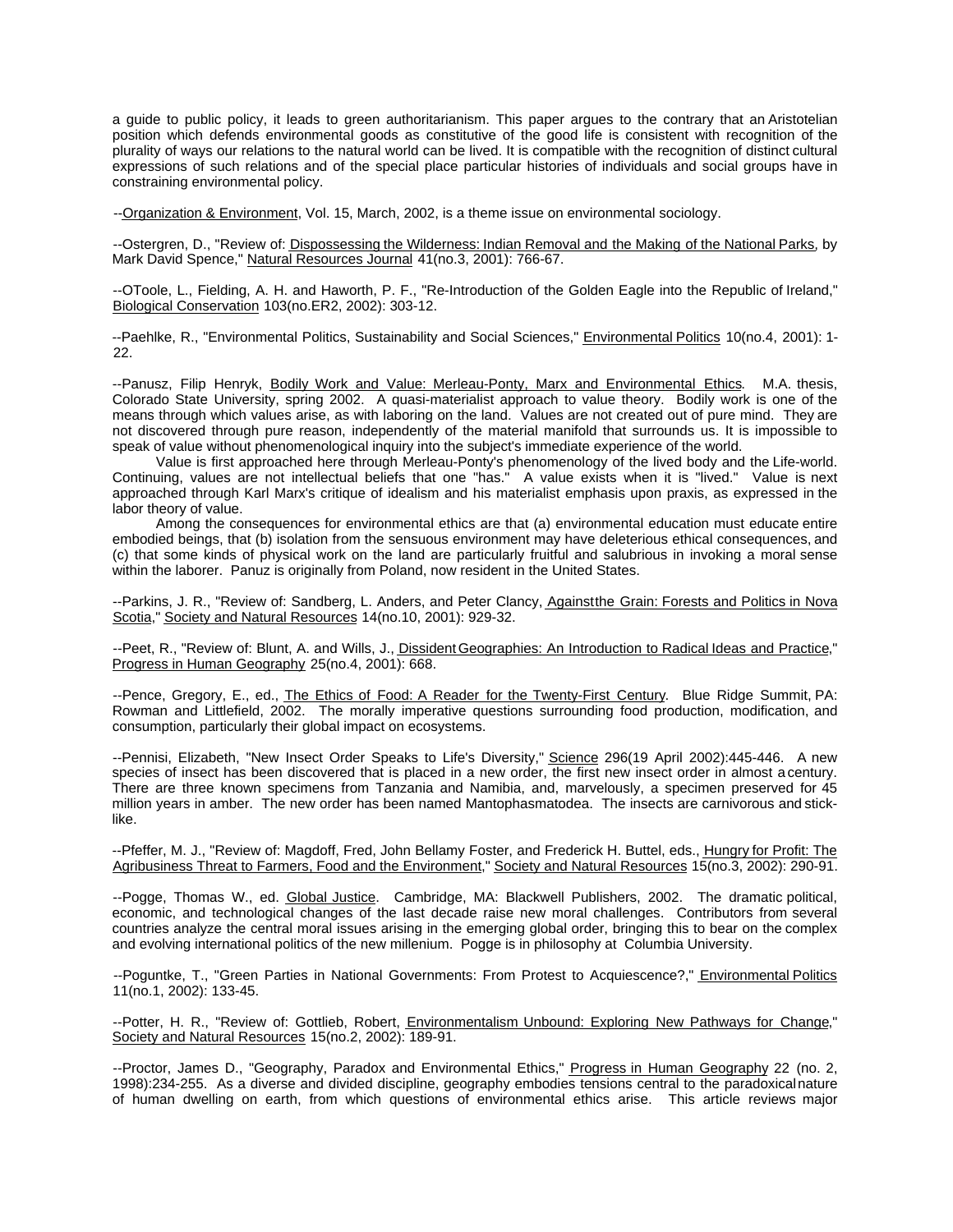a guide to public policy, it leads to green authoritarianism. This paper argues to the contrary that an Aristotelian position which defends environmental goods as constitutive of the good life is consistent with recognition of the plurality of ways our relations to the natural world can be lived. It is compatible with the recognition of distinct cultural expressions of such relations and of the special place particular histories of individuals and social groups have in constraining environmental policy.

--Organization & Environment, Vol. 15, March, 2002, is a theme issue on environmental sociology.

--Ostergren, D., "Review of: Dispossessing the Wilderness: Indian Removal and the Making of the National Parks, by Mark David Spence," Natural Resources Journal 41(no.3, 2001): 766-67.

--OToole, L., Fielding, A. H. and Haworth, P. F., "Re-Introduction of the Golden Eagle into the Republic of Ireland," Biological Conservation 103(no.ER2, 2002): 303-12.

--Paehlke, R., "Environmental Politics, Sustainability and Social Sciences," Environmental Politics 10(no.4, 2001): 1-22.

--Panusz, Filip Henryk, Bodily Work and Value: Merleau-Ponty, Marx and Environmental Ethics. M.A. thesis, Colorado State University, spring 2002. A quasi-materialist approach to value theory. Bodily work is one of the means through which values arise, as with laboring on the land. Values are not created out of pure mind. They are not discovered through pure reason, independently of the material manifold that surrounds us. It is impossible to speak of value without phenomenological inquiry into the subject's immediate experience of the world.

Value is first approached here through Merleau-Ponty's phenomenology of the lived body and the Life-world. Continuing, values are not intellectual beliefs that one "has." A value exists when it is "lived." Value is next approached through Karl Marx's critique of idealism and his materialist emphasis upon praxis, as expressed in the labor theory of value.

Among the consequences for environmental ethics are that (a) environmental education must educate entire embodied beings, that (b) isolation from the sensuous environment may have deleterious ethical consequences, and (c) that some kinds of physical work on the land are particularly fruitful and salubrious in invoking a moral sense within the laborer. Panuz is originally from Poland, now resident in the United States.

--Parkins, J. R., "Review of: Sandberg, L. Anders, and Peter Clancy, Against the Grain: Forests and Politics in Nova Scotia," Society and Natural Resources 14(no.10, 2001): 929-32.

--Peet, R., "Review of: Blunt, A. and Wills, J., Dissident Geographies: An Introduction to Radical Ideas and Practice," Progress in Human Geography 25(no.4, 2001): 668.

--Pence, Gregory, E., ed., The Ethics of Food: A Reader for the Twenty-First Century. Blue Ridge Summit, PA: Rowman and Littlefield, 2002. The morally imperative questions surrounding food production, modification, and consumption, particularly their global impact on ecosystems.

--Pennisi, Elizabeth, "New Insect Order Speaks to Life's Diversity," Science 296(19 April 2002):445-446. A new species of insect has been discovered that is placed in a new order, the first new insect order in almost a century. There are three known specimens from Tanzania and Namibia, and, marvelously, a specimen preserved for 45 million years in amber. The new order has been named Mantophasmatodea. The insects are carnivorous and stick-like.

--Pfeffer, M. J., "Review of: Magdoff, Fred, John Bellamy Foster, and Frederick H. Buttel, eds., Hungry for Profit: The Agribusiness Threat to Farmers, Food and the Environment," Society and Natural Resources 15(no.3, 2002): 290-91.

--Pogge, Thomas W., ed. Global Justice. Cambridge, MA: Blackwell Publishers, 2002. The dramatic political, economic, and technological changes of the last decade raise new moral challenges. Contributors from several countries analyze the central moral issues arising in the emerging global order, bringing this to bear on the complex and evolving international politics of the new millenium. Pogge is in philosophy at Columbia University.

--Poguntke, T., "Green Parties in National Governments: From Protest to Acquiescence?," Environmental Politics 11(no.1, 2002): 133-45.

--Potter, H. R., "Review of: Gottlieb, Robert, Environmentalism Unbound: Exploring New Pathways for Change," Society and Natural Resources 15(no.2, 2002): 189-91.

--Proctor, James D., "Geography, Paradox and Environmental Ethics," Progress in Human Geography 22 (no. 2, 1998):234-255. As a diverse and divided discipline, geography embodies tensions central to the paradoxical nature of human dwelling on earth, from which questions of environmental ethics arise. This article reviews major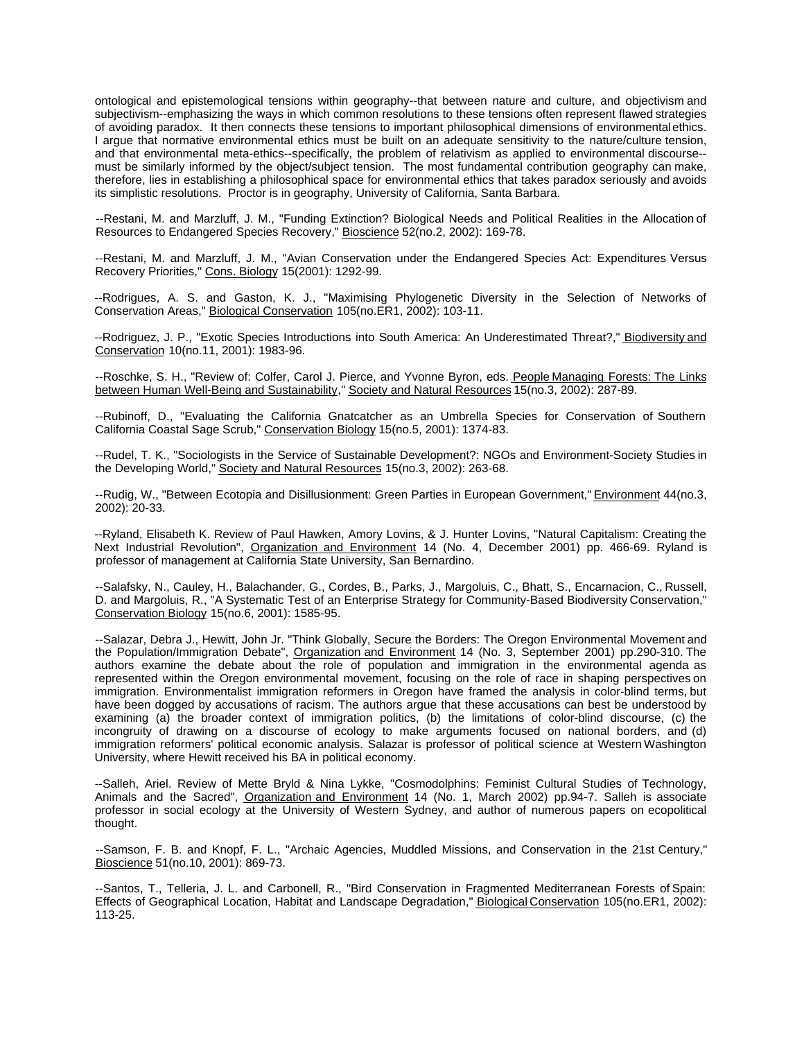ontological and epistemological tensions within geography--that between nature and culture, and objectivism and subjectivism--emphasizing the ways in which common resolutions to these tensions often represent flawed strategies of avoiding paradox. It then connects these tensions to important philosophical dimensions of environmental ethics. I argue that normative environmental ethics must be built on an adequate sensitivity to the nature/culture tension, and that environmental meta-ethics--specifically, the problem of relativism as applied to environmental discourse--must be similarly informed by the object/subject tension. The most fundamental contribution geography can make, therefore, lies in establishing a philosophical space for environmental ethics that takes paradox seriously and avoids its simplistic resolutions. Proctor is in geography, University of California, Santa Barbara.

--Restani, M. and Marzluff, J. M., "Funding Extinction? Biological Needs and Political Realities in the Allocation of Resources to Endangered Species Recovery," Bioscience 52(no.2, 2002): 169-78.

--Restani, M. and Marzluff, J. M., "Avian Conservation under the Endangered Species Act: Expenditures Versus Recovery Priorities," Cons. Biology 15(2001): 1292-99.

--Rodrigues, A. S. and Gaston, K. J., "Maximising Phylogenetic Diversity in the Selection of Networks of Conservation Areas," Biological Conservation 105(no.ER1, 2002): 103-11.

--Rodriguez, J. P., "Exotic Species Introductions into South America: An Underestimated Threat?," Biodiversity and Conservation 10(no.11, 2001): 1983-96.

--Roschke, S. H., "Review of: Colfer, Carol J. Pierce, and Yvonne Byron, eds. People Managing Forests: The Links between Human Well-Being and Sustainability," Society and Natural Resources 15(no.3, 2002): 287-89.

--Rubinoff, D., "Evaluating the California Gnatcatcher as an Umbrella Species for Conservation of Southern California Coastal Sage Scrub," Conservation Biology 15(no.5, 2001): 1374-83.

--Rudel, T. K., "Sociologists in the Service of Sustainable Development?: NGOs and Environment-Society Studies in the Developing World," Society and Natural Resources 15(no.3, 2002): 263-68.

--Rudig, W., "Between Ecotopia and Disillusionment: Green Parties in European Government," Environment 44(no.3, 2002): 20-33.

--Ryland, Elisabeth K. Review of Paul Hawken, Amory Lovins, & J. Hunter Lovins, "Natural Capitalism: Creating the Next Industrial Revolution", Organization and Environment 14 (No. 4, December 2001) pp. 466-69. Ryland is professor of management at California State University, San Bernardino.

--Salafsky, N., Cauley, H., Balachander, G., Cordes, B., Parks, J., Margoluis, C., Bhatt, S., Encarnacion, C., Russell, D. and Margoluis, R., "A Systematic Test of an Enterprise Strategy for Community-Based Biodiversity Conservation," Conservation Biology 15(no.6, 2001): 1585-95.

--Salazar, Debra J., Hewitt, John Jr. "Think Globally, Secure the Borders: The Oregon Environmental Movement and the Population/Immigration Debate", Organization and Environment 14 (No. 3, September 2001) pp.290-310. The authors examine the debate about the role of population and immigration in the environmental agenda as represented within the Oregon environmental movement, focusing on the role of race in shaping perspectives on immigration. Environmentalist immigration reformers in Oregon have framed the analysis in color-blind terms, but have been dogged by accusations of racism. The authors argue that these accusations can best be understood by examining (a) the broader context of immigration politics, (b) the limitations of color-blind discourse, (c) the incongruity of drawing on a discourse of ecology to make arguments focused on national borders, and (d) immigration reformers' political economic analysis. Salazar is professor of political science at Western Washington University, where Hewitt received his BA in political economy.

--Salleh, Ariel. Review of Mette Bryld & Nina Lykke, "Cosmodolphins: Feminist Cultural Studies of Technology, Animals and the Sacred", Organization and Environment 14 (No. 1, March 2002) pp.94-7. Salleh is associate professor in social ecology at the University of Western Sydney, and author of numerous papers on ecopolitical thought.

--Samson, F. B. and Knopf, F. L., "Archaic Agencies, Muddled Missions, and Conservation in the 21st Century," Bioscience 51(no.10, 2001): 869-73.

--Santos, T., Telleria, J. L. and Carbonell, R., "Bird Conservation in Fragmented Mediterranean Forests of Spain: Effects of Geographical Location, Habitat and Landscape Degradation," Biological Conservation 105(no.ER1, 2002): 113-25.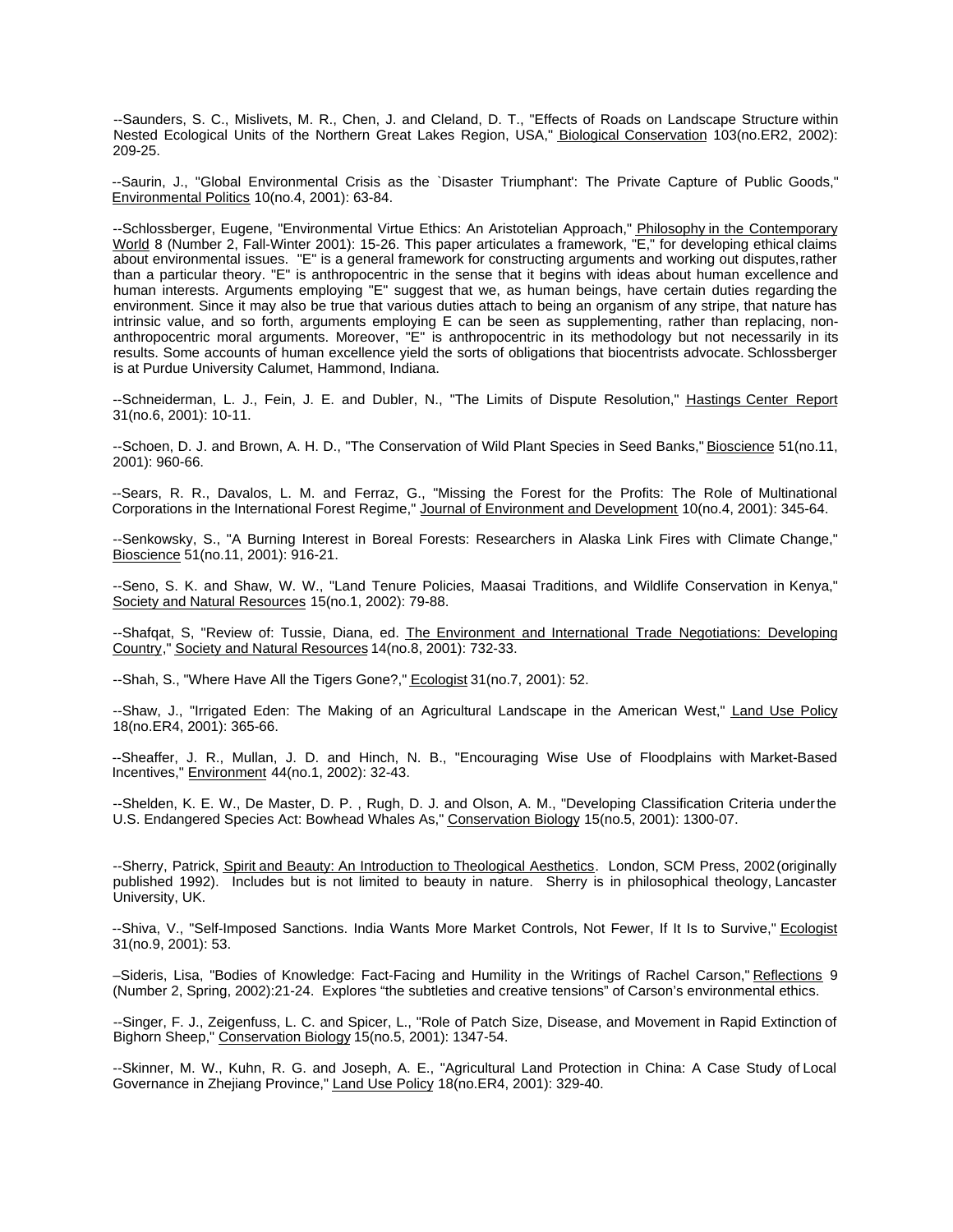--Saunders, S. C., Mislivets, M. R., Chen, J. and Cleland, D. T., "Effects of Roads on Landscape Structure within Nested Ecological Units of the Northern Great Lakes Region, USA," Biological Conservation 103(no.ER2, 2002): 209-25.

--Saurin, J., "Global Environmental Crisis as the `Disaster Triumphant': The Private Capture of Public Goods," Environmental Politics 10(no.4, 2001): 63-84.

--Schlossberger, Eugene, "Environmental Virtue Ethics: An Aristotelian Approach," Philosophy in the Contemporary World 8 (Number 2, Fall-Winter 2001): 15-26. This paper articulates a framework, "E," for developing ethical claims about environmental issues. "E" is a general framework for constructing arguments and working out disputes, rather than a particular theory. "E" is anthropocentric in the sense that it begins with ideas about human excellence and human interests. Arguments employing "E" suggest that we, as human beings, have certain duties regarding the environment. Since it may also be true that various duties attach to being an organism of any stripe, that nature has intrinsic value, and so forth, arguments employing E can be seen as supplementing, rather than replacing, non-anthropocentric moral arguments. Moreover, "E" is anthropocentric in its methodology but not necessarily in its results. Some accounts of human excellence yield the sorts of obligations that biocentrists advocate. Schlossberger is at Purdue University Calumet, Hammond, Indiana.

--Schneiderman, L. J., Fein, J. E. and Dubler, N., "The Limits of Dispute Resolution," Hastings Center Report 31(no.6, 2001): 10-11.

--Schoen, D. J. and Brown, A. H. D., "The Conservation of Wild Plant Species in Seed Banks," Bioscience 51(no.11, 2001): 960-66.

--Sears, R. R., Davalos, L. M. and Ferraz, G., "Missing the Forest for the Profits: The Role of Multinational Corporations in the International Forest Regime," Journal of Environment and Development 10(no.4, 2001): 345-64.

--Senkowsky, S., "A Burning Interest in Boreal Forests: Researchers in Alaska Link Fires with Climate Change," Bioscience 51(no.11, 2001): 916-21.

--Seno, S. K. and Shaw, W. W., "Land Tenure Policies, Maasai Traditions, and Wildlife Conservation in Kenya," Society and Natural Resources 15(no.1, 2002): 79-88.

--Shafqat, S, "Review of: Tussie, Diana, ed. The Environment and International Trade Negotiations: Developing Country," Society and Natural Resources 14(no.8, 2001): 732-33.

--Shah, S., "Where Have All the Tigers Gone?," Ecologist 31(no.7, 2001): 52.

--Shaw, J., "Irrigated Eden: The Making of an Agricultural Landscape in the American West," Land Use Policy 18(no.ER4, 2001): 365-66.

--Sheaffer, J. R., Mullan, J. D. and Hinch, N. B., "Encouraging Wise Use of Floodplains with Market-Based Incentives," Environment 44(no.1, 2002): 32-43.

--Shelden, K. E. W., De Master, D. P. , Rugh, D. J. and Olson, A. M., "Developing Classification Criteria under the U.S. Endangered Species Act: Bowhead Whales As," Conservation Biology 15(no.5, 2001): 1300-07.

--Sherry, Patrick, Spirit and Beauty: An Introduction to Theological Aesthetics. London, SCM Press, 2002 (originally published 1992). Includes but is not limited to beauty in nature. Sherry is in philosophical theology, Lancaster University, UK.

--Shiva, V., "Self-Imposed Sanctions. India Wants More Market Controls, Not Fewer, If It Is to Survive," Ecologist 31(no.9, 2001): 53.

–Sideris, Lisa, "Bodies of Knowledge: Fact-Facing and Humility in the Writings of Rachel Carson," Reflections 9 (Number 2, Spring, 2002):21-24. Explores "the subtleties and creative tensions" of Carson's environmental ethics.

--Singer, F. J., Zeigenfuss, L. C. and Spicer, L., "Role of Patch Size, Disease, and Movement in Rapid Extinction of Bighorn Sheep," Conservation Biology 15(no.5, 2001): 1347-54.

--Skinner, M. W., Kuhn, R. G. and Joseph, A. E., "Agricultural Land Protection in China: A Case Study of Local Governance in Zhejiang Province," Land Use Policy 18(no.ER4, 2001): 329-40.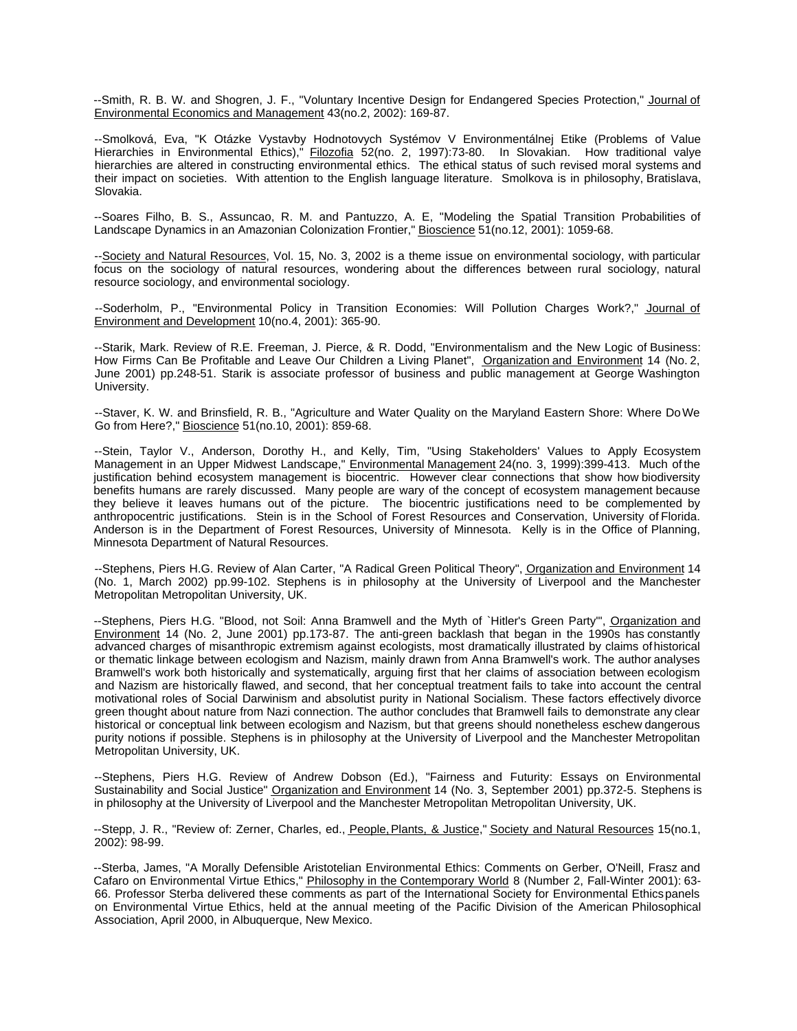--Smith, R. B. W. and Shogren, J. F., "Voluntary Incentive Design for Endangered Species Protection," Journal of Environmental Economics and Management 43(no.2, 2002): 169-87.

--Smolková, Eva, "K Otázke Vystavby Hodnotovych Systémov V Environmentálnej Etike (Problems of Value Hierarchies in Environmental Ethics)," Filozofia 52(no. 2, 1997):73-80. In Slovakian. How traditional valye hierarchies are altered in constructing environmental ethics. The ethical status of such revised moral systems and their impact on societies. With attention to the English language literature. Smolkova is in philosophy, Bratislava, Slovakia.

--Soares Filho, B. S., Assuncao, R. M. and Pantuzzo, A. E, "Modeling the Spatial Transition Probabilities of Landscape Dynamics in an Amazonian Colonization Frontier," Bioscience 51(no.12, 2001): 1059-68.

--Society and Natural Resources, Vol. 15, No. 3, 2002 is a theme issue on environmental sociology, with particular focus on the sociology of natural resources, wondering about the differences between rural sociology, natural resource sociology, and environmental sociology.

--Soderholm, P., "Environmental Policy in Transition Economies: Will Pollution Charges Work?," Journal of Environment and Development 10(no.4, 2001): 365-90.

--Starik, Mark. Review of R.E. Freeman, J. Pierce, & R. Dodd, "Environmentalism and the New Logic of Business: How Firms Can Be Profitable and Leave Our Children a Living Planet", Organization and Environment 14 (No. 2, June 2001) pp.248-51. Starik is associate professor of business and public management at George Washington University.

--Staver, K. W. and Brinsfield, R. B., "Agriculture and Water Quality on the Maryland Eastern Shore: Where Do We Go from Here?," Bioscience 51(no.10, 2001): 859-68.

--Stein, Taylor V., Anderson, Dorothy H., and Kelly, Tim, "Using Stakeholders' Values to Apply Ecosystem Management in an Upper Midwest Landscape," Environmental Management 24(no. 3, 1999):399-413. Much of the justification behind ecosystem management is biocentric. However clear connections that show how biodiversity benefits humans are rarely discussed. Many people are wary of the concept of ecosystem management because they believe it leaves humans out of the picture. The biocentric justifications need to be complemented by anthropocentric justifications. Stein is in the School of Forest Resources and Conservation, University of Florida. Anderson is in the Department of Forest Resources, University of Minnesota. Kelly is in the Office of Planning, Minnesota Department of Natural Resources.

--Stephens, Piers H.G. Review of Alan Carter, "A Radical Green Political Theory", Organization and Environment 14 (No. 1, March 2002) pp.99-102. Stephens is in philosophy at the University of Liverpool and the Manchester Metropolitan Metropolitan University, UK.

--Stephens, Piers H.G. "Blood, not Soil: Anna Bramwell and the Myth of `Hitler's Green Party'", Organization and Environment 14 (No. 2, June 2001) pp.173-87. The anti-green backlash that began in the 1990s has constantly advanced charges of misanthropic extremism against ecologists, most dramatically illustrated by claims of historical or thematic linkage between ecologism and Nazism, mainly drawn from Anna Bramwell's work. The author analyses Bramwell's work both historically and systematically, arguing first that her claims of association between ecologism and Nazism are historically flawed, and second, that her conceptual treatment fails to take into account the central motivational roles of Social Darwinism and absolutist purity in National Socialism. These factors effectively divorce green thought about nature from Nazi connection. The author concludes that Bramwell fails to demonstrate any clear historical or conceptual link between ecologism and Nazism, but that greens should nonetheless eschew dangerous purity notions if possible. Stephens is in philosophy at the University of Liverpool and the Manchester Metropolitan Metropolitan University, UK.

--Stephens, Piers H.G. Review of Andrew Dobson (Ed.), "Fairness and Futurity: Essays on Environmental Sustainability and Social Justice" Organization and Environment 14 (No. 3, September 2001) pp.372-5. Stephens is in philosophy at the University of Liverpool and the Manchester Metropolitan Metropolitan University, UK.

--Stepp, J. R., "Review of: Zerner, Charles, ed., People, Plants, & Justice," Society and Natural Resources 15(no.1, 2002): 98-99.

--Sterba, James, "A Morally Defensible Aristotelian Environmental Ethics: Comments on Gerber, O'Neill, Frasz and Cafaro on Environmental Virtue Ethics," Philosophy in the Contemporary World 8 (Number 2, Fall-Winter 2001): 63-66. Professor Sterba delivered these comments as part of the International Society for Environmental Ethics panels on Environmental Virtue Ethics, held at the annual meeting of the Pacific Division of the American Philosophical Association, April 2000, in Albuquerque, New Mexico.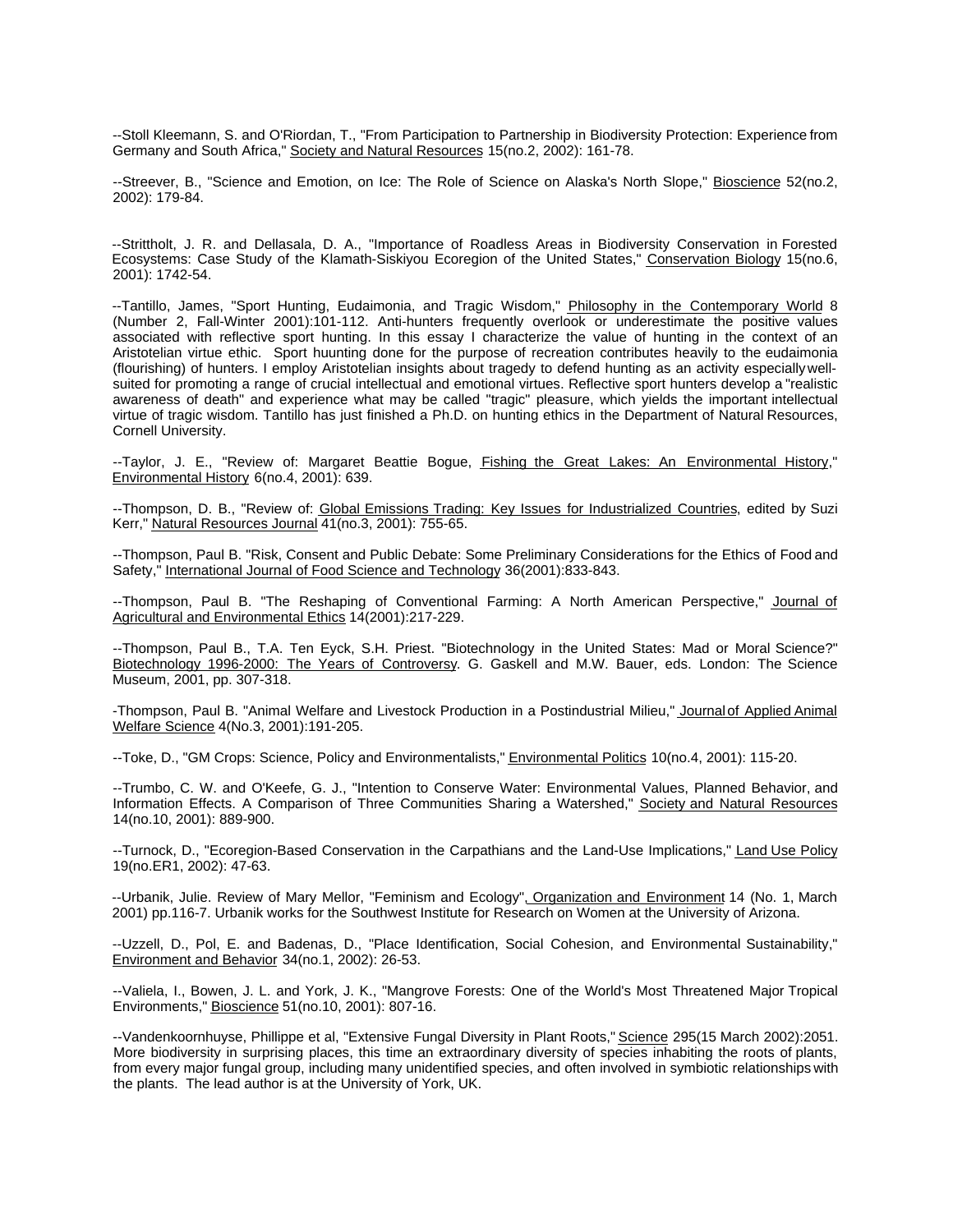--Stoll Kleemann, S. and O'Riordan, T., "From Participation to Partnership in Biodiversity Protection: Experience from Germany and South Africa," Society and Natural Resources 15(no.2, 2002): 161-78.

--Streever, B., "Science and Emotion, on Ice: The Role of Science on Alaska's North Slope," Bioscience 52(no.2, 2002): 179-84.

--Strittholt, J. R. and Dellasala, D. A., "Importance of Roadless Areas in Biodiversity Conservation in Forested Ecosystems: Case Study of the Klamath-Siskiyou Ecoregion of the United States," Conservation Biology 15(no.6, 2001): 1742-54.

--Tantillo, James, "Sport Hunting, Eudaimonia, and Tragic Wisdom," Philosophy in the Contemporary World 8 (Number 2, Fall-Winter 2001):101-112. Anti-hunters frequently overlook or underestimate the positive values associated with reflective sport hunting. In this essay I characterize the value of hunting in the context of an Aristotelian virtue ethic. Sport huunting done for the purpose of recreation contributes heavily to the eudaimonia (flourishing) of hunters. I employ Aristotelian insights about tragedy to defend hunting as an activity especially well-suited for promoting a range of crucial intellectual and emotional virtues. Reflective sport hunters develop a "realistic awareness of death" and experience what may be called "tragic" pleasure, which yields the important intellectual virtue of tragic wisdom. Tantillo has just finished a Ph.D. on hunting ethics in the Department of Natural Resources, Cornell University.

--Taylor, J. E., "Review of: Margaret Beattie Bogue, Fishing the Great Lakes: An Environmental History," Environmental History 6(no.4, 2001): 639.

--Thompson, D. B., "Review of: Global Emissions Trading: Key Issues for Industrialized Countries, edited by Suzi Kerr," Natural Resources Journal 41(no.3, 2001): 755-65.

--Thompson, Paul B. "Risk, Consent and Public Debate: Some Preliminary Considerations for the Ethics of Food and Safety," International Journal of Food Science and Technology 36(2001):833-843.

--Thompson, Paul B. "The Reshaping of Conventional Farming: A North American Perspective," Journal of Agricultural and Environmental Ethics 14(2001):217-229.

--Thompson, Paul B., T.A. Ten Eyck, S.H. Priest. "Biotechnology in the United States: Mad or Moral Science?" Biotechnology 1996-2000: The Years of Controversy. G. Gaskell and M.W. Bauer, eds. London: The Science Museum, 2001, pp. 307-318.

-Thompson, Paul B. "Animal Welfare and Livestock Production in a Postindustrial Milieu," Journal of Applied Animal Welfare Science 4(No.3, 2001):191-205.

--Toke, D., "GM Crops: Science, Policy and Environmentalists," Environmental Politics 10(no.4, 2001): 115-20.

--Trumbo, C. W. and O'Keefe, G. J., "Intention to Conserve Water: Environmental Values, Planned Behavior, and Information Effects. A Comparison of Three Communities Sharing a Watershed," Society and Natural Resources 14(no.10, 2001): 889-900.

--Turnock, D., "Ecoregion-Based Conservation in the Carpathians and the Land-Use Implications," Land Use Policy 19(no.ER1, 2002): 47-63.

--Urbanik, Julie. Review of Mary Mellor, "Feminism and Ecology", Organization and Environment 14 (No. 1, March 2001) pp.116-7. Urbanik works for the Southwest Institute for Research on Women at the University of Arizona.

--Uzzell, D., Pol, E. and Badenas, D., "Place Identification, Social Cohesion, and Environmental Sustainability," Environment and Behavior 34(no.1, 2002): 26-53.

--Valiela, I., Bowen, J. L. and York, J. K., "Mangrove Forests: One of the World's Most Threatened Major Tropical Environments," Bioscience 51(no.10, 2001): 807-16.

--Vandenkoornhuyse, Phillippe et al, "Extensive Fungal Diversity in Plant Roots," Science 295(15 March 2002):2051. More biodiversity in surprising places, this time an extraordinary diversity of species inhabiting the roots of plants, from every major fungal group, including many unidentified species, and often involved in symbiotic relationships with the plants. The lead author is at the University of York, UK.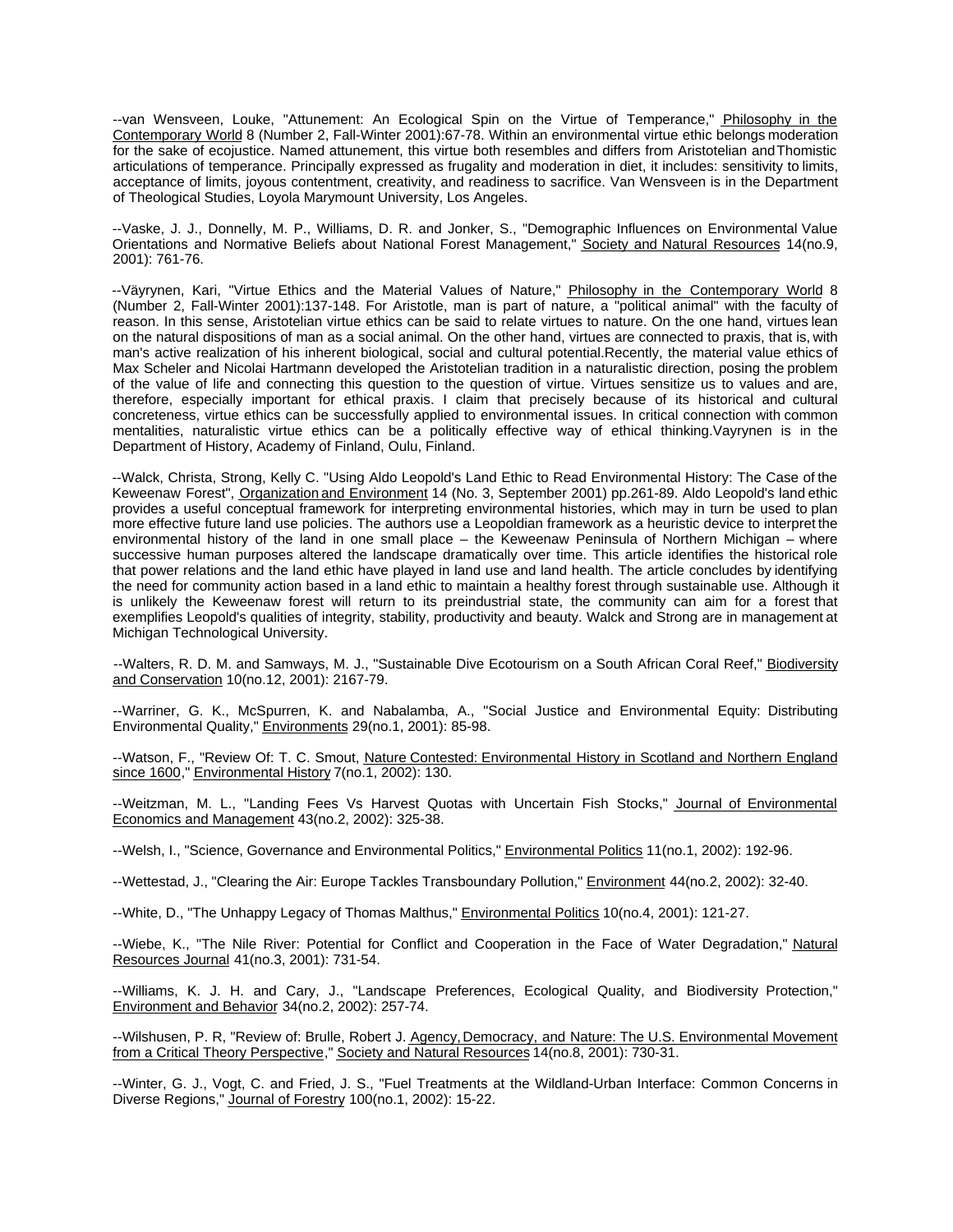--van Wensveen, Louke, "Attunement: An Ecological Spin on the Virtue of Temperance," Philosophy in the Contemporary World 8 (Number 2, Fall-Winter 2001):67-78. Within an environmental virtue ethic belongs moderation for the sake of ecojustice. Named attunement, this virtue both resembles and differs from Aristotelian and Thomistic articulations of temperance. Principally expressed as frugality and moderation in diet, it includes: sensitivity to limits, acceptance of limits, joyous contentment, creativity, and readiness to sacrifice. Van Wensveen is in the Department of Theological Studies, Loyola Marymount University, Los Angeles.

--Vaske, J. J., Donnelly, M. P., Williams, D. R. and Jonker, S., "Demographic Influences on Environmental Value Orientations and Normative Beliefs about National Forest Management," Society and Natural Resources 14(no.9, 2001): 761-76.

--Väyrynen, Kari, "Virtue Ethics and the Material Values of Nature," Philosophy in the Contemporary World 8 (Number 2, Fall-Winter 2001):137-148. For Aristotle, man is part of nature, a "political animal" with the faculty of reason. In this sense, Aristotelian virtue ethics can be said to relate virtues to nature. On the one hand, virtues lean on the natural dispositions of man as a social animal. On the other hand, virtues are connected to praxis, that is, with man's active realization of his inherent biological, social and cultural potential.Recently, the material value ethics of Max Scheler and Nicolai Hartmann developed the Aristotelian tradition in a naturalistic direction, posing the problem of the value of life and connecting this question to the question of virtue. Virtues sensitize us to values and are, therefore, especially important for ethical praxis. I claim that precisely because of its historical and cultural concreteness, virtue ethics can be successfully applied to environmental issues. In critical connection with common mentalities, naturalistic virtue ethics can be a politically effective way of ethical thinking.Vayrynen is in the Department of History, Academy of Finland, Oulu, Finland.

--Walck, Christa, Strong, Kelly C. "Using Aldo Leopold's Land Ethic to Read Environmental History: The Case of the Keweenaw Forest", Organization and Environment 14 (No. 3, September 2001) pp.261-89. Aldo Leopold's land ethic provides a useful conceptual framework for interpreting environmental histories, which may in turn be used to plan more effective future land use policies. The authors use a Leopoldian framework as a heuristic device to interpret the environmental history of the land in one small place – the Keweenaw Peninsula of Northern Michigan – where successive human purposes altered the landscape dramatically over time. This article identifies the historical role that power relations and the land ethic have played in land use and land health. The article concludes by identifying the need for community action based in a land ethic to maintain a healthy forest through sustainable use. Although it is unlikely the Keweenaw forest will return to its preindustrial state, the community can aim for a forest that exemplifies Leopold's qualities of integrity, stability, productivity and beauty. Walck and Strong are in management at Michigan Technological University.

--Walters, R. D. M. and Samways, M. J., "Sustainable Dive Ecotourism on a South African Coral Reef," Biodiversity and Conservation 10(no.12, 2001): 2167-79.

--Warriner, G. K., McSpurren, K. and Nabalamba, A., "Social Justice and Environmental Equity: Distributing Environmental Quality," Environments 29(no.1, 2001): 85-98.

--Watson, F., "Review Of: T. C. Smout, Nature Contested: Environmental History in Scotland and Northern England since 1600," Environmental History 7(no.1, 2002): 130.

--Weitzman, M. L., "Landing Fees Vs Harvest Quotas with Uncertain Fish Stocks," Journal of Environmental Economics and Management 43(no.2, 2002): 325-38.

--Welsh, I., "Science, Governance and Environmental Politics," Environmental Politics 11(no.1, 2002): 192-96.

--Wettestad, J., "Clearing the Air: Europe Tackles Transboundary Pollution," Environment 44(no.2, 2002): 32-40.

--White, D., "The Unhappy Legacy of Thomas Malthus," Environmental Politics 10(no.4, 2001): 121-27.

--Wiebe, K., "The Nile River: Potential for Conflict and Cooperation in the Face of Water Degradation," Natural Resources Journal 41(no.3, 2001): 731-54.

--Williams, K. J. H. and Cary, J., "Landscape Preferences, Ecological Quality, and Biodiversity Protection," Environment and Behavior 34(no.2, 2002): 257-74.

--Wilshusen, P. R, "Review of: Brulle, Robert J. Agency, Democracy, and Nature: The U.S. Environmental Movement from a Critical Theory Perspective," Society and Natural Resources 14(no.8, 2001): 730-31.

--Winter, G. J., Vogt, C. and Fried, J. S., "Fuel Treatments at the Wildland-Urban Interface: Common Concerns in Diverse Regions," Journal of Forestry 100(no.1, 2002): 15-22.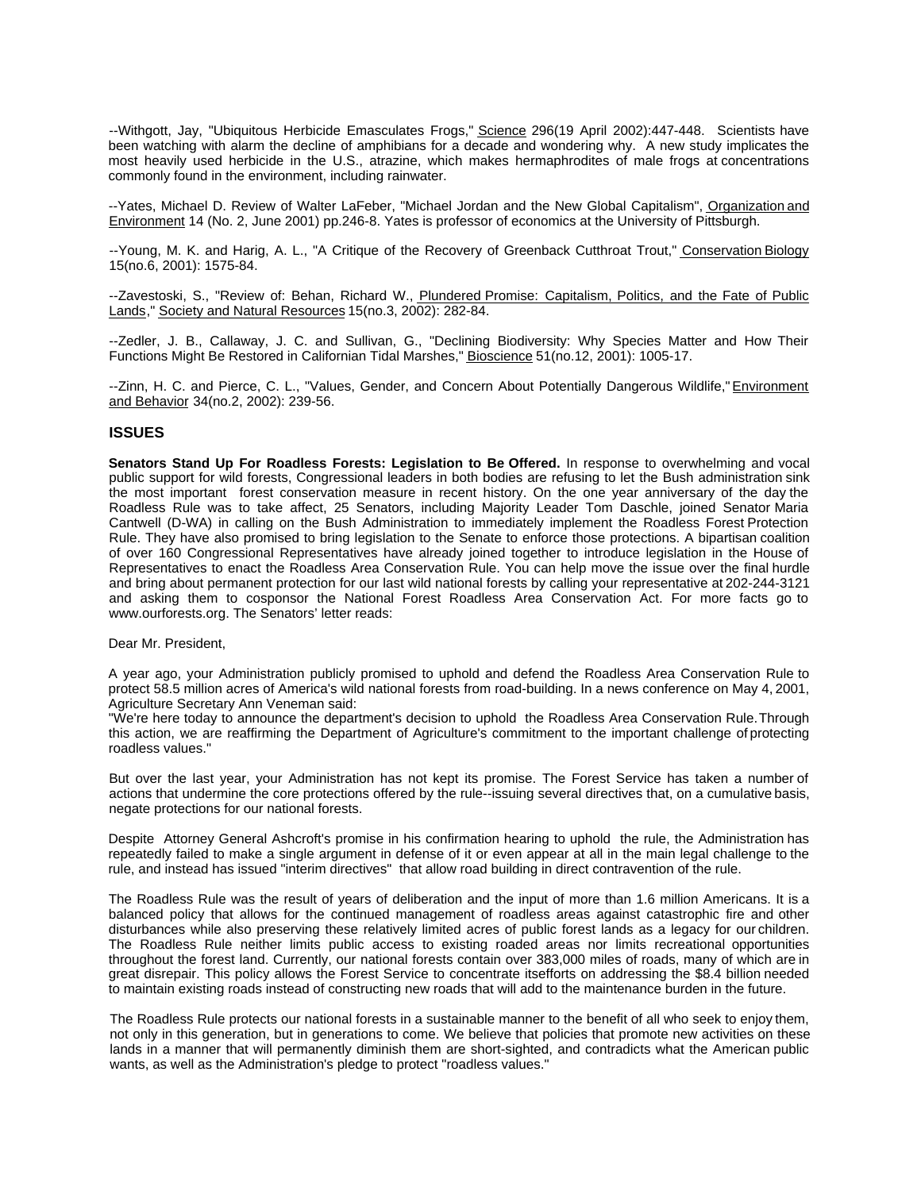--Withgott, Jay, "Ubiquitous Herbicide Emasculates Frogs," Science 296(19 April 2002):447-448. Scientists have been watching with alarm the decline of amphibians for a decade and wondering why. A new study implicates the most heavily used herbicide in the U.S., atrazine, which makes hermaphrodites of male frogs at concentrations commonly found in the environment, including rainwater.

--Yates, Michael D. Review of Walter LaFeber, "Michael Jordan and the New Global Capitalism", Organization and Environment 14 (No. 2, June 2001) pp.246-8. Yates is professor of economics at the University of Pittsburgh.

--Young, M. K. and Harig, A. L., "A Critique of the Recovery of Greenback Cutthroat Trout," Conservation Biology 15(no.6, 2001): 1575-84.

--Zavestoski, S., "Review of: Behan, Richard W., Plundered Promise: Capitalism, Politics, and the Fate of Public Lands," Society and Natural Resources 15(no.3, 2002): 282-84.

--Zedler, J. B., Callaway, J. C. and Sullivan, G., "Declining Biodiversity: Why Species Matter and How Their Functions Might Be Restored in Californian Tidal Marshes," Bioscience 51(no.12, 2001): 1005-17.

--Zinn, H. C. and Pierce, C. L., "Values, Gender, and Concern About Potentially Dangerous Wildlife," Environment and Behavior 34(no.2, 2002): 239-56.

## ISSUES

**Senators Stand Up For Roadless Forests: Legislation to Be Offered.** In response to overwhelming and vocal public support for wild forests, Congressional leaders in both bodies are refusing to let the Bush administration sink the most important forest conservation measure in recent history. On the one year anniversary of the day the Roadless Rule was to take affect, 25 Senators, including Majority Leader Tom Daschle, joined Senator Maria Cantwell (D-WA) in calling on the Bush Administration to immediately implement the Roadless Forest Protection Rule. They have also promised to bring legislation to the Senate to enforce those protections. A bipartisan coalition of over 160 Congressional Representatives have already joined together to introduce legislation in the House of Representatives to enact the Roadless Area Conservation Rule. You can help move the issue over the final hurdle and bring about permanent protection for our last wild national forests by calling your representative at 202-244-3121 and asking them to cosponsor the National Forest Roadless Area Conservation Act. For more facts go to www.ourforests.org. The Senators' letter reads:

Dear Mr. President,

A year ago, your Administration publicly promised to uphold and defend the Roadless Area Conservation Rule to protect 58.5 million acres of America's wild national forests from road-building. In a news conference on May 4, 2001, Agriculture Secretary Ann Veneman said:
"We're here today to announce the department's decision to uphold the Roadless Area Conservation Rule. Through this action, we are reaffirming the Department of Agriculture's commitment to the important challenge of protecting roadless values."

But over the last year, your Administration has not kept its promise. The Forest Service has taken a number of actions that undermine the core protections offered by the rule--issuing several directives that, on a cumulative basis, negate protections for our national forests.

Despite Attorney General Ashcroft's promise in his confirmation hearing to uphold the rule, the Administration has repeatedly failed to make a single argument in defense of it or even appear at all in the main legal challenge to the rule, and instead has issued "interim directives" that allow road building in direct contravention of the rule.

The Roadless Rule was the result of years of deliberation and the input of more than 1.6 million Americans. It is a balanced policy that allows for the continued management of roadless areas against catastrophic fire and other disturbances while also preserving these relatively limited acres of public forest lands as a legacy for our children. The Roadless Rule neither limits public access to existing roaded areas nor limits recreational opportunities throughout the forest land. Currently, our national forests contain over 383,000 miles of roads, many of which are in great disrepair. This policy allows the Forest Service to concentrate itsefforts on addressing the $8.4 billion needed to maintain existing roads instead of constructing new roads that will add to the maintenance burden in the future.

The Roadless Rule protects our national forests in a sustainable manner to the benefit of all who seek to enjoy them, not only in this generation, but in generations to come. We believe that policies that promote new activities on these lands in a manner that will permanently diminish them are short-sighted, and contradicts what the American public wants, as well as the Administration's pledge to protect "roadless values."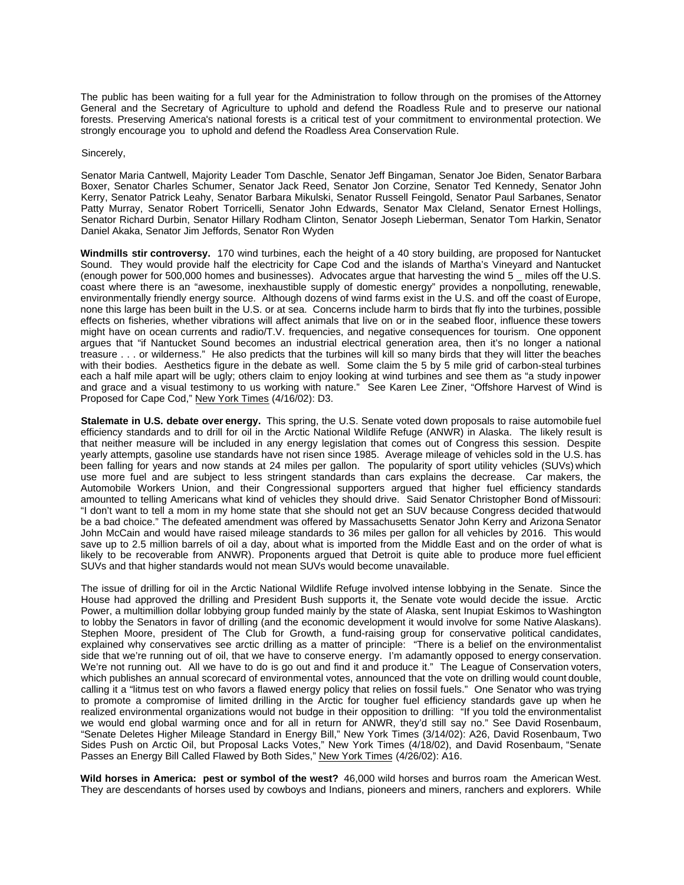The public has been waiting for a full year for the Administration to follow through on the promises of the Attorney General and the Secretary of Agriculture to uphold and defend the Roadless Rule and to preserve our national forests. Preserving America's national forests is a critical test of your commitment to environmental protection. We strongly encourage you to uphold and defend the Roadless Area Conservation Rule.

Sincerely,

Senator Maria Cantwell, Majority Leader Tom Daschle, Senator Jeff Bingaman, Senator Joe Biden, Senator Barbara Boxer, Senator Charles Schumer, Senator Jack Reed, Senator Jon Corzine, Senator Ted Kennedy, Senator John Kerry, Senator Patrick Leahy, Senator Barbara Mikulski, Senator Russell Feingold, Senator Paul Sarbanes, Senator Patty Murray, Senator Robert Torricelli, Senator John Edwards, Senator Max Cleland, Senator Ernest Hollings, Senator Richard Durbin, Senator Hillary Rodham Clinton, Senator Joseph Lieberman, Senator Tom Harkin, Senator Daniel Akaka, Senator Jim Jeffords, Senator Ron Wyden

**Windmills stir controversy.** 170 wind turbines, each the height of a 40 story building, are proposed for Nantucket Sound. They would provide half the electricity for Cape Cod and the islands of Martha's Vineyard and Nantucket (enough power for 500,000 homes and businesses). Advocates argue that harvesting the wind 5 _ miles off the U.S. coast where there is an "awesome, inexhaustible supply of domestic energy" provides a nonpolluting, renewable, environmentally friendly energy source. Although dozens of wind farms exist in the U.S. and off the coast of Europe, none this large has been built in the U.S. or at sea. Concerns include harm to birds that fly into the turbines, possible effects on fisheries, whether vibrations will affect animals that live on or in the seabed floor, influence these towers might have on ocean currents and radio/T.V. frequencies, and negative consequences for tourism. One opponent argues that "if Nantucket Sound becomes an industrial electrical generation area, then it's no longer a national treasure . . . or wilderness." He also predicts that the turbines will kill so many birds that they will litter the beaches with their bodies. Aesthetics figure in the debate as well. Some claim the 5 by 5 mile grid of carbon-steal turbines each a half mile apart will be ugly; others claim to enjoy looking at wind turbines and see them as "a study in power and grace and a visual testimony to us working with nature." See Karen Lee Ziner, "Offshore Harvest of Wind is Proposed for Cape Cod," New York Times (4/16/02): D3.

**Stalemate in U.S. debate over energy.** This spring, the U.S. Senate voted down proposals to raise automobile fuel efficiency standards and to drill for oil in the Arctic National Wildlife Refuge (ANWR) in Alaska. The likely result is that neither measure will be included in any energy legislation that comes out of Congress this session. Despite yearly attempts, gasoline use standards have not risen since 1985. Average mileage of vehicles sold in the U.S. has been falling for years and now stands at 24 miles per gallon. The popularity of sport utility vehicles (SUVs) which use more fuel and are subject to less stringent standards than cars explains the decrease. Car makers, the Automobile Workers Union, and their Congressional supporters argued that higher fuel efficiency standards amounted to telling Americans what kind of vehicles they should drive. Said Senator Christopher Bond of Missouri: "I don't want to tell a mom in my home state that she should not get an SUV because Congress decided that would be a bad choice." The defeated amendment was offered by Massachusetts Senator John Kerry and Arizona Senator John McCain and would have raised mileage standards to 36 miles per gallon for all vehicles by 2016. This would save up to 2.5 million barrels of oil a day, about what is imported from the Middle East and on the order of what is likely to be recoverable from ANWR). Proponents argued that Detroit is quite able to produce more fuel efficient SUVs and that higher standards would not mean SUVs would become unavailable.

The issue of drilling for oil in the Arctic National Wildlife Refuge involved intense lobbying in the Senate. Since the House had approved the drilling and President Bush supports it, the Senate vote would decide the issue. Arctic Power, a multimillion dollar lobbying group funded mainly by the state of Alaska, sent Inupiat Eskimos to Washington to lobby the Senators in favor of drilling (and the economic development it would involve for some Native Alaskans). Stephen Moore, president of The Club for Growth, a fund-raising group for conservative political candidates, explained why conservatives see arctic drilling as a matter of principle: "There is a belief on the environmentalist side that we're running out of oil, that we have to conserve energy. I'm adamantly opposed to energy conservation. We're not running out. All we have to do is go out and find it and produce it." The League of Conservation voters, which publishes an annual scorecard of environmental votes, announced that the vote on drilling would count double, calling it a "litmus test on who favors a flawed energy policy that relies on fossil fuels." One Senator who was trying to promote a compromise of limited drilling in the Arctic for tougher fuel efficiency standards gave up when he realized environmental organizations would not budge in their opposition to drilling: "If you told the environmentalist we would end global warming once and for all in return for ANWR, they'd still say no." See David Rosenbaum, "Senate Deletes Higher Mileage Standard in Energy Bill," New York Times (3/14/02): A26, David Rosenbaum, Two Sides Push on Arctic Oil, but Proposal Lacks Votes," New York Times (4/18/02), and David Rosenbaum, "Senate Passes an Energy Bill Called Flawed by Both Sides," New York Times (4/26/02): A16.

**Wild horses in America: pest or symbol of the west?** 46,000 wild horses and burros roam the American West. They are descendants of horses used by cowboys and Indians, pioneers and miners, ranchers and explorers. While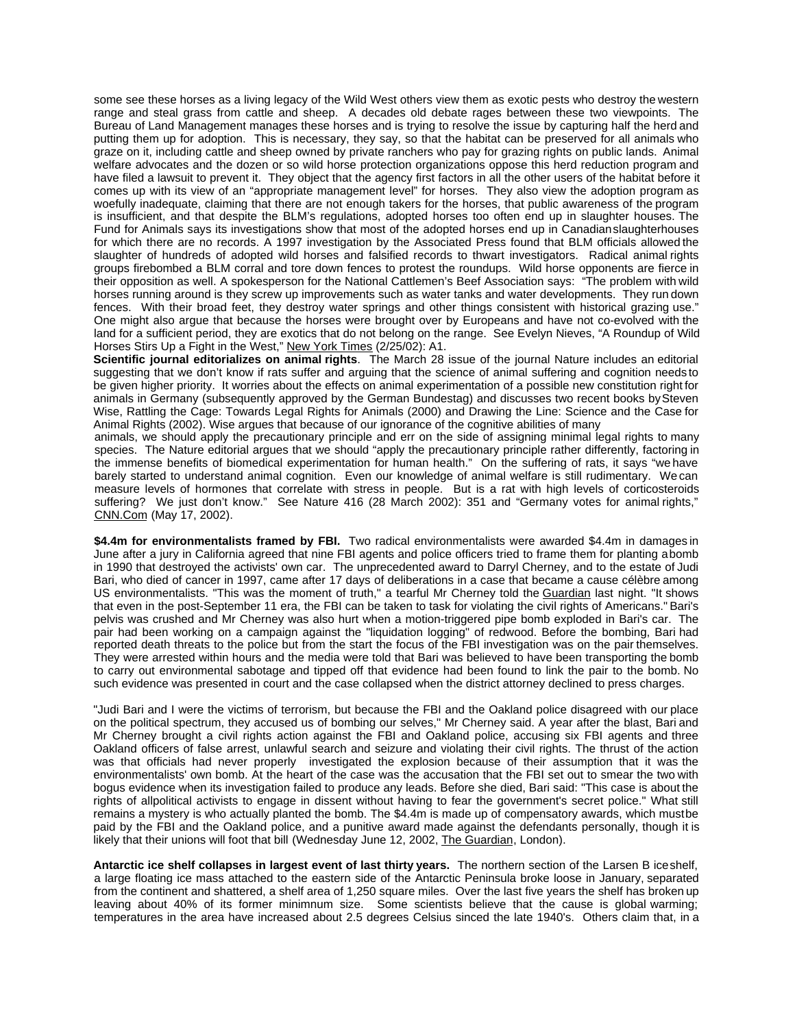some see these horses as a living legacy of the Wild West others view them as exotic pests who destroy the western range and steal grass from cattle and sheep. A decades old debate rages between these two viewpoints. The Bureau of Land Management manages these horses and is trying to resolve the issue by capturing half the herd and putting them up for adoption. This is necessary, they say, so that the habitat can be preserved for all animals who graze on it, including cattle and sheep owned by private ranchers who pay for grazing rights on public lands. Animal welfare advocates and the dozen or so wild horse protection organizations oppose this herd reduction program and have filed a lawsuit to prevent it. They object that the agency first factors in all the other users of the habitat before it comes up with its view of an "appropriate management level" for horses. They also view the adoption program as woefully inadequate, claiming that there are not enough takers for the horses, that public awareness of the program is insufficient, and that despite the BLM's regulations, adopted horses too often end up in slaughter houses. The Fund for Animals says its investigations show that most of the adopted horses end up in Canadian slaughterhouses for which there are no records. A 1997 investigation by the Associated Press found that BLM officials allowed the slaughter of hundreds of adopted wild horses and falsified records to thwart investigators. Radical animal rights groups firebombed a BLM corral and tore down fences to protest the roundups. Wild horse opponents are fierce in their opposition as well. A spokesperson for the National Cattlemen's Beef Association says: "The problem with wild horses running around is they screw up improvements such as water tanks and water developments. They run down fences. With their broad feet, they destroy water springs and other things consistent with historical grazing use." One might also argue that because the horses were brought over by Europeans and have not co-evolved with the land for a sufficient period, they are exotics that do not belong on the range. See Evelyn Nieves, "A Roundup of Wild Horses Stirs Up a Fight in the West," New York Times (2/25/02): A1.

**Scientific journal editorializes on animal rights**. The March 28 issue of the journal Nature includes an editorial suggesting that we don't know if rats suffer and arguing that the science of animal suffering and cognition needs to be given higher priority. It worries about the effects on animal experimentation of a possible new constitution right for animals in Germany (subsequently approved by the German Bundestag) and discusses two recent books by Steven Wise, Rattling the Cage: Towards Legal Rights for Animals (2000) and Drawing the Line: Science and the Case for Animal Rights (2002). Wise argues that because of our ignorance of the cognitive abilities of many animals, we should apply the precautionary principle and err on the side of assigning minimal legal rights to many species. The Nature editorial argues that we should "apply the precautionary principle rather differently, factoring in the immense benefits of biomedical experimentation for human health." On the suffering of rats, it says "we have barely started to understand animal cognition. Even our knowledge of animal welfare is still rudimentary. We can measure levels of hormones that correlate with stress in people. But is a rat with high levels of corticosteroids suffering? We just don't know." See Nature 416 (28 March 2002): 351 and "Germany votes for animal rights," CNN.Com (May 17, 2002).

**$4.4m for environmentalists framed by FBI.** Two radical environmentalists were awarded $4.4m in damages in June after a jury in California agreed that nine FBI agents and police officers tried to frame them for planting a bomb in 1990 that destroyed the activists' own car. The unprecedented award to Darryl Cherney, and to the estate of Judi Bari, who died of cancer in 1997, came after 17 days of deliberations in a case that became a cause célèbre among US environmentalists. "This was the moment of truth," a tearful Mr Cherney told the Guardian last night. "It shows that even in the post-September 11 era, the FBI can be taken to task for violating the civil rights of Americans." Bari's pelvis was crushed and Mr Cherney was also hurt when a motion-triggered pipe bomb exploded in Bari's car. The pair had been working on a campaign against the "liquidation logging" of redwood. Before the bombing, Bari had reported death threats to the police but from the start the focus of the FBI investigation was on the pair themselves. They were arrested within hours and the media were told that Bari was believed to have been transporting the bomb to carry out environmental sabotage and tipped off that evidence had been found to link the pair to the bomb. No such evidence was presented in court and the case collapsed when the district attorney declined to press charges.

"Judi Bari and I were the victims of terrorism, but because the FBI and the Oakland police disagreed with our place on the political spectrum, they accused us of bombing our selves," Mr Cherney said. A year after the blast, Bari and Mr Cherney brought a civil rights action against the FBI and Oakland police, accusing six FBI agents and three Oakland officers of false arrest, unlawful search and seizure and violating their civil rights. The thrust of the action was that officials had never properly investigated the explosion because of their assumption that it was the environmentalists' own bomb. At the heart of the case was the accusation that the FBI set out to smear the two with bogus evidence when its investigation failed to produce any leads. Before she died, Bari said: "This case is about the rights of allpolitical activists to engage in dissent without having to fear the government's secret police." What still remains a mystery is who actually planted the bomb. The $4.4m is made up of compensatory awards, which mustbe paid by the FBI and the Oakland police, and a punitive award made against the defendants personally, though it is likely that their unions will foot that bill (Wednesday June 12, 2002, The Guardian, London).

**Antarctic ice shelf collapses in largest event of last thirty years.** The northern section of the Larsen B ice shelf, a large floating ice mass attached to the eastern side of the Antarctic Peninsula broke loose in January, separated from the continent and shattered, a shelf area of 1,250 square miles. Over the last five years the shelf has broken up leaving about 40% of its former minimnum size. Some scientists believe that the cause is global warming; temperatures in the area have increased about 2.5 degrees Celsius sinced the late 1940's. Others claim that, in a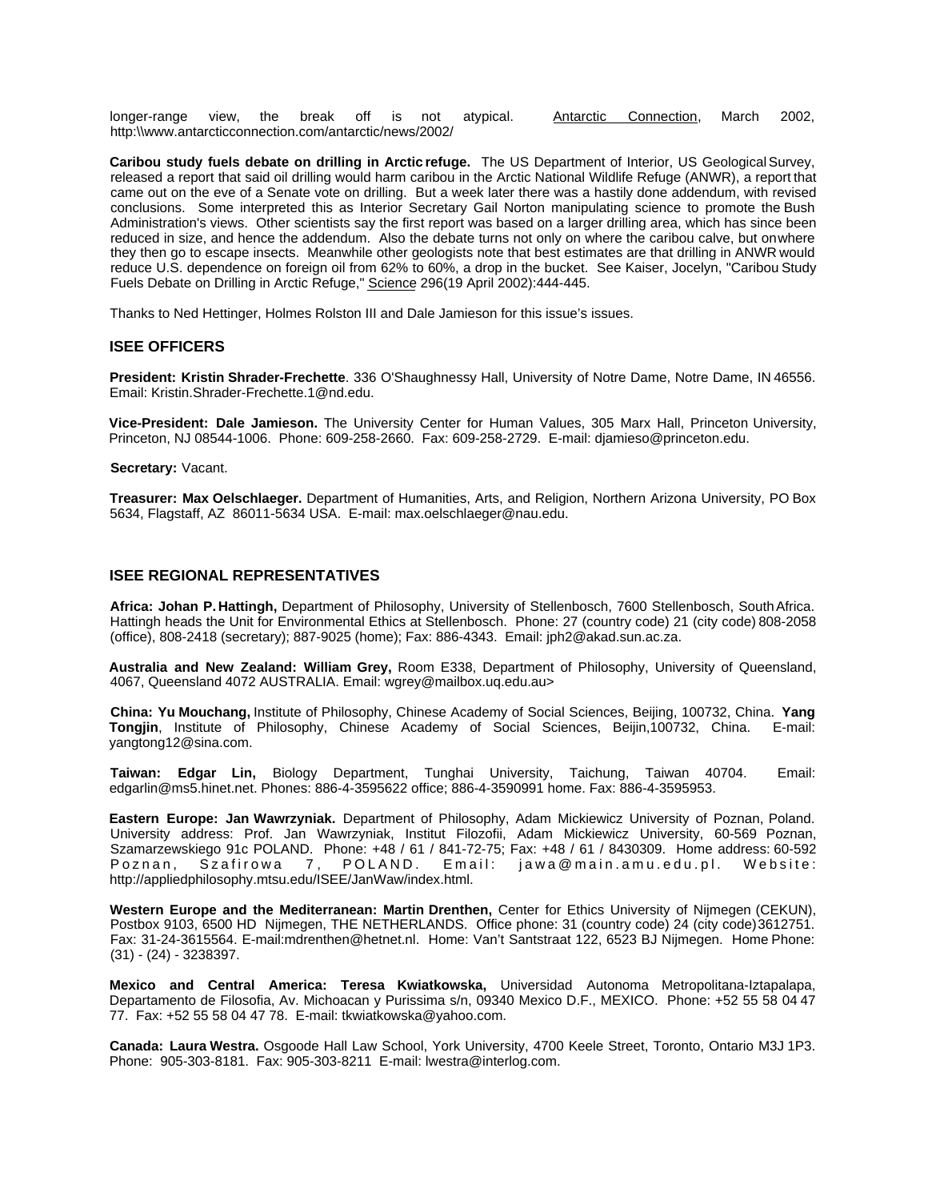longer-range view, the break off is not atypical. Antarctic Connection, March 2002, http:\\www.antarcticconnection.com/antarctic/news/2002/

**Caribou study fuels debate on drilling in Arctic refuge.** The US Department of Interior, US Geological Survey, released a report that said oil drilling would harm caribou in the Arctic National Wildlife Refuge (ANWR), a report that came out on the eve of a Senate vote on drilling. But a week later there was a hastily done addendum, with revised conclusions. Some interpreted this as Interior Secretary Gail Norton manipulating science to promote the Bush Administration's views. Other scientists say the first report was based on a larger drilling area, which has since been reduced in size, and hence the addendum. Also the debate turns not only on where the caribou calve, but on where they then go to escape insects. Meanwhile other geologists note that best estimates are that drilling in ANWR would reduce U.S. dependence on foreign oil from 62% to 60%, a drop in the bucket. See Kaiser, Jocelyn, "Caribou Study Fuels Debate on Drilling in Arctic Refuge," Science 296(19 April 2002):444-445.

Thanks to Ned Hettinger, Holmes Rolston III and Dale Jamieson for this issue's issues.

## ISEE OFFICERS

**President: Kristin Shrader-Frechette**. 336 O'Shaughnessy Hall, University of Notre Dame, Notre Dame, IN 46556. Email: Kristin.Shrader-Frechette.1@nd.edu.

**Vice-President: Dale Jamieson.** The University Center for Human Values, 305 Marx Hall, Princeton University, Princeton, NJ 08544-1006. Phone: 609-258-2660. Fax: 609-258-2729. E-mail: djamieso@princeton.edu.

**Secretary:** Vacant.

**Treasurer: Max Oelschlaeger.** Department of Humanities, Arts, and Religion, Northern Arizona University, PO Box 5634, Flagstaff, AZ 86011-5634 USA. E-mail: max.oelschlaeger@nau.edu.

## ISEE REGIONAL REPRESENTATIVES

**Africa: Johan P. Hattingh,** Department of Philosophy, University of Stellenbosch, 7600 Stellenbosch, South Africa. Hattingh heads the Unit for Environmental Ethics at Stellenbosch. Phone: 27 (country code) 21 (city code) 808-2058 (office), 808-2418 (secretary); 887-9025 (home); Fax: 886-4343. Email: jph2@akad.sun.ac.za.

**Australia and New Zealand: William Grey,** Room E338, Department of Philosophy, University of Queensland, 4067, Queensland 4072 AUSTRALIA. Email: wgrey@mailbox.uq.edu.au>

**China: Yu Mouchang,** Institute of Philosophy, Chinese Academy of Social Sciences, Beijing, 100732, China. **Yang Tongjin**, Institute of Philosophy, Chinese Academy of Social Sciences, Beijin,100732, China. E-mail: yangtong12@sina.com.

**Taiwan: Edgar Lin,** Biology Department, Tunghai University, Taichung, Taiwan 40704. Email: edgarlin@ms5.hinet.net. Phones: 886-4-3595622 office; 886-4-3590991 home. Fax: 886-4-3595953.

**Eastern Europe: Jan Wawrzyniak.** Department of Philosophy, Adam Mickiewicz University of Poznan, Poland. University address: Prof. Jan Wawrzyniak, Institut Filozofii, Adam Mickiewicz University, 60-569 Poznan, Szamarzewskiego 91c POLAND. Phone: +48 / 61 / 841-72-75; Fax: +48 / 61 / 8430309. Home address: 60-592 Poznan, Szafirowa 7, POLAND. Email: jawa@main.amu.edu.pl. Website: http://appliedphilosophy.mtsu.edu/ISEE/JanWaw/index.html.

**Western Europe and the Mediterranean: Martin Drenthen,** Center for Ethics University of Nijmegen (CEKUN), Postbox 9103, 6500 HD Nijmegen, THE NETHERLANDS. Office phone: 31 (country code) 24 (city code) 3612751. Fax: 31-24-3615564. E-mail:mdrenthen@hetnet.nl. Home: Van't Santstraat 122, 6523 BJ Nijmegen. Home Phone: (31) - (24) - 3238397.

**Mexico and Central America: Teresa Kwiatkowska,** Universidad Autonoma Metropolitana-Iztapalapa, Departamento de Filosofia, Av. Michoacan y Purissima s/n, 09340 Mexico D.F., MEXICO. Phone: +52 55 58 04 47 77. Fax: +52 55 58 04 47 78. E-mail: tkwiatkowska@yahoo.com.

**Canada: Laura Westra.** Osgoode Hall Law School, York University, 4700 Keele Street, Toronto, Ontario M3J 1P3. Phone: 905-303-8181. Fax: 905-303-8211 E-mail: lwestra@interlog.com.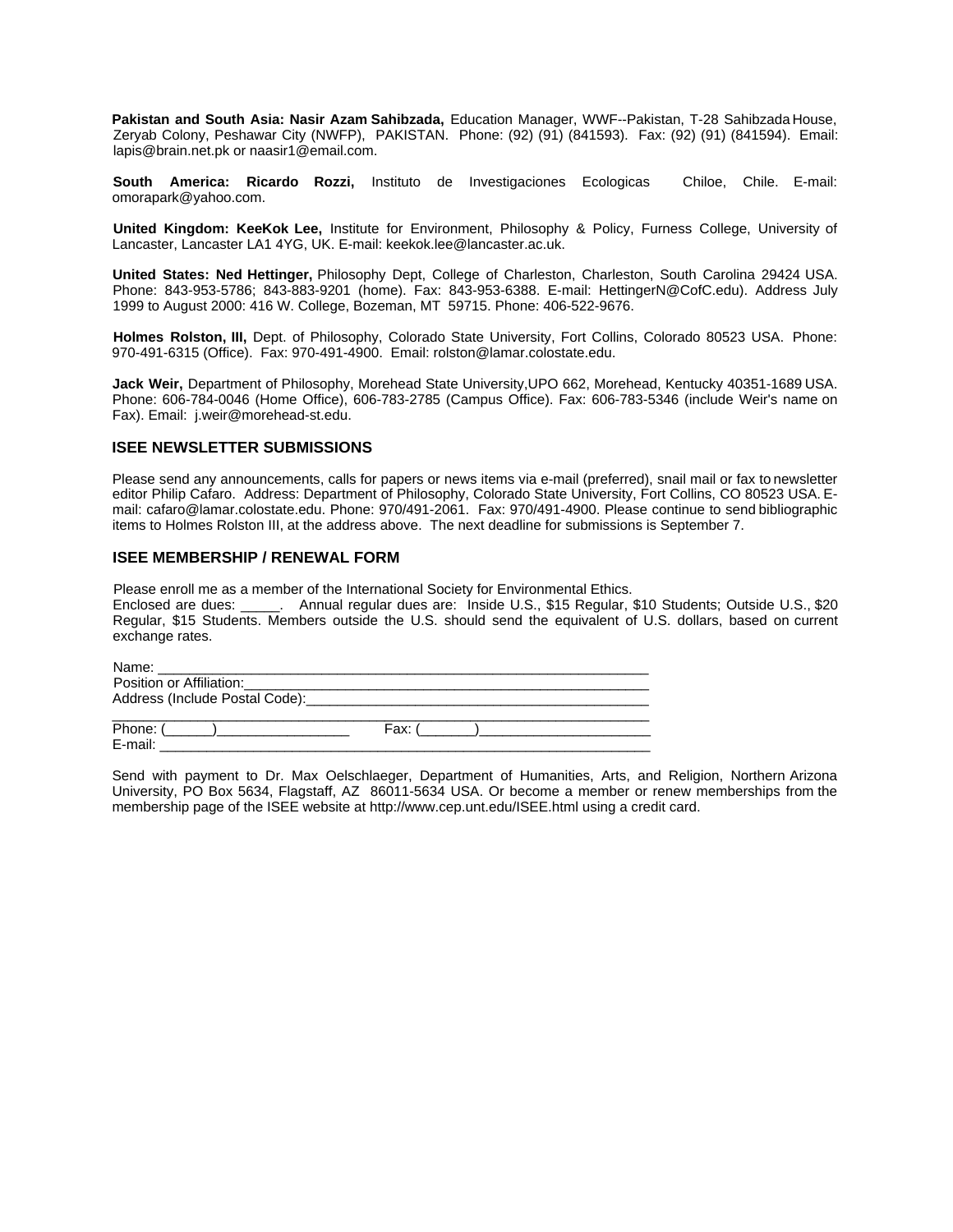**Pakistan and South Asia: Nasir Azam Sahibzada,** Education Manager, WWF--Pakistan, T-28 Sahibzada House, Zeryab Colony, Peshawar City (NWFP), PAKISTAN. Phone: (92) (91) (841593). Fax: (92) (91) (841594). Email: lapis@brain.net.pk or naasir1@email.com.

**South America: Ricardo Rozzi,** Instituto de Investigaciones Ecologicas Chiloe, Chile. E-mail: omorapark@yahoo.com.

**United Kingdom: KeeKok Lee,** Institute for Environment, Philosophy & Policy, Furness College, University of Lancaster, Lancaster LA1 4YG, UK. E-mail: keekok.lee@lancaster.ac.uk.

**United States: Ned Hettinger,** Philosophy Dept, College of Charleston, Charleston, South Carolina 29424 USA. Phone: 843-953-5786; 843-883-9201 (home). Fax: 843-953-6388. E-mail: HettingerN@CofC.edu). Address July 1999 to August 2000: 416 W. College, Bozeman, MT 59715. Phone: 406-522-9676.

**Holmes Rolston, III,** Dept. of Philosophy, Colorado State University, Fort Collins, Colorado 80523 USA. Phone: 970-491-6315 (Office). Fax: 970-491-4900. Email: rolston@lamar.colostate.edu.

**Jack Weir,** Department of Philosophy, Morehead State University,UPO 662, Morehead, Kentucky 40351-1689 USA. Phone: 606-784-0046 (Home Office), 606-783-2785 (Campus Office). Fax: 606-783-5346 (include Weir's name on Fax). Email: j.weir@morehead-st.edu.

## ISEE NEWSLETTER SUBMISSIONS

Please send any announcements, calls for papers or news items via e-mail (preferred), snail mail or fax to newsletter editor Philip Cafaro. Address: Department of Philosophy, Colorado State University, Fort Collins, CO 80523 USA. E-mail: cafaro@lamar.colostate.edu. Phone: 970/491-2061. Fax: 970/491-4900. Please continue to send bibliographic items to Holmes Rolston III, at the address above. The next deadline for submissions is September 7.

## ISEE MEMBERSHIP / RENEWAL FORM

Please enroll me as a member of the International Society for Environmental Ethics.
Enclosed are dues: _____. Annual regular dues are: Inside U.S., $15 Regular, $10 Students; Outside U.S., $20 Regular, $15 Students. Members outside the U.S. should send the equivalent of U.S. dollars, based on current exchange rates.

Name: ________________________________________________________________
Position or Affiliation:_______________________________________________________
Address (Include Postal Code):_________________________________________________
_____________________________________________________________________
Phone: (______)_________________ Fax: (_______)______________________
E-mail: ________________________________________________________________

Send with payment to Dr. Max Oelschlaeger, Department of Humanities, Arts, and Religion, Northern Arizona University, PO Box 5634, Flagstaff, AZ 86011-5634 USA. Or become a member or renew memberships from the membership page of the ISEE website at http://www.cep.unt.edu/ISEE.html using a credit card.